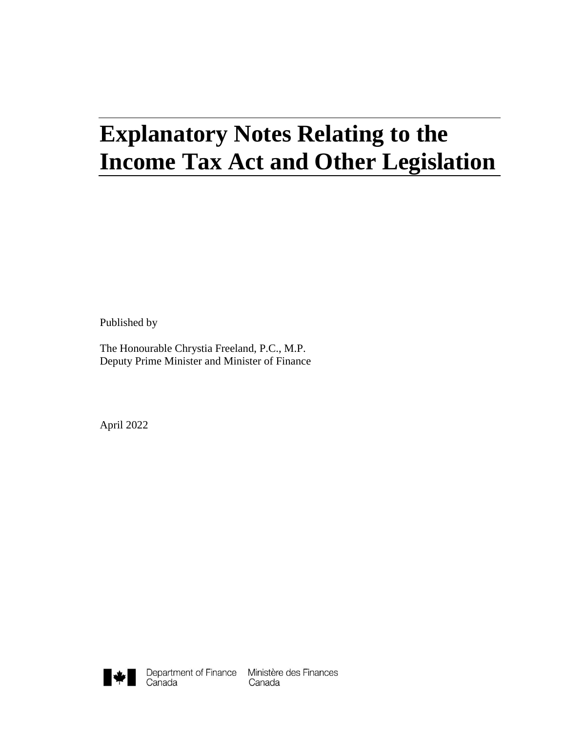# Explanatory Notes Relating to the Income Tax Act and Other Legislation

Published by

The Honourable Chrystia Freeland, P.C., M.P.
Deputy Prime Minister and Minister of Finance

April 2022

Department of Finance Canada    Ministère des Finances Canada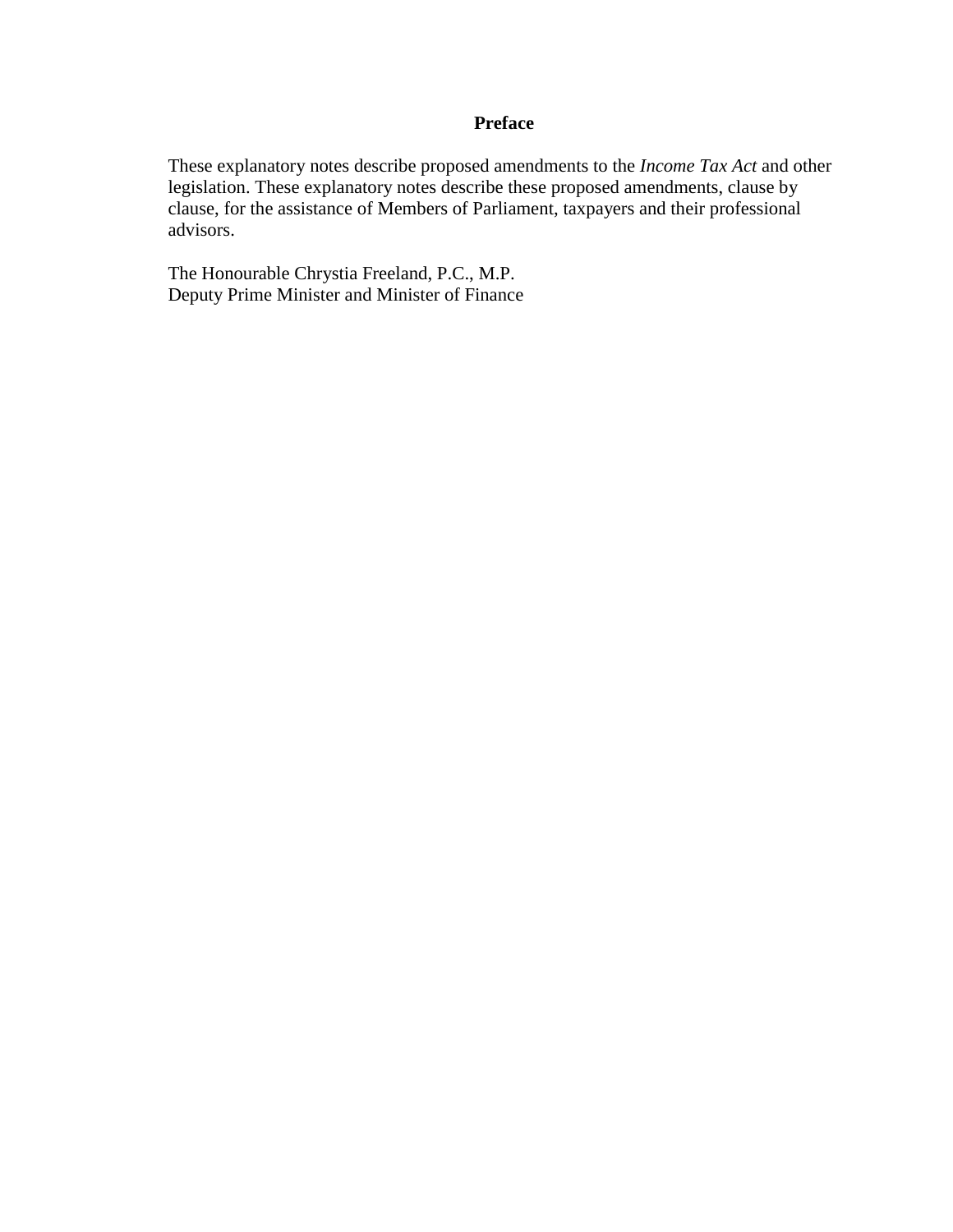# Preface

These explanatory notes describe proposed amendments to the *Income Tax Act* and other legislation. These explanatory notes describe these proposed amendments, clause by clause, for the assistance of Members of Parliament, taxpayers and their professional advisors.

The Honourable Chrystia Freeland, P.C., M.P.
Deputy Prime Minister and Minister of Finance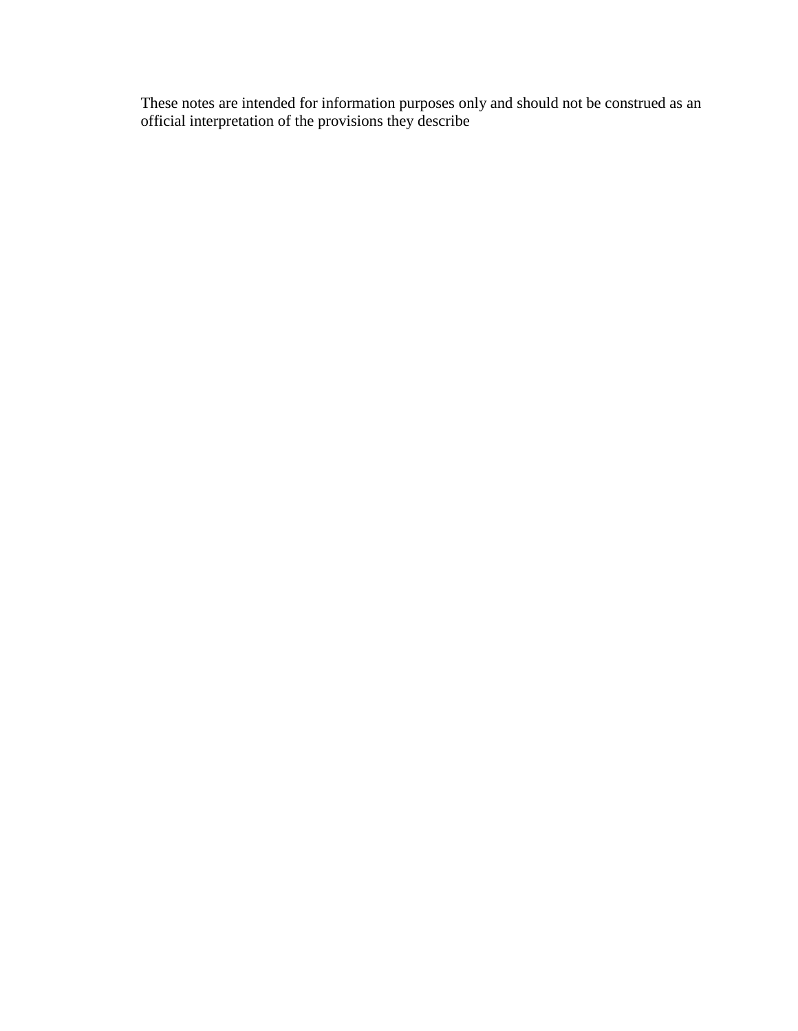These notes are intended for information purposes only and should not be construed as an official interpretation of the provisions they describe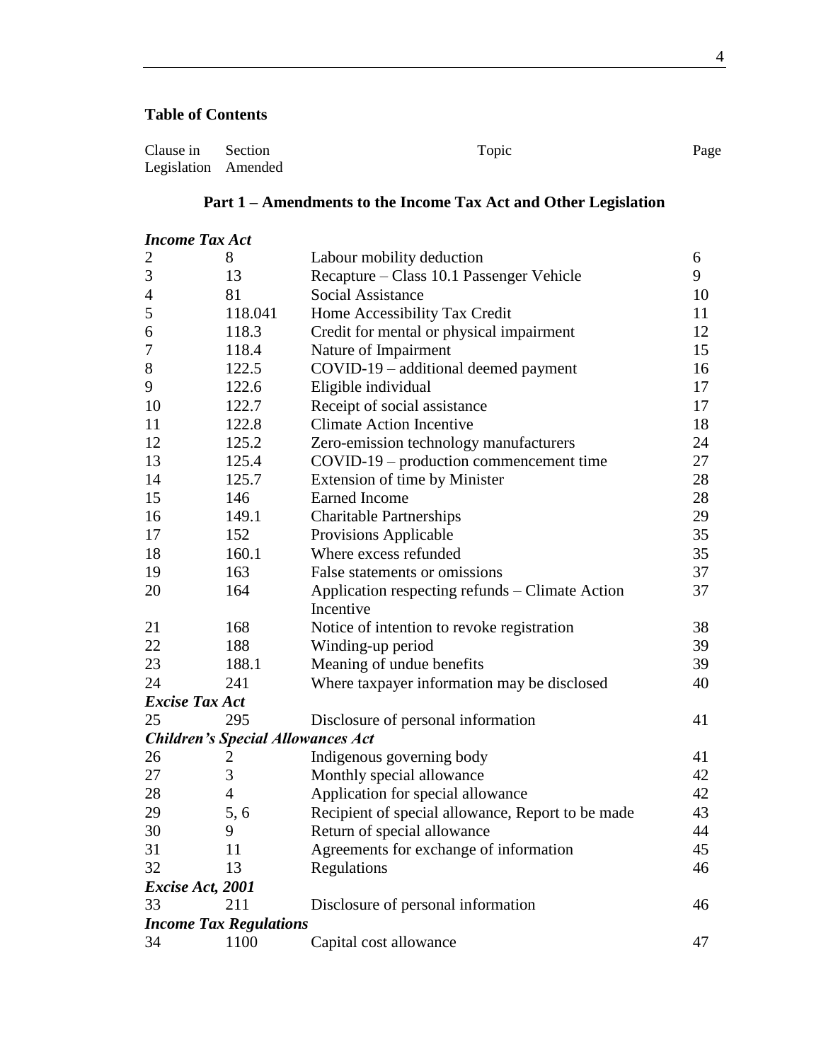**Table of Contents**

| Clause in Legislation | Section Amended | Topic | Page |
|---|---|---|---|
| | | **Part 1 – Amendments to the Income Tax Act and Other Legislation** | |
| ***Income Tax Act*** | | | |
| 2 | 8 | Labour mobility deduction | 6 |
| 3 | 13 | Recapture – Class 10.1 Passenger Vehicle | 9 |
| 4 | 81 | Social Assistance | 10 |
| 5 | 118.041 | Home Accessibility Tax Credit | 11 |
| 6 | 118.3 | Credit for mental or physical impairment | 12 |
| 7 | 118.4 | Nature of Impairment | 15 |
| 8 | 122.5 | COVID-19 – additional deemed payment | 16 |
| 9 | 122.6 | Eligible individual | 17 |
| 10 | 122.7 | Receipt of social assistance | 17 |
| 11 | 122.8 | Climate Action Incentive | 18 |
| 12 | 125.2 | Zero-emission technology manufacturers | 24 |
| 13 | 125.4 | COVID-19 – production commencement time | 27 |
| 14 | 125.7 | Extension of time by Minister | 28 |
| 15 | 146 | Earned Income | 28 |
| 16 | 149.1 | Charitable Partnerships | 29 |
| 17 | 152 | Provisions Applicable | 35 |
| 18 | 160.1 | Where excess refunded | 35 |
| 19 | 163 | False statements or omissions | 37 |
| 20 | 164 | Application respecting refunds – Climate Action Incentive | 37 |
| 21 | 168 | Notice of intention to revoke registration | 38 |
| 22 | 188 | Winding-up period | 39 |
| 23 | 188.1 | Meaning of undue benefits | 39 |
| 24 | 241 | Where taxpayer information may be disclosed | 40 |
| ***Excise Tax Act*** | | | |
| 25 | 295 | Disclosure of personal information | 41 |
| ***Children's Special Allowances Act*** | | | |
| 26 | 2 | Indigenous governing body | 41 |
| 27 | 3 | Monthly special allowance | 42 |
| 28 | 4 | Application for special allowance | 42 |
| 29 | 5, 6 | Recipient of special allowance, Report to be made | 43 |
| 30 | 9 | Return of special allowance | 44 |
| 31 | 11 | Agreements for exchange of information | 45 |
| 32 | 13 | Regulations | 46 |
| ***Excise Act, 2001*** | | | |
| 33 | 211 | Disclosure of personal information | 46 |
| ***Income Tax Regulations*** | | | |
| 34 | 1100 | Capital cost allowance | 47 |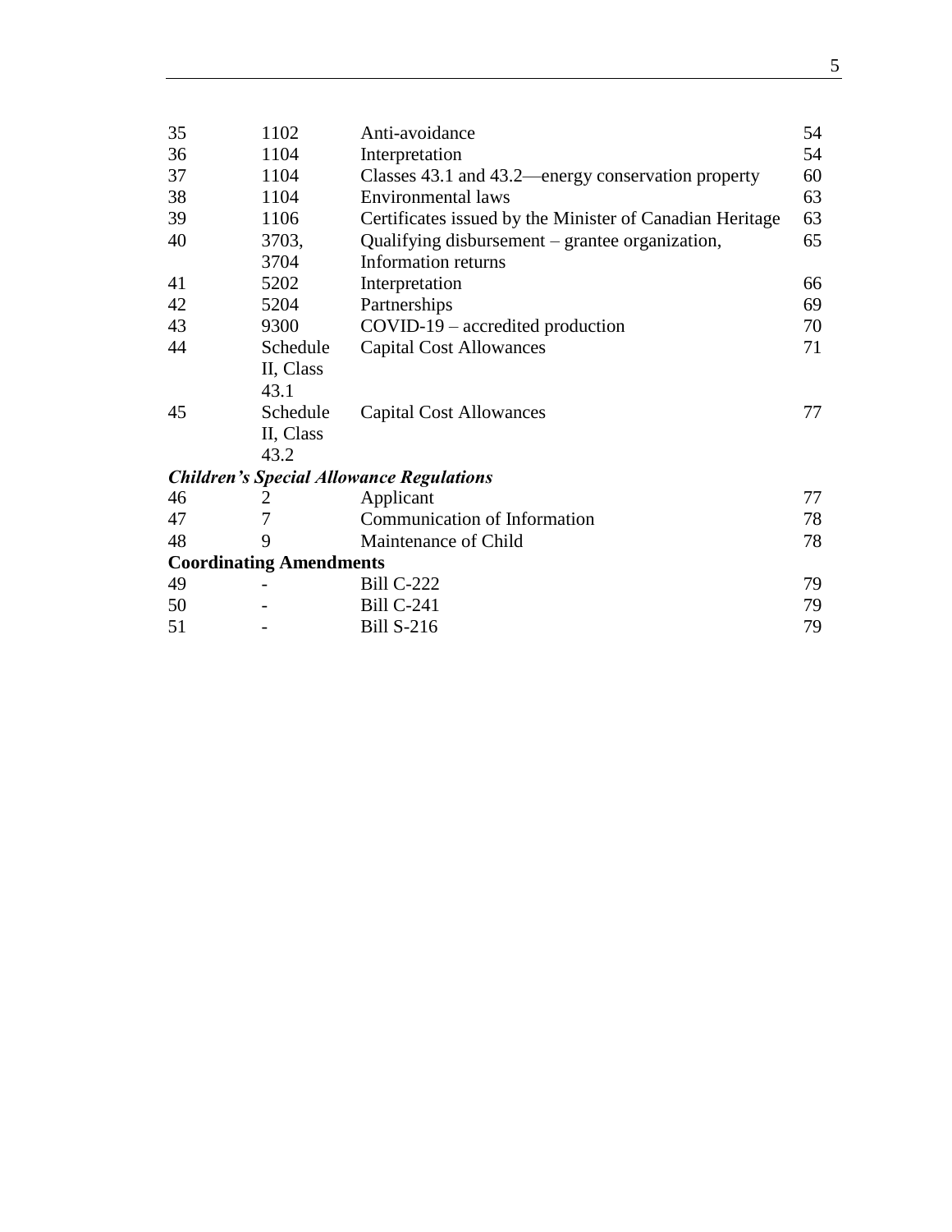| | | | |
|---|---|---|---|
| 35 | 1102 | Anti-avoidance | 54 |
| 36 | 1104 | Interpretation | 54 |
| 37 | 1104 | Classes 43.1 and 43.2—energy conservation property | 60 |
| 38 | 1104 | Environmental laws | 63 |
| 39 | 1106 | Certificates issued by the Minister of Canadian Heritage | 63 |
| 40 | 3703, 3704 | Qualifying disbursement – grantee organization, Information returns | 65 |
| 41 | 5202 | Interpretation | 66 |
| 42 | 5204 | Partnerships | 69 |
| 43 | 9300 | COVID-19 – accredited production | 70 |
| 44 | Schedule II, Class 43.1 | Capital Cost Allowances | 71 |
| 45 | Schedule II, Class 43.2 | Capital Cost Allowances | 77 |
| ***Children's Special Allowance Regulations*** | | | |
| 46 | 2 | Applicant | 77 |
| 47 | 7 | Communication of Information | 78 |
| 48 | 9 | Maintenance of Child | 78 |
| **Coordinating Amendments** | | | |
| 49 | - | Bill C-222 | 79 |
| 50 | - | Bill C-241 | 79 |
| 51 | - | Bill S-216 | 79 |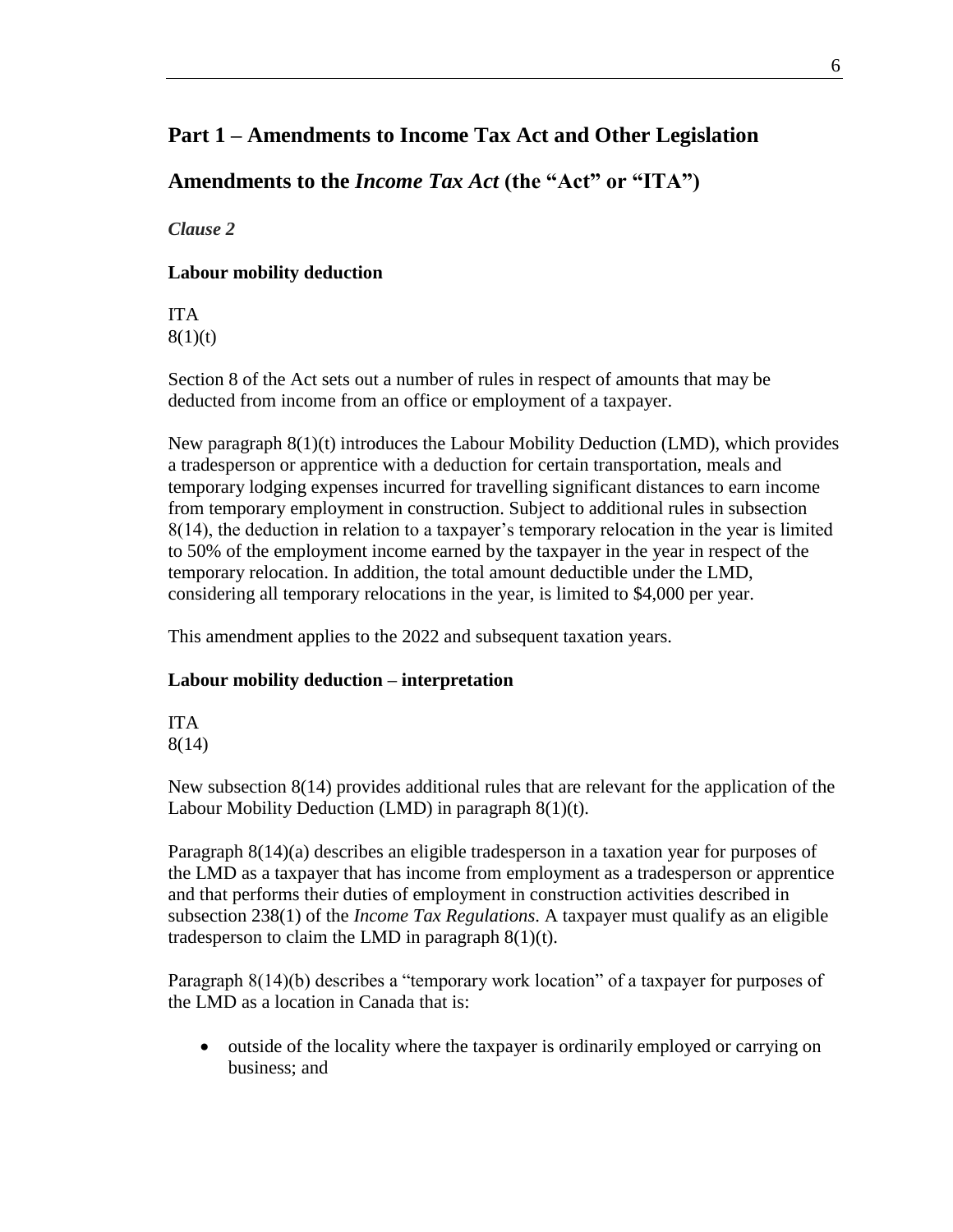# Part 1 – Amendments to Income Tax Act and Other Legislation

## Amendments to the *Income Tax Act* (the "Act" or "ITA")

*Clause 2*

**Labour mobility deduction**

ITA
8(1)(t)

Section 8 of the Act sets out a number of rules in respect of amounts that may be deducted from income from an office or employment of a taxpayer.

New paragraph 8(1)(t) introduces the Labour Mobility Deduction (LMD), which provides a tradesperson or apprentice with a deduction for certain transportation, meals and temporary lodging expenses incurred for travelling significant distances to earn income from temporary employment in construction. Subject to additional rules in subsection 8(14), the deduction in relation to a taxpayer's temporary relocation in the year is limited to 50% of the employment income earned by the taxpayer in the year in respect of the temporary relocation. In addition, the total amount deductible under the LMD, considering all temporary relocations in the year, is limited to $4,000 per year.

This amendment applies to the 2022 and subsequent taxation years.

**Labour mobility deduction – interpretation**

ITA
8(14)

New subsection 8(14) provides additional rules that are relevant for the application of the Labour Mobility Deduction (LMD) in paragraph 8(1)(t).

Paragraph 8(14)(a) describes an eligible tradesperson in a taxation year for purposes of the LMD as a taxpayer that has income from employment as a tradesperson or apprentice and that performs their duties of employment in construction activities described in subsection 238(1) of the *Income Tax Regulations*. A taxpayer must qualify as an eligible tradesperson to claim the LMD in paragraph 8(1)(t).

Paragraph 8(14)(b) describes a "temporary work location" of a taxpayer for purposes of the LMD as a location in Canada that is:

- outside of the locality where the taxpayer is ordinarily employed or carrying on business; and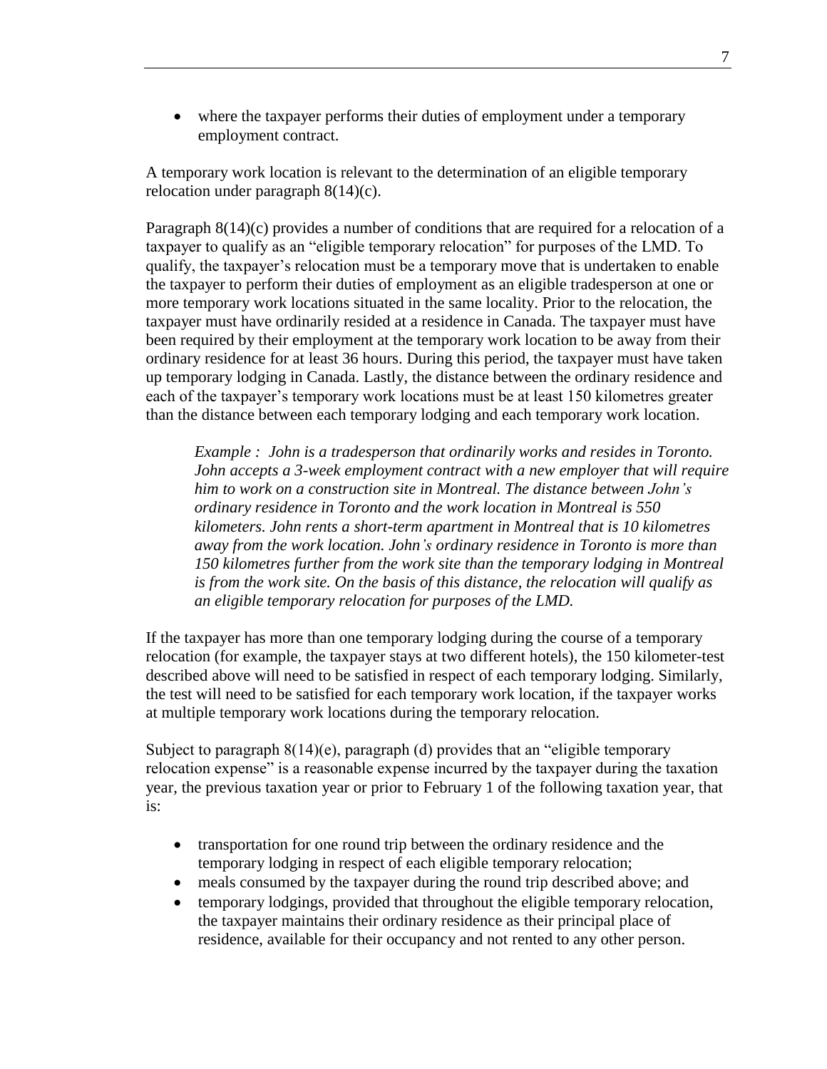- where the taxpayer performs their duties of employment under a temporary employment contract.

A temporary work location is relevant to the determination of an eligible temporary relocation under paragraph 8(14)(c).

Paragraph 8(14)(c) provides a number of conditions that are required for a relocation of a taxpayer to qualify as an "eligible temporary relocation" for purposes of the LMD. To qualify, the taxpayer's relocation must be a temporary move that is undertaken to enable the taxpayer to perform their duties of employment as an eligible tradesperson at one or more temporary work locations situated in the same locality. Prior to the relocation, the taxpayer must have ordinarily resided at a residence in Canada. The taxpayer must have been required by their employment at the temporary work location to be away from their ordinary residence for at least 36 hours. During this period, the taxpayer must have taken up temporary lodging in Canada. Lastly, the distance between the ordinary residence and each of the taxpayer's temporary work locations must be at least 150 kilometres greater than the distance between each temporary lodging and each temporary work location.

> *Example : John is a tradesperson that ordinarily works and resides in Toronto. John accepts a 3-week employment contract with a new employer that will require him to work on a construction site in Montreal. The distance between John's ordinary residence in Toronto and the work location in Montreal is 550 kilometers. John rents a short-term apartment in Montreal that is 10 kilometres away from the work location. John's ordinary residence in Toronto is more than 150 kilometres further from the work site than the temporary lodging in Montreal is from the work site. On the basis of this distance, the relocation will qualify as an eligible temporary relocation for purposes of the LMD.*

If the taxpayer has more than one temporary lodging during the course of a temporary relocation (for example, the taxpayer stays at two different hotels), the 150 kilometer-test described above will need to be satisfied in respect of each temporary lodging. Similarly, the test will need to be satisfied for each temporary work location, if the taxpayer works at multiple temporary work locations during the temporary relocation.

Subject to paragraph 8(14)(e), paragraph (d) provides that an "eligible temporary relocation expense" is a reasonable expense incurred by the taxpayer during the taxation year, the previous taxation year or prior to February 1 of the following taxation year, that is:

- transportation for one round trip between the ordinary residence and the temporary lodging in respect of each eligible temporary relocation;
- meals consumed by the taxpayer during the round trip described above; and
- temporary lodgings, provided that throughout the eligible temporary relocation, the taxpayer maintains their ordinary residence as their principal place of residence, available for their occupancy and not rented to any other person.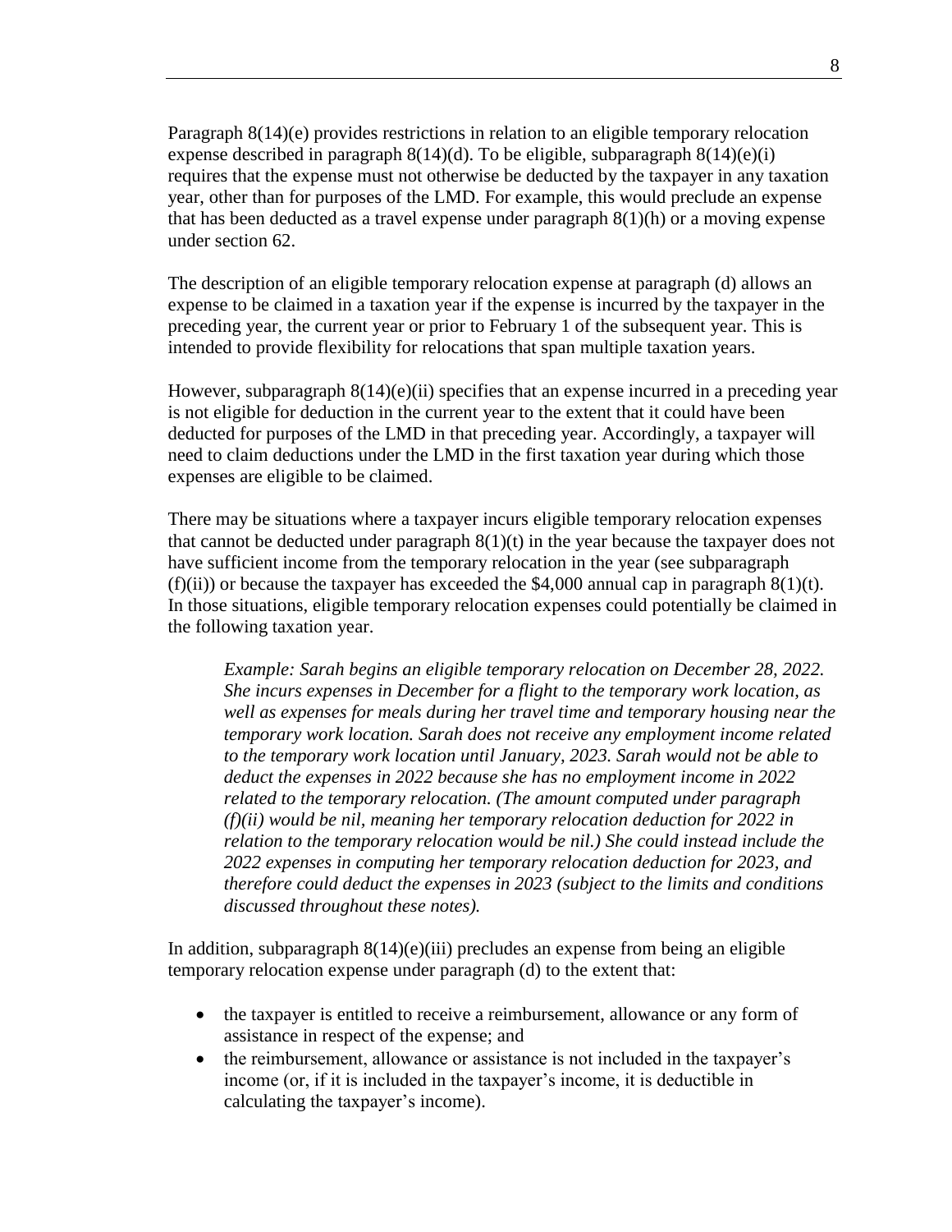Paragraph 8(14)(e) provides restrictions in relation to an eligible temporary relocation expense described in paragraph 8(14)(d). To be eligible, subparagraph 8(14)(e)(i) requires that the expense must not otherwise be deducted by the taxpayer in any taxation year, other than for purposes of the LMD. For example, this would preclude an expense that has been deducted as a travel expense under paragraph 8(1)(h) or a moving expense under section 62.

The description of an eligible temporary relocation expense at paragraph (d) allows an expense to be claimed in a taxation year if the expense is incurred by the taxpayer in the preceding year, the current year or prior to February 1 of the subsequent year. This is intended to provide flexibility for relocations that span multiple taxation years.

However, subparagraph 8(14)(e)(ii) specifies that an expense incurred in a preceding year is not eligible for deduction in the current year to the extent that it could have been deducted for purposes of the LMD in that preceding year. Accordingly, a taxpayer will need to claim deductions under the LMD in the first taxation year during which those expenses are eligible to be claimed.

There may be situations where a taxpayer incurs eligible temporary relocation expenses that cannot be deducted under paragraph 8(1)(t) in the year because the taxpayer does not have sufficient income from the temporary relocation in the year (see subparagraph (f)(ii)) or because the taxpayer has exceeded the $4,000 annual cap in paragraph 8(1)(t). In those situations, eligible temporary relocation expenses could potentially be claimed in the following taxation year.

> *Example: Sarah begins an eligible temporary relocation on December 28, 2022. She incurs expenses in December for a flight to the temporary work location, as well as expenses for meals during her travel time and temporary housing near the temporary work location. Sarah does not receive any employment income related to the temporary work location until January, 2023. Sarah would not be able to deduct the expenses in 2022 because she has no employment income in 2022 related to the temporary relocation. (The amount computed under paragraph (f)(ii) would be nil, meaning her temporary relocation deduction for 2022 in relation to the temporary relocation would be nil.) She could instead include the 2022 expenses in computing her temporary relocation deduction for 2023, and therefore could deduct the expenses in 2023 (subject to the limits and conditions discussed throughout these notes).*

In addition, subparagraph 8(14)(e)(iii) precludes an expense from being an eligible temporary relocation expense under paragraph (d) to the extent that:

- the taxpayer is entitled to receive a reimbursement, allowance or any form of assistance in respect of the expense; and
- the reimbursement, allowance or assistance is not included in the taxpayer's income (or, if it is included in the taxpayer's income, it is deductible in calculating the taxpayer's income).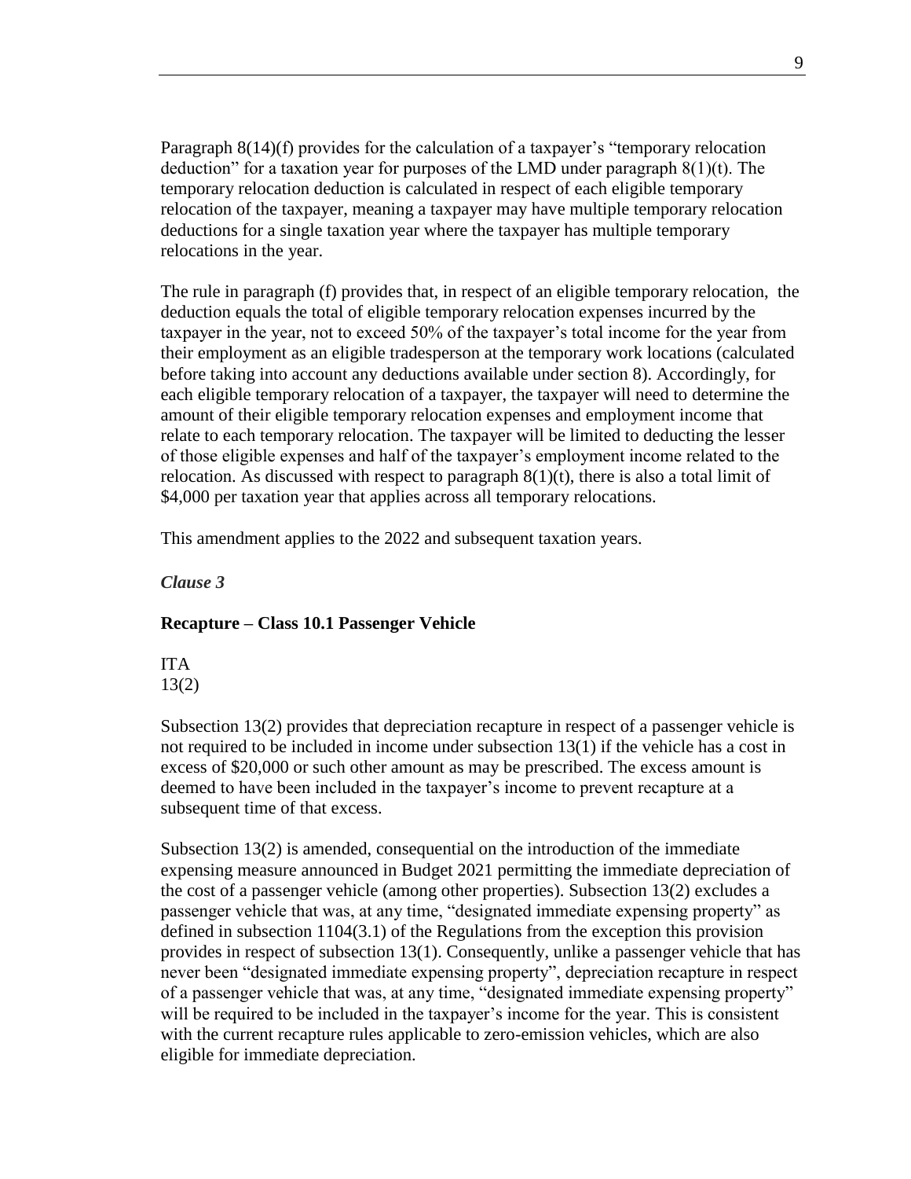Paragraph 8(14)(f) provides for the calculation of a taxpayer's "temporary relocation deduction" for a taxation year for purposes of the LMD under paragraph 8(1)(t). The temporary relocation deduction is calculated in respect of each eligible temporary relocation of the taxpayer, meaning a taxpayer may have multiple temporary relocation deductions for a single taxation year where the taxpayer has multiple temporary relocations in the year.

The rule in paragraph (f) provides that, in respect of an eligible temporary relocation, the deduction equals the total of eligible temporary relocation expenses incurred by the taxpayer in the year, not to exceed 50% of the taxpayer's total income for the year from their employment as an eligible tradesperson at the temporary work locations (calculated before taking into account any deductions available under section 8). Accordingly, for each eligible temporary relocation of a taxpayer, the taxpayer will need to determine the amount of their eligible temporary relocation expenses and employment income that relate to each temporary relocation. The taxpayer will be limited to deducting the lesser of those eligible expenses and half of the taxpayer's employment income related to the relocation. As discussed with respect to paragraph 8(1)(t), there is also a total limit of $4,000 per taxation year that applies across all temporary relocations.

This amendment applies to the 2022 and subsequent taxation years.

*Clause 3*

**Recapture – Class 10.1 Passenger Vehicle**

ITA
13(2)

Subsection 13(2) provides that depreciation recapture in respect of a passenger vehicle is not required to be included in income under subsection 13(1) if the vehicle has a cost in excess of $20,000 or such other amount as may be prescribed. The excess amount is deemed to have been included in the taxpayer's income to prevent recapture at a subsequent time of that excess.

Subsection 13(2) is amended, consequential on the introduction of the immediate expensing measure announced in Budget 2021 permitting the immediate depreciation of the cost of a passenger vehicle (among other properties). Subsection 13(2) excludes a passenger vehicle that was, at any time, "designated immediate expensing property" as defined in subsection 1104(3.1) of the Regulations from the exception this provision provides in respect of subsection 13(1). Consequently, unlike a passenger vehicle that has never been "designated immediate expensing property", depreciation recapture in respect of a passenger vehicle that was, at any time, "designated immediate expensing property" will be required to be included in the taxpayer's income for the year. This is consistent with the current recapture rules applicable to zero-emission vehicles, which are also eligible for immediate depreciation.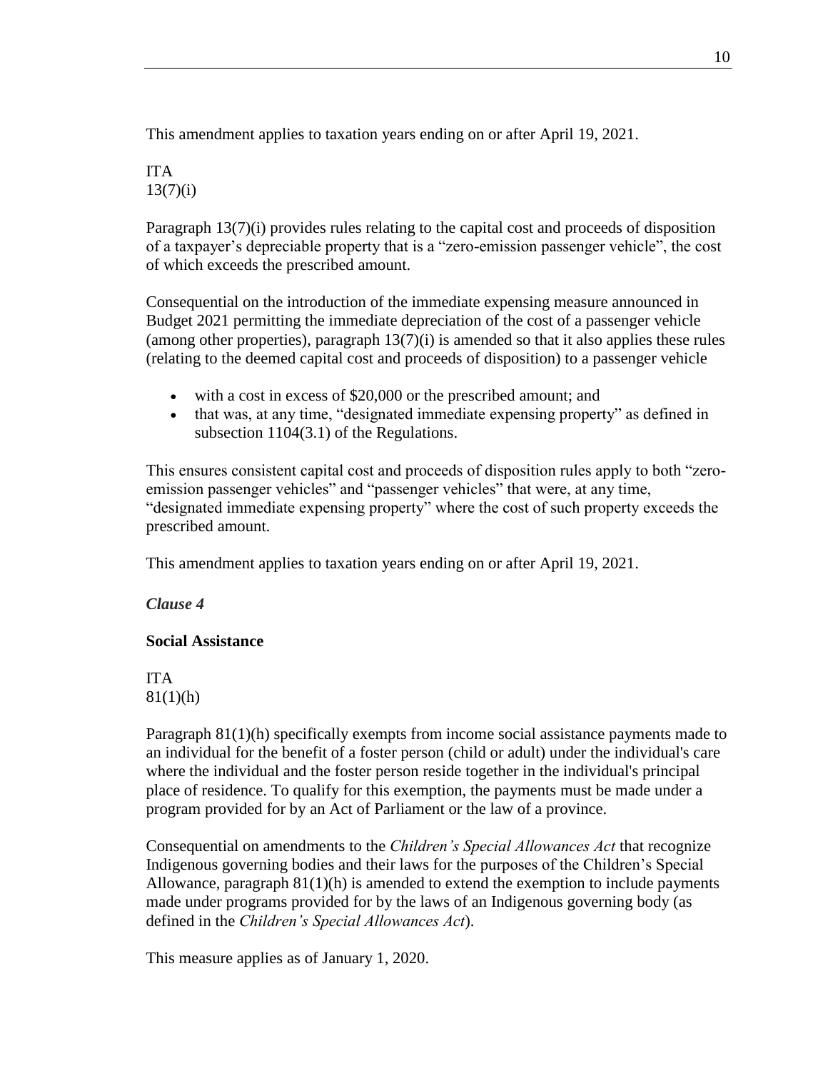This amendment applies to taxation years ending on or after April 19, 2021.

ITA
13(7)(i)

Paragraph 13(7)(i) provides rules relating to the capital cost and proceeds of disposition of a taxpayer's depreciable property that is a "zero-emission passenger vehicle", the cost of which exceeds the prescribed amount.

Consequential on the introduction of the immediate expensing measure announced in Budget 2021 permitting the immediate depreciation of the cost of a passenger vehicle (among other properties), paragraph 13(7)(i) is amended so that it also applies these rules (relating to the deemed capital cost and proceeds of disposition) to a passenger vehicle

- with a cost in excess of $20,000 or the prescribed amount; and
- that was, at any time, "designated immediate expensing property" as defined in subsection 1104(3.1) of the Regulations.

This ensures consistent capital cost and proceeds of disposition rules apply to both "zero-emission passenger vehicles" and "passenger vehicles" that were, at any time, "designated immediate expensing property" where the cost of such property exceeds the prescribed amount.

This amendment applies to taxation years ending on or after April 19, 2021.

***Clause 4***

**Social Assistance**

ITA
81(1)(h)

Paragraph 81(1)(h) specifically exempts from income social assistance payments made to an individual for the benefit of a foster person (child or adult) under the individual's care where the individual and the foster person reside together in the individual's principal place of residence. To qualify for this exemption, the payments must be made under a program provided for by an Act of Parliament or the law of a province.

Consequential on amendments to the *Children's Special Allowances Act* that recognize Indigenous governing bodies and their laws for the purposes of the Children's Special Allowance, paragraph 81(1)(h) is amended to extend the exemption to include payments made under programs provided for by the laws of an Indigenous governing body (as defined in the *Children's Special Allowances Act*).

This measure applies as of January 1, 2020.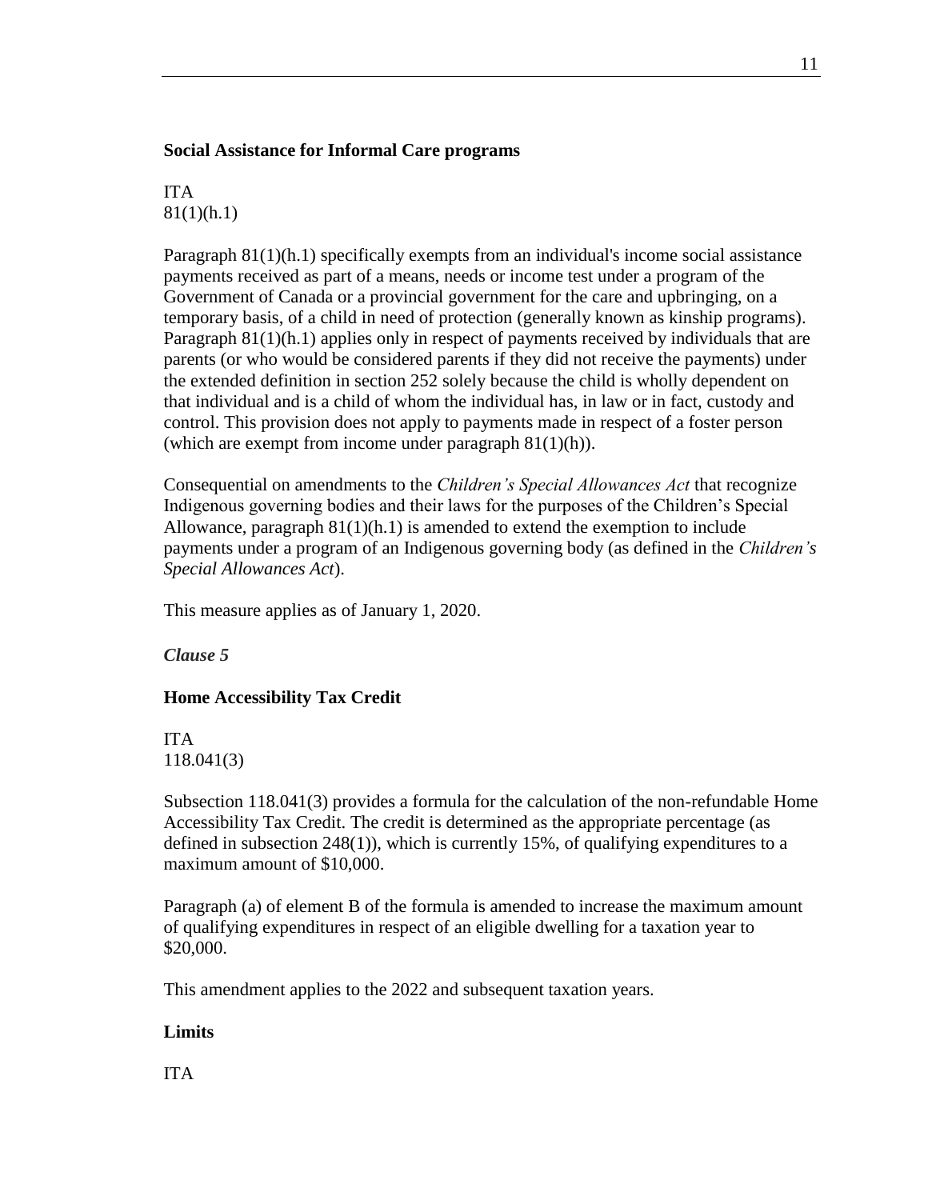**Social Assistance for Informal Care programs**

ITA
81(1)(h.1)

Paragraph 81(1)(h.1) specifically exempts from an individual's income social assistance payments received as part of a means, needs or income test under a program of the Government of Canada or a provincial government for the care and upbringing, on a temporary basis, of a child in need of protection (generally known as kinship programs). Paragraph 81(1)(h.1) applies only in respect of payments received by individuals that are parents (or who would be considered parents if they did not receive the payments) under the extended definition in section 252 solely because the child is wholly dependent on that individual and is a child of whom the individual has, in law or in fact, custody and control. This provision does not apply to payments made in respect of a foster person (which are exempt from income under paragraph 81(1)(h)).

Consequential on amendments to the *Children's Special Allowances Act* that recognize Indigenous governing bodies and their laws for the purposes of the Children's Special Allowance, paragraph 81(1)(h.1) is amended to extend the exemption to include payments under a program of an Indigenous governing body (as defined in the *Children's Special Allowances Act*).

This measure applies as of January 1, 2020.

***Clause 5***

**Home Accessibility Tax Credit**

ITA
118.041(3)

Subsection 118.041(3) provides a formula for the calculation of the non-refundable Home Accessibility Tax Credit. The credit is determined as the appropriate percentage (as defined in subsection 248(1)), which is currently 15%, of qualifying expenditures to a maximum amount of $10,000.

Paragraph (a) of element B of the formula is amended to increase the maximum amount of qualifying expenditures in respect of an eligible dwelling for a taxation year to $20,000.

This amendment applies to the 2022 and subsequent taxation years.

**Limits**

ITA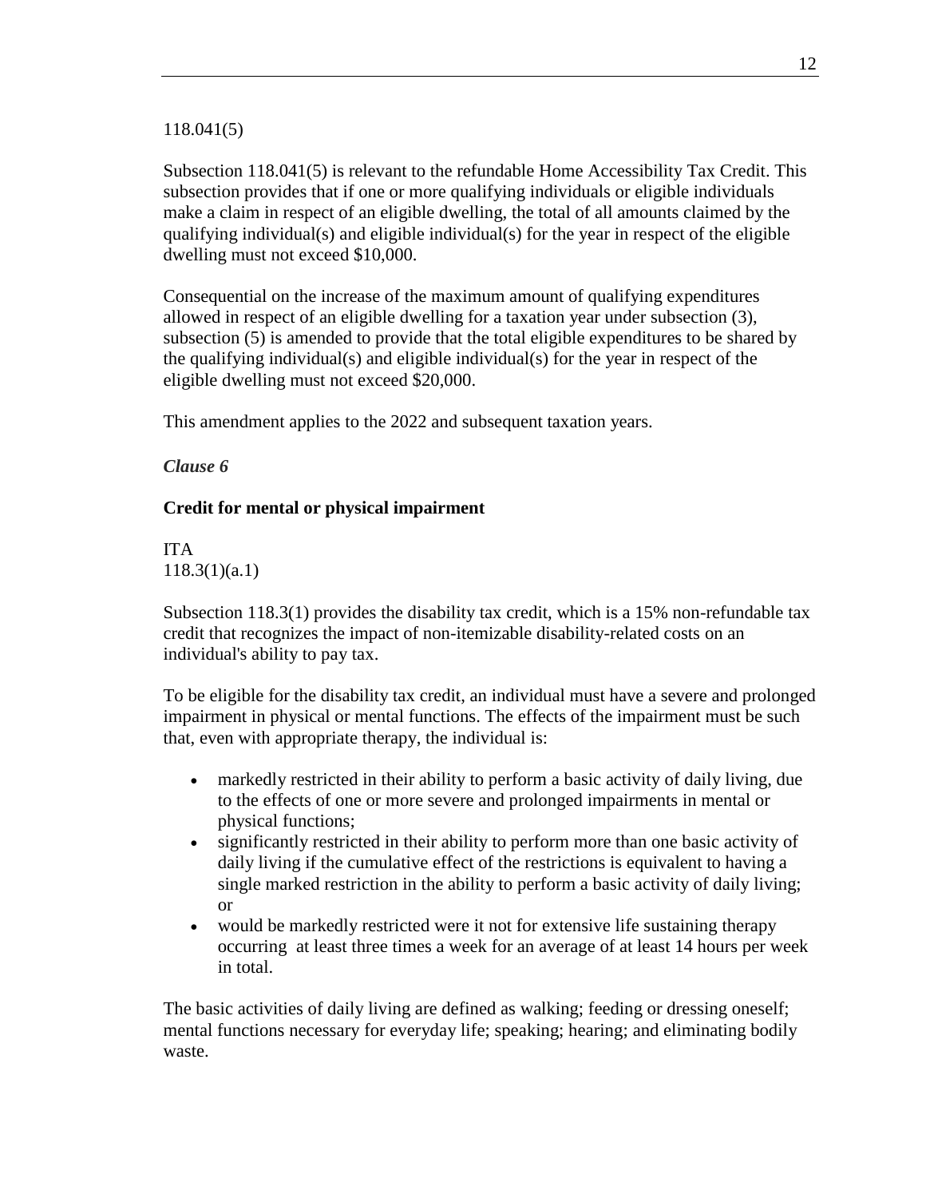118.041(5)

Subsection 118.041(5) is relevant to the refundable Home Accessibility Tax Credit. This subsection provides that if one or more qualifying individuals or eligible individuals make a claim in respect of an eligible dwelling, the total of all amounts claimed by the qualifying individual(s) and eligible individual(s) for the year in respect of the eligible dwelling must not exceed $10,000.

Consequential on the increase of the maximum amount of qualifying expenditures allowed in respect of an eligible dwelling for a taxation year under subsection (3), subsection (5) is amended to provide that the total eligible expenditures to be shared by the qualifying individual(s) and eligible individual(s) for the year in respect of the eligible dwelling must not exceed $20,000.

This amendment applies to the 2022 and subsequent taxation years.

*Clause 6*

**Credit for mental or physical impairment**

ITA
118.3(1)(a.1)

Subsection 118.3(1) provides the disability tax credit, which is a 15% non-refundable tax credit that recognizes the impact of non-itemizable disability-related costs on an individual's ability to pay tax.

To be eligible for the disability tax credit, an individual must have a severe and prolonged impairment in physical or mental functions. The effects of the impairment must be such that, even with appropriate therapy, the individual is:

- markedly restricted in their ability to perform a basic activity of daily living, due to the effects of one or more severe and prolonged impairments in mental or physical functions;
- significantly restricted in their ability to perform more than one basic activity of daily living if the cumulative effect of the restrictions is equivalent to having a single marked restriction in the ability to perform a basic activity of daily living; or
- would be markedly restricted were it not for extensive life sustaining therapy occurring at least three times a week for an average of at least 14 hours per week in total.

The basic activities of daily living are defined as walking; feeding or dressing oneself; mental functions necessary for everyday life; speaking; hearing; and eliminating bodily waste.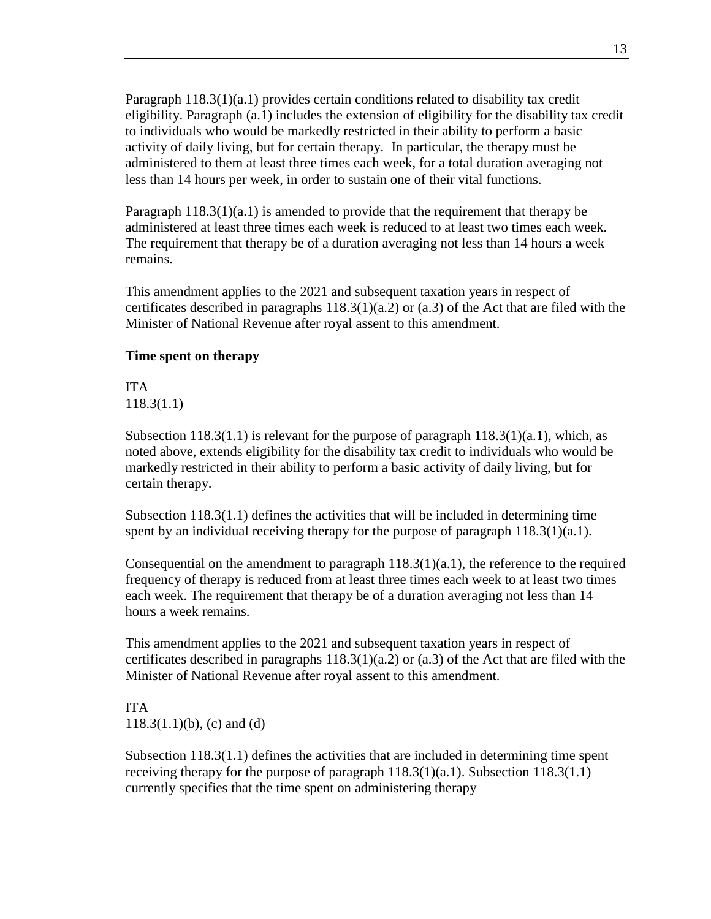Paragraph 118.3(1)(a.1) provides certain conditions related to disability tax credit eligibility. Paragraph (a.1) includes the extension of eligibility for the disability tax credit to individuals who would be markedly restricted in their ability to perform a basic activity of daily living, but for certain therapy. In particular, the therapy must be administered to them at least three times each week, for a total duration averaging not less than 14 hours per week, in order to sustain one of their vital functions.

Paragraph 118.3(1)(a.1) is amended to provide that the requirement that therapy be administered at least three times each week is reduced to at least two times each week. The requirement that therapy be of a duration averaging not less than 14 hours a week remains.

This amendment applies to the 2021 and subsequent taxation years in respect of certificates described in paragraphs 118.3(1)(a.2) or (a.3) of the Act that are filed with the Minister of National Revenue after royal assent to this amendment.

**Time spent on therapy**

ITA
118.3(1.1)

Subsection 118.3(1.1) is relevant for the purpose of paragraph 118.3(1)(a.1), which, as noted above, extends eligibility for the disability tax credit to individuals who would be markedly restricted in their ability to perform a basic activity of daily living, but for certain therapy.

Subsection 118.3(1.1) defines the activities that will be included in determining time spent by an individual receiving therapy for the purpose of paragraph 118.3(1)(a.1).

Consequential on the amendment to paragraph 118.3(1)(a.1), the reference to the required frequency of therapy is reduced from at least three times each week to at least two times each week. The requirement that therapy be of a duration averaging not less than 14 hours a week remains.

This amendment applies to the 2021 and subsequent taxation years in respect of certificates described in paragraphs 118.3(1)(a.2) or (a.3) of the Act that are filed with the Minister of National Revenue after royal assent to this amendment.

ITA
118.3(1.1)(b), (c) and (d)

Subsection 118.3(1.1) defines the activities that are included in determining time spent receiving therapy for the purpose of paragraph 118.3(1)(a.1). Subsection 118.3(1.1) currently specifies that the time spent on administering therapy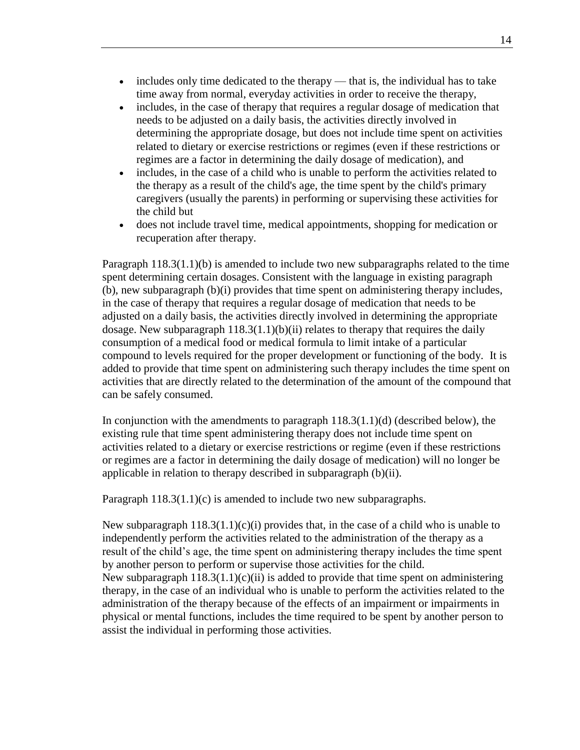- includes only time dedicated to the therapy — that is, the individual has to take time away from normal, everyday activities in order to receive the therapy,
- includes, in the case of therapy that requires a regular dosage of medication that needs to be adjusted on a daily basis, the activities directly involved in determining the appropriate dosage, but does not include time spent on activities related to dietary or exercise restrictions or regimes (even if these restrictions or regimes are a factor in determining the daily dosage of medication), and
- includes, in the case of a child who is unable to perform the activities related to the therapy as a result of the child's age, the time spent by the child's primary caregivers (usually the parents) in performing or supervising these activities for the child but
- does not include travel time, medical appointments, shopping for medication or recuperation after therapy.

Paragraph 118.3(1.1)(b) is amended to include two new subparagraphs related to the time spent determining certain dosages. Consistent with the language in existing paragraph (b), new subparagraph (b)(i) provides that time spent on administering therapy includes, in the case of therapy that requires a regular dosage of medication that needs to be adjusted on a daily basis, the activities directly involved in determining the appropriate dosage. New subparagraph 118.3(1.1)(b)(ii) relates to therapy that requires the daily consumption of a medical food or medical formula to limit intake of a particular compound to levels required for the proper development or functioning of the body. It is added to provide that time spent on administering such therapy includes the time spent on activities that are directly related to the determination of the amount of the compound that can be safely consumed.

In conjunction with the amendments to paragraph 118.3(1.1)(d) (described below), the existing rule that time spent administering therapy does not include time spent on activities related to a dietary or exercise restrictions or regime (even if these restrictions or regimes are a factor in determining the daily dosage of medication) will no longer be applicable in relation to therapy described in subparagraph (b)(ii).

Paragraph 118.3(1.1)(c) is amended to include two new subparagraphs.

New subparagraph 118.3(1.1)(c)(i) provides that, in the case of a child who is unable to independently perform the activities related to the administration of the therapy as a result of the child's age, the time spent on administering therapy includes the time spent by another person to perform or supervise those activities for the child.
New subparagraph 118.3(1.1)(c)(ii) is added to provide that time spent on administering therapy, in the case of an individual who is unable to perform the activities related to the administration of the therapy because of the effects of an impairment or impairments in physical or mental functions, includes the time required to be spent by another person to assist the individual in performing those activities.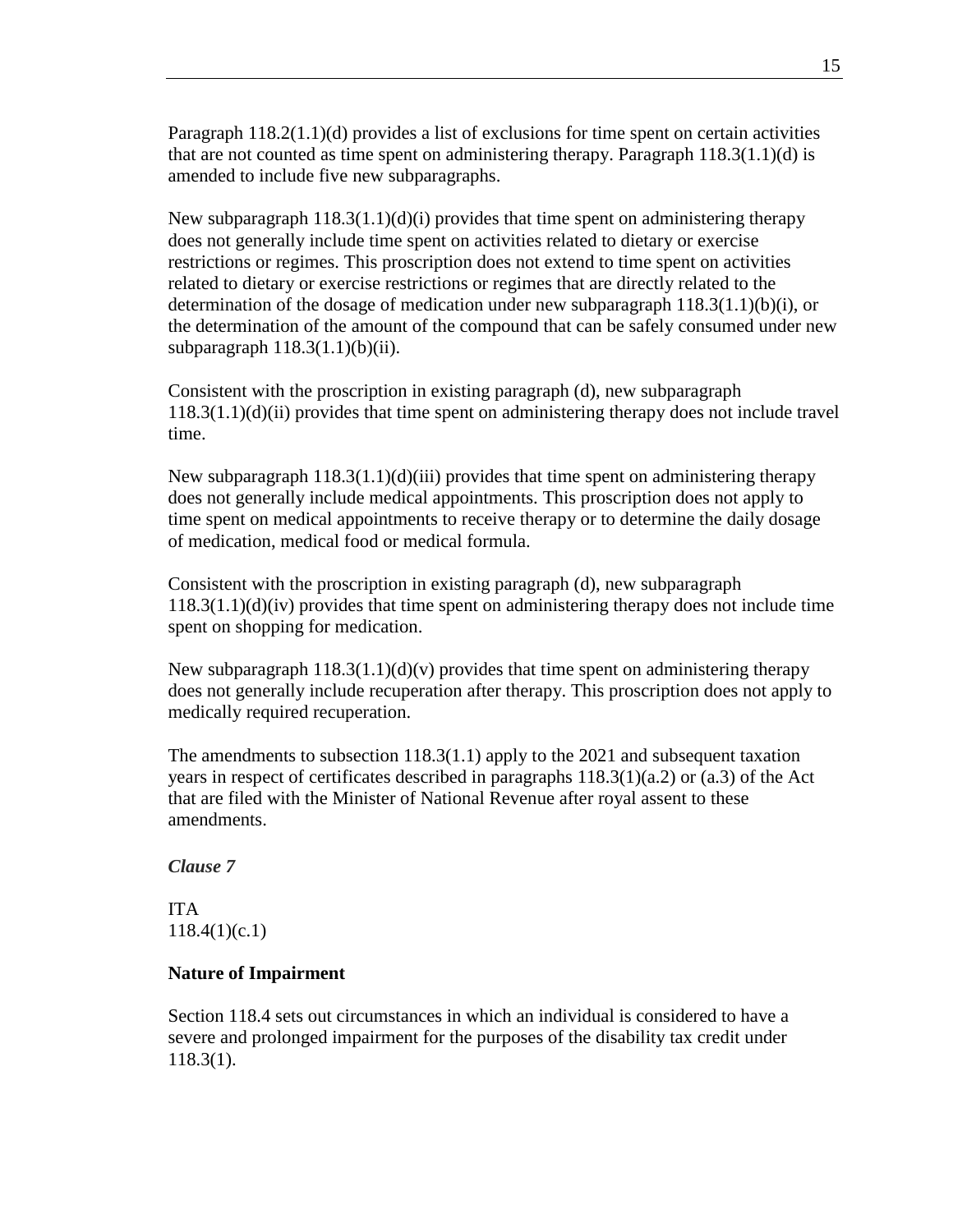Paragraph 118.2(1.1)(d) provides a list of exclusions for time spent on certain activities that are not counted as time spent on administering therapy. Paragraph 118.3(1.1)(d) is amended to include five new subparagraphs.

New subparagraph 118.3(1.1)(d)(i) provides that time spent on administering therapy does not generally include time spent on activities related to dietary or exercise restrictions or regimes. This proscription does not extend to time spent on activities related to dietary or exercise restrictions or regimes that are directly related to the determination of the dosage of medication under new subparagraph 118.3(1.1)(b)(i), or the determination of the amount of the compound that can be safely consumed under new subparagraph 118.3(1.1)(b)(ii).

Consistent with the proscription in existing paragraph (d), new subparagraph 118.3(1.1)(d)(ii) provides that time spent on administering therapy does not include travel time.

New subparagraph 118.3(1.1)(d)(iii) provides that time spent on administering therapy does not generally include medical appointments. This proscription does not apply to time spent on medical appointments to receive therapy or to determine the daily dosage of medication, medical food or medical formula.

Consistent with the proscription in existing paragraph (d), new subparagraph 118.3(1.1)(d)(iv) provides that time spent on administering therapy does not include time spent on shopping for medication.

New subparagraph 118.3(1.1)(d)(v) provides that time spent on administering therapy does not generally include recuperation after therapy. This proscription does not apply to medically required recuperation.

The amendments to subsection 118.3(1.1) apply to the 2021 and subsequent taxation years in respect of certificates described in paragraphs 118.3(1)(a.2) or (a.3) of the Act that are filed with the Minister of National Revenue after royal assent to these amendments.

***Clause 7***

ITA
118.4(1)(c.1)

**Nature of Impairment**

Section 118.4 sets out circumstances in which an individual is considered to have a severe and prolonged impairment for the purposes of the disability tax credit under 118.3(1).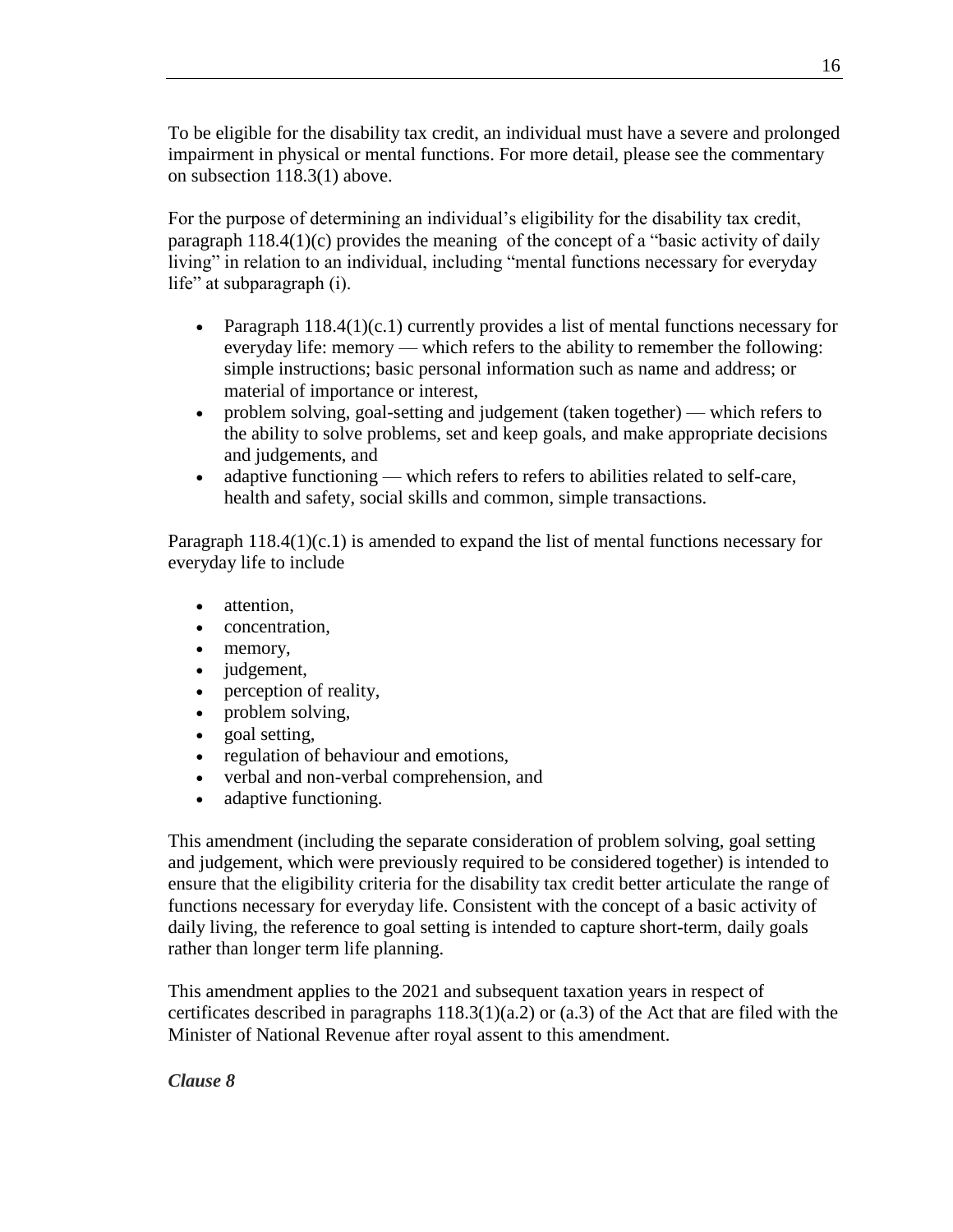To be eligible for the disability tax credit, an individual must have a severe and prolonged impairment in physical or mental functions. For more detail, please see the commentary on subsection 118.3(1) above.

For the purpose of determining an individual's eligibility for the disability tax credit, paragraph 118.4(1)(c) provides the meaning of the concept of a "basic activity of daily living" in relation to an individual, including "mental functions necessary for everyday life" at subparagraph (i).

- Paragraph 118.4(1)(c.1) currently provides a list of mental functions necessary for everyday life: memory — which refers to the ability to remember the following: simple instructions; basic personal information such as name and address; or material of importance or interest,
- problem solving, goal-setting and judgement (taken together) — which refers to the ability to solve problems, set and keep goals, and make appropriate decisions and judgements, and
- adaptive functioning — which refers to refers to abilities related to self-care, health and safety, social skills and common, simple transactions.

Paragraph 118.4(1)(c.1) is amended to expand the list of mental functions necessary for everyday life to include

- attention,
- concentration,
- memory,
- judgement,
- perception of reality,
- problem solving,
- goal setting,
- regulation of behaviour and emotions,
- verbal and non-verbal comprehension, and
- adaptive functioning.

This amendment (including the separate consideration of problem solving, goal setting and judgement, which were previously required to be considered together) is intended to ensure that the eligibility criteria for the disability tax credit better articulate the range of functions necessary for everyday life. Consistent with the concept of a basic activity of daily living, the reference to goal setting is intended to capture short-term, daily goals rather than longer term life planning.

This amendment applies to the 2021 and subsequent taxation years in respect of certificates described in paragraphs 118.3(1)(a.2) or (a.3) of the Act that are filed with the Minister of National Revenue after royal assent to this amendment.

***Clause 8***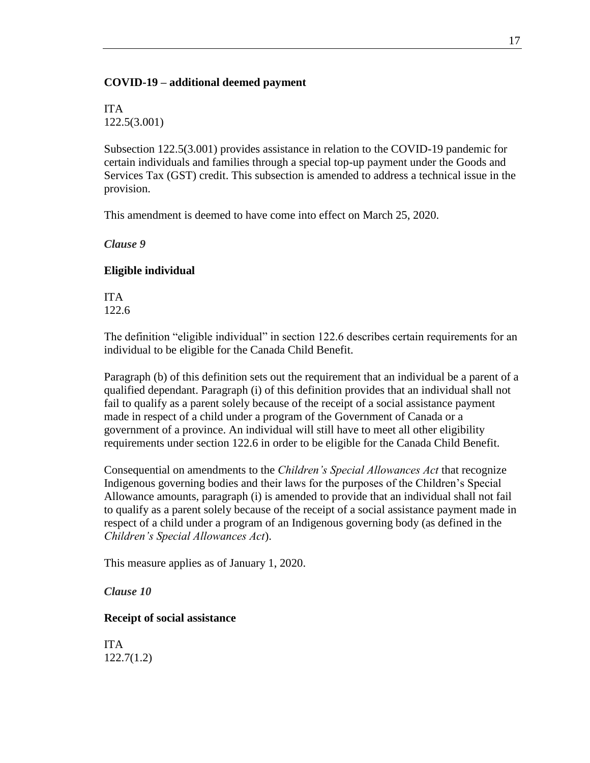**COVID-19 – additional deemed payment**

ITA
122.5(3.001)

Subsection 122.5(3.001) provides assistance in relation to the COVID-19 pandemic for certain individuals and families through a special top-up payment under the Goods and Services Tax (GST) credit. This subsection is amended to address a technical issue in the provision.

This amendment is deemed to have come into effect on March 25, 2020.

*Clause 9*

**Eligible individual**

ITA
122.6

The definition "eligible individual" in section 122.6 describes certain requirements for an individual to be eligible for the Canada Child Benefit.

Paragraph (b) of this definition sets out the requirement that an individual be a parent of a qualified dependant. Paragraph (i) of this definition provides that an individual shall not fail to qualify as a parent solely because of the receipt of a social assistance payment made in respect of a child under a program of the Government of Canada or a government of a province. An individual will still have to meet all other eligibility requirements under section 122.6 in order to be eligible for the Canada Child Benefit.

Consequential on amendments to the *Children's Special Allowances Act* that recognize Indigenous governing bodies and their laws for the purposes of the Children's Special Allowance amounts, paragraph (i) is amended to provide that an individual shall not fail to qualify as a parent solely because of the receipt of a social assistance payment made in respect of a child under a program of an Indigenous governing body (as defined in the *Children's Special Allowances Act*).

This measure applies as of January 1, 2020.

*Clause 10*

**Receipt of social assistance**

ITA
122.7(1.2)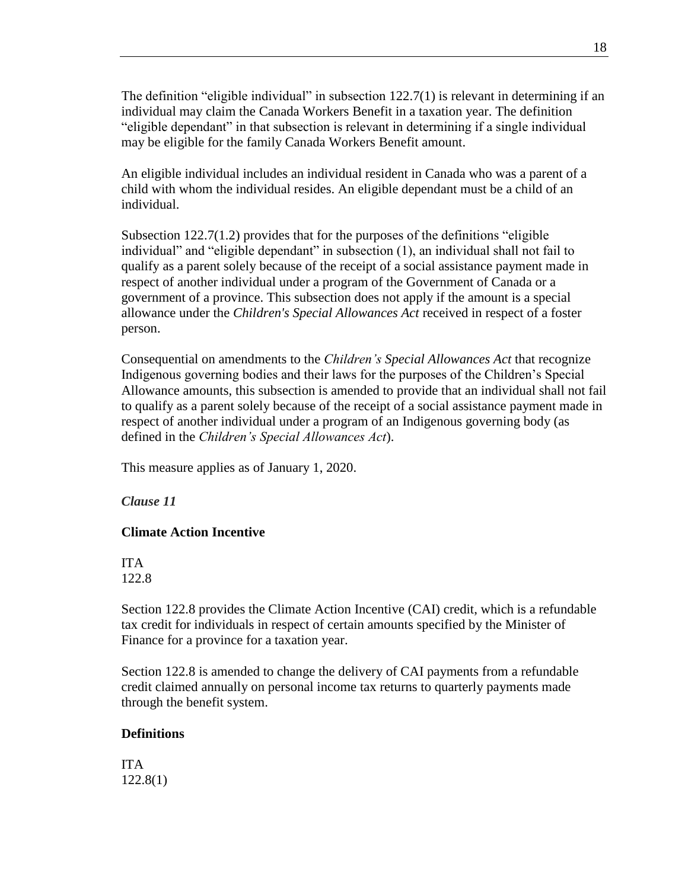The definition "eligible individual" in subsection 122.7(1) is relevant in determining if an individual may claim the Canada Workers Benefit in a taxation year. The definition "eligible dependant" in that subsection is relevant in determining if a single individual may be eligible for the family Canada Workers Benefit amount.

An eligible individual includes an individual resident in Canada who was a parent of a child with whom the individual resides. An eligible dependant must be a child of an individual.

Subsection 122.7(1.2) provides that for the purposes of the definitions "eligible individual" and "eligible dependant" in subsection (1), an individual shall not fail to qualify as a parent solely because of the receipt of a social assistance payment made in respect of another individual under a program of the Government of Canada or a government of a province. This subsection does not apply if the amount is a special allowance under the *Children's Special Allowances Act* received in respect of a foster person.

Consequential on amendments to the *Children's Special Allowances Act* that recognize Indigenous governing bodies and their laws for the purposes of the Children's Special Allowance amounts, this subsection is amended to provide that an individual shall not fail to qualify as a parent solely because of the receipt of a social assistance payment made in respect of another individual under a program of an Indigenous governing body (as defined in the *Children's Special Allowances Act*).

This measure applies as of January 1, 2020.

*Clause 11*

**Climate Action Incentive**

ITA
122.8

Section 122.8 provides the Climate Action Incentive (CAI) credit, which is a refundable tax credit for individuals in respect of certain amounts specified by the Minister of Finance for a province for a taxation year.

Section 122.8 is amended to change the delivery of CAI payments from a refundable credit claimed annually on personal income tax returns to quarterly payments made through the benefit system.

**Definitions**

ITA
122.8(1)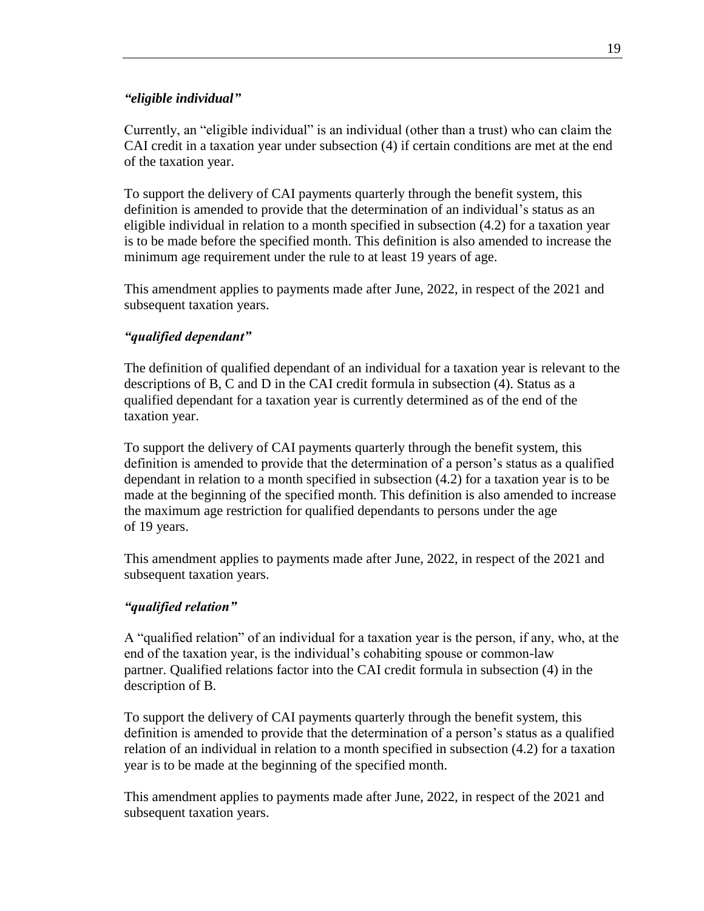*"eligible individual"*

Currently, an "eligible individual" is an individual (other than a trust) who can claim the CAI credit in a taxation year under subsection (4) if certain conditions are met at the end of the taxation year.

To support the delivery of CAI payments quarterly through the benefit system, this definition is amended to provide that the determination of an individual's status as an eligible individual in relation to a month specified in subsection (4.2) for a taxation year is to be made before the specified month. This definition is also amended to increase the minimum age requirement under the rule to at least 19 years of age.

This amendment applies to payments made after June, 2022, in respect of the 2021 and subsequent taxation years.

*"qualified dependant"*

The definition of qualified dependant of an individual for a taxation year is relevant to the descriptions of B, C and D in the CAI credit formula in subsection (4). Status as a qualified dependant for a taxation year is currently determined as of the end of the taxation year.

To support the delivery of CAI payments quarterly through the benefit system, this definition is amended to provide that the determination of a person's status as a qualified dependant in relation to a month specified in subsection (4.2) for a taxation year is to be made at the beginning of the specified month. This definition is also amended to increase the maximum age restriction for qualified dependants to persons under the age of 19 years.

This amendment applies to payments made after June, 2022, in respect of the 2021 and subsequent taxation years.

*"qualified relation"*

A "qualified relation" of an individual for a taxation year is the person, if any, who, at the end of the taxation year, is the individual's cohabiting spouse or common-law partner. Qualified relations factor into the CAI credit formula in subsection (4) in the description of B.

To support the delivery of CAI payments quarterly through the benefit system, this definition is amended to provide that the determination of a person's status as a qualified relation of an individual in relation to a month specified in subsection (4.2) for a taxation year is to be made at the beginning of the specified month.

This amendment applies to payments made after June, 2022, in respect of the 2021 and subsequent taxation years.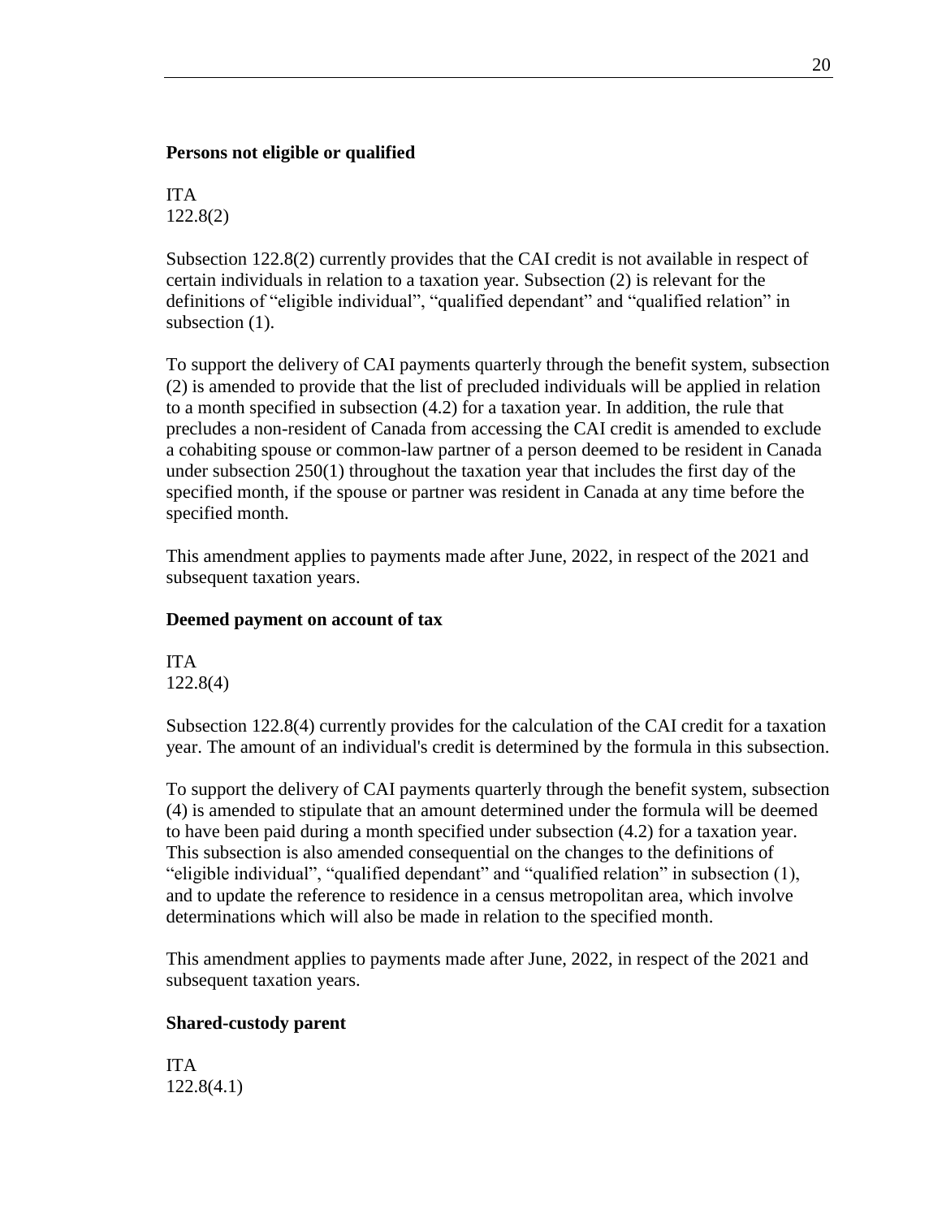### Persons not eligible or qualified

ITA
122.8(2)

Subsection 122.8(2) currently provides that the CAI credit is not available in respect of certain individuals in relation to a taxation year. Subsection (2) is relevant for the definitions of “eligible individual”, “qualified dependant” and “qualified relation” in subsection (1).

To support the delivery of CAI payments quarterly through the benefit system, subsection (2) is amended to provide that the list of precluded individuals will be applied in relation to a month specified in subsection (4.2) for a taxation year. In addition, the rule that precludes a non-resident of Canada from accessing the CAI credit is amended to exclude a cohabiting spouse or common-law partner of a person deemed to be resident in Canada under subsection 250(1) throughout the taxation year that includes the first day of the specified month, if the spouse or partner was resident in Canada at any time before the specified month.

This amendment applies to payments made after June, 2022, in respect of the 2021 and subsequent taxation years.

### Deemed payment on account of tax

ITA
122.8(4)

Subsection 122.8(4) currently provides for the calculation of the CAI credit for a taxation year. The amount of an individual's credit is determined by the formula in this subsection.

To support the delivery of CAI payments quarterly through the benefit system, subsection (4) is amended to stipulate that an amount determined under the formula will be deemed to have been paid during a month specified under subsection (4.2) for a taxation year. This subsection is also amended consequential on the changes to the definitions of “eligible individual”, “qualified dependant” and “qualified relation” in subsection (1), and to update the reference to residence in a census metropolitan area, which involve determinations which will also be made in relation to the specified month.

This amendment applies to payments made after June, 2022, in respect of the 2021 and subsequent taxation years.

### Shared-custody parent

ITA
122.8(4.1)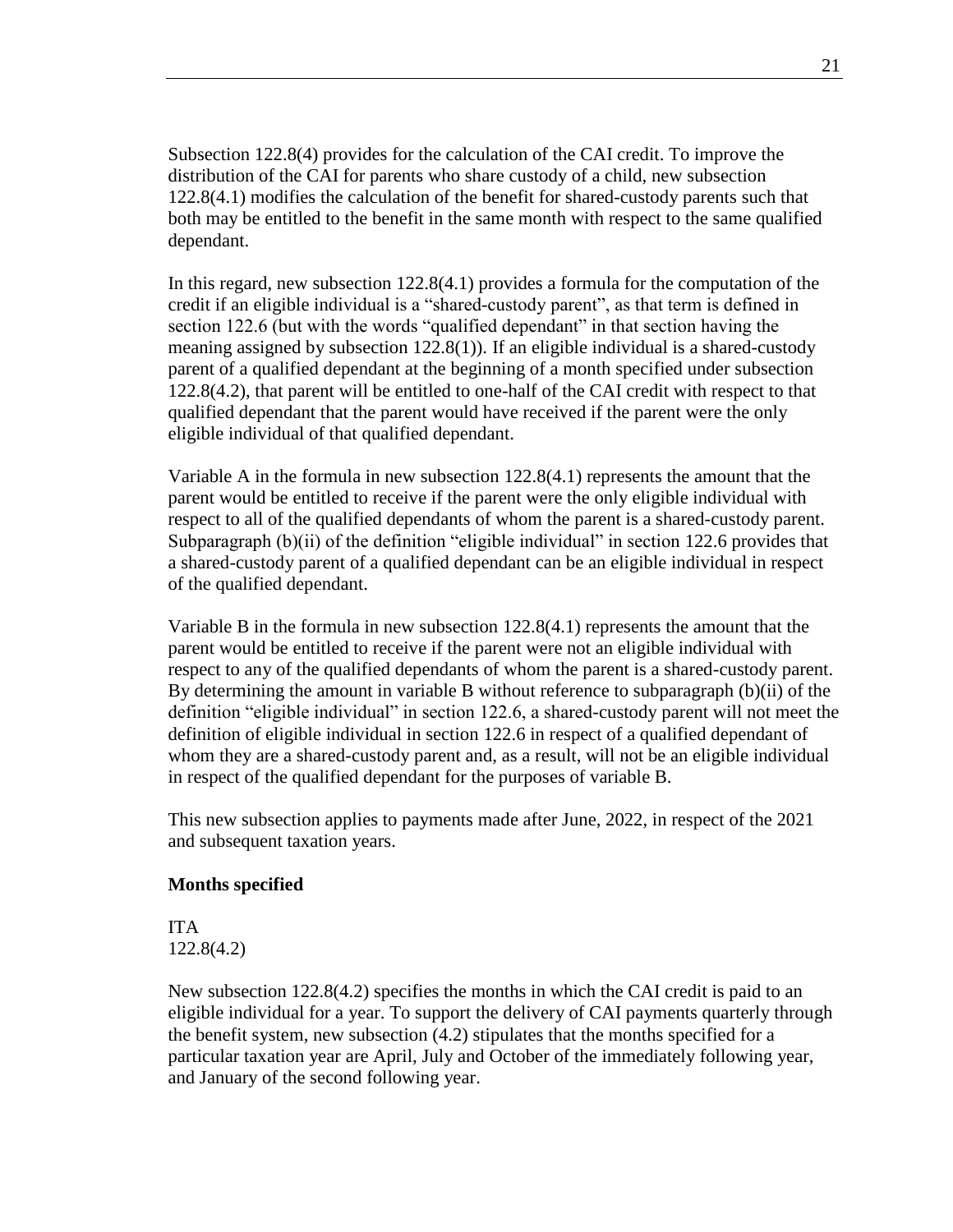Subsection 122.8(4) provides for the calculation of the CAI credit. To improve the distribution of the CAI for parents who share custody of a child, new subsection 122.8(4.1) modifies the calculation of the benefit for shared-custody parents such that both may be entitled to the benefit in the same month with respect to the same qualified dependant.

In this regard, new subsection 122.8(4.1) provides a formula for the computation of the credit if an eligible individual is a "shared-custody parent", as that term is defined in section 122.6 (but with the words "qualified dependant" in that section having the meaning assigned by subsection 122.8(1)). If an eligible individual is a shared-custody parent of a qualified dependant at the beginning of a month specified under subsection 122.8(4.2), that parent will be entitled to one-half of the CAI credit with respect to that qualified dependant that the parent would have received if the parent were the only eligible individual of that qualified dependant.

Variable A in the formula in new subsection 122.8(4.1) represents the amount that the parent would be entitled to receive if the parent were the only eligible individual with respect to all of the qualified dependants of whom the parent is a shared-custody parent. Subparagraph (b)(ii) of the definition "eligible individual" in section 122.6 provides that a shared-custody parent of a qualified dependant can be an eligible individual in respect of the qualified dependant.

Variable B in the formula in new subsection 122.8(4.1) represents the amount that the parent would be entitled to receive if the parent were not an eligible individual with respect to any of the qualified dependants of whom the parent is a shared-custody parent. By determining the amount in variable B without reference to subparagraph (b)(ii) of the definition "eligible individual" in section 122.6, a shared-custody parent will not meet the definition of eligible individual in section 122.6 in respect of a qualified dependant of whom they are a shared-custody parent and, as a result, will not be an eligible individual in respect of the qualified dependant for the purposes of variable B.

This new subsection applies to payments made after June, 2022, in respect of the 2021 and subsequent taxation years.

**Months specified**

ITA
122.8(4.2)

New subsection 122.8(4.2) specifies the months in which the CAI credit is paid to an eligible individual for a year. To support the delivery of CAI payments quarterly through the benefit system, new subsection (4.2) stipulates that the months specified for a particular taxation year are April, July and October of the immediately following year, and January of the second following year.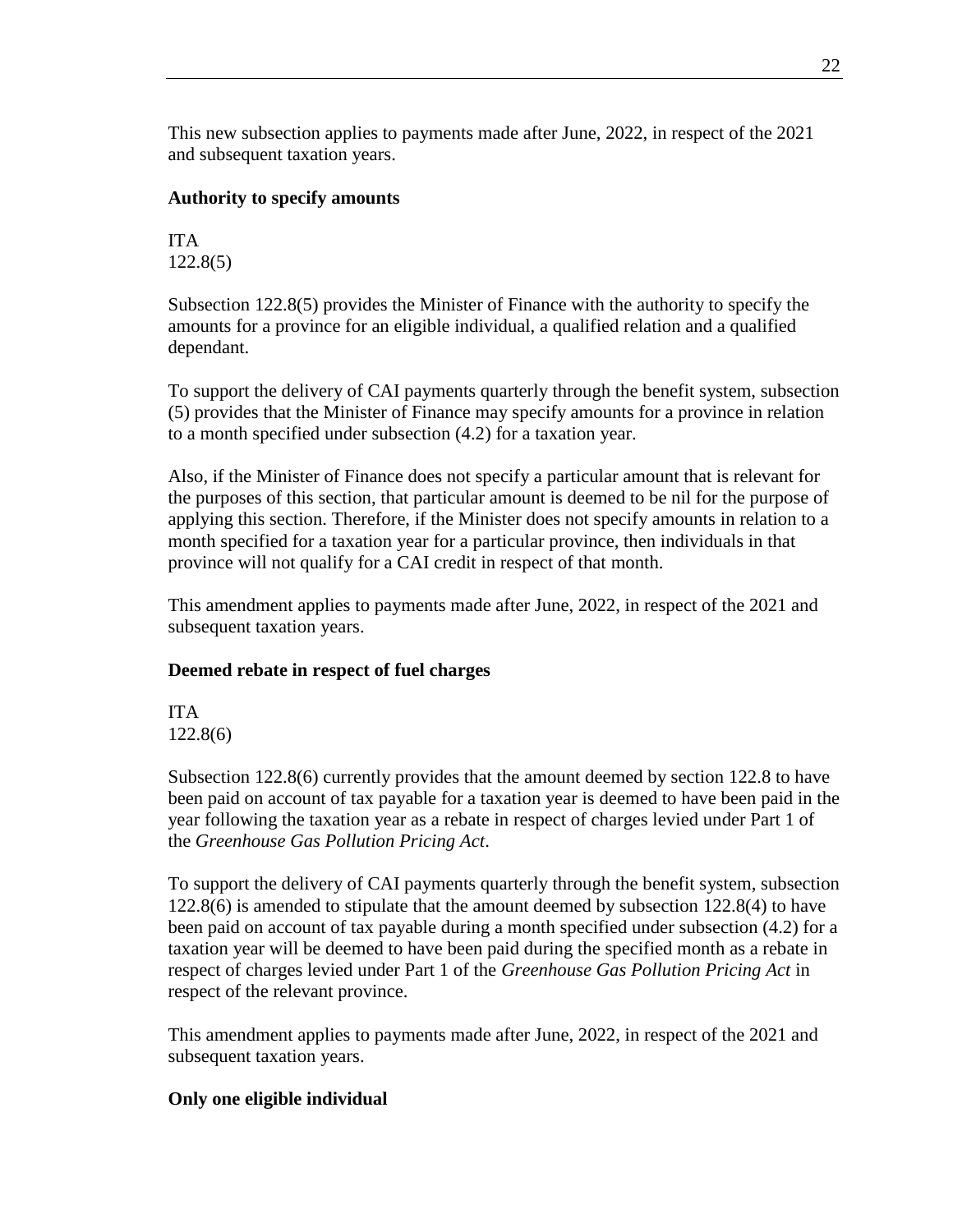This new subsection applies to payments made after June, 2022, in respect of the 2021 and subsequent taxation years.

**Authority to specify amounts**

ITA
122.8(5)

Subsection 122.8(5) provides the Minister of Finance with the authority to specify the amounts for a province for an eligible individual, a qualified relation and a qualified dependant.

To support the delivery of CAI payments quarterly through the benefit system, subsection (5) provides that the Minister of Finance may specify amounts for a province in relation to a month specified under subsection (4.2) for a taxation year.

Also, if the Minister of Finance does not specify a particular amount that is relevant for the purposes of this section, that particular amount is deemed to be nil for the purpose of applying this section. Therefore, if the Minister does not specify amounts in relation to a month specified for a taxation year for a particular province, then individuals in that province will not qualify for a CAI credit in respect of that month.

This amendment applies to payments made after June, 2022, in respect of the 2021 and subsequent taxation years.

**Deemed rebate in respect of fuel charges**

ITA
122.8(6)

Subsection 122.8(6) currently provides that the amount deemed by section 122.8 to have been paid on account of tax payable for a taxation year is deemed to have been paid in the year following the taxation year as a rebate in respect of charges levied under Part 1 of the *Greenhouse Gas Pollution Pricing Act*.

To support the delivery of CAI payments quarterly through the benefit system, subsection 122.8(6) is amended to stipulate that the amount deemed by subsection 122.8(4) to have been paid on account of tax payable during a month specified under subsection (4.2) for a taxation year will be deemed to have been paid during the specified month as a rebate in respect of charges levied under Part 1 of the *Greenhouse Gas Pollution Pricing Act* in respect of the relevant province.

This amendment applies to payments made after June, 2022, in respect of the 2021 and subsequent taxation years.

**Only one eligible individual**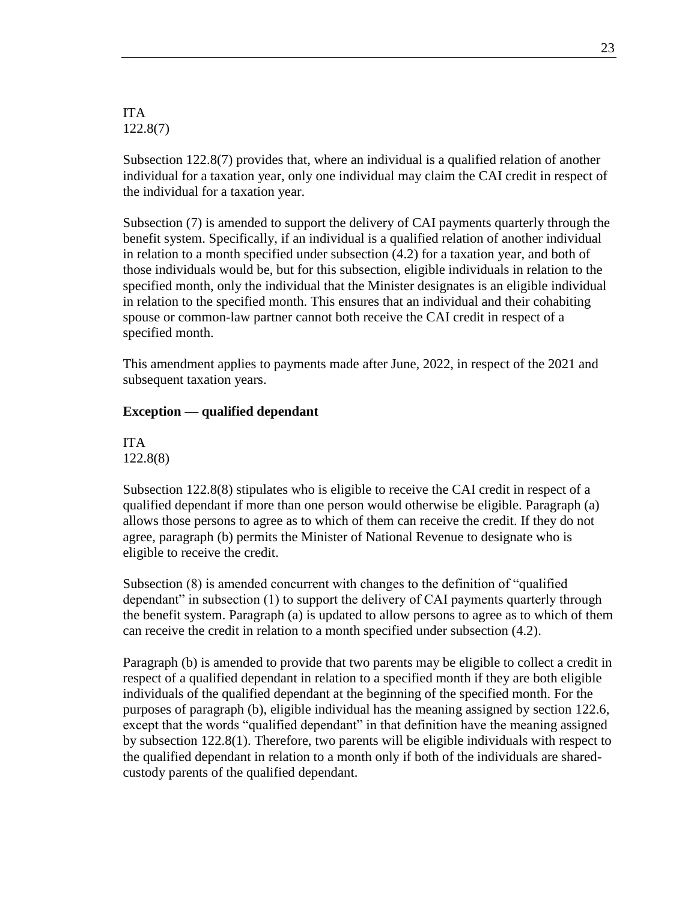ITA
122.8(7)

Subsection 122.8(7) provides that, where an individual is a qualified relation of another individual for a taxation year, only one individual may claim the CAI credit in respect of the individual for a taxation year.

Subsection (7) is amended to support the delivery of CAI payments quarterly through the benefit system. Specifically, if an individual is a qualified relation of another individual in relation to a month specified under subsection (4.2) for a taxation year, and both of those individuals would be, but for this subsection, eligible individuals in relation to the specified month, only the individual that the Minister designates is an eligible individual in relation to the specified month. This ensures that an individual and their cohabiting spouse or common-law partner cannot both receive the CAI credit in respect of a specified month.

This amendment applies to payments made after June, 2022, in respect of the 2021 and subsequent taxation years.

**Exception — qualified dependant**

ITA
122.8(8)

Subsection 122.8(8) stipulates who is eligible to receive the CAI credit in respect of a qualified dependant if more than one person would otherwise be eligible. Paragraph (a) allows those persons to agree as to which of them can receive the credit. If they do not agree, paragraph (b) permits the Minister of National Revenue to designate who is eligible to receive the credit.

Subsection (8) is amended concurrent with changes to the definition of "qualified dependant" in subsection (1) to support the delivery of CAI payments quarterly through the benefit system. Paragraph (a) is updated to allow persons to agree as to which of them can receive the credit in relation to a month specified under subsection (4.2).

Paragraph (b) is amended to provide that two parents may be eligible to collect a credit in respect of a qualified dependant in relation to a specified month if they are both eligible individuals of the qualified dependant at the beginning of the specified month. For the purposes of paragraph (b), eligible individual has the meaning assigned by section 122.6, except that the words "qualified dependant" in that definition have the meaning assigned by subsection 122.8(1). Therefore, two parents will be eligible individuals with respect to the qualified dependant in relation to a month only if both of the individuals are shared-custody parents of the qualified dependant.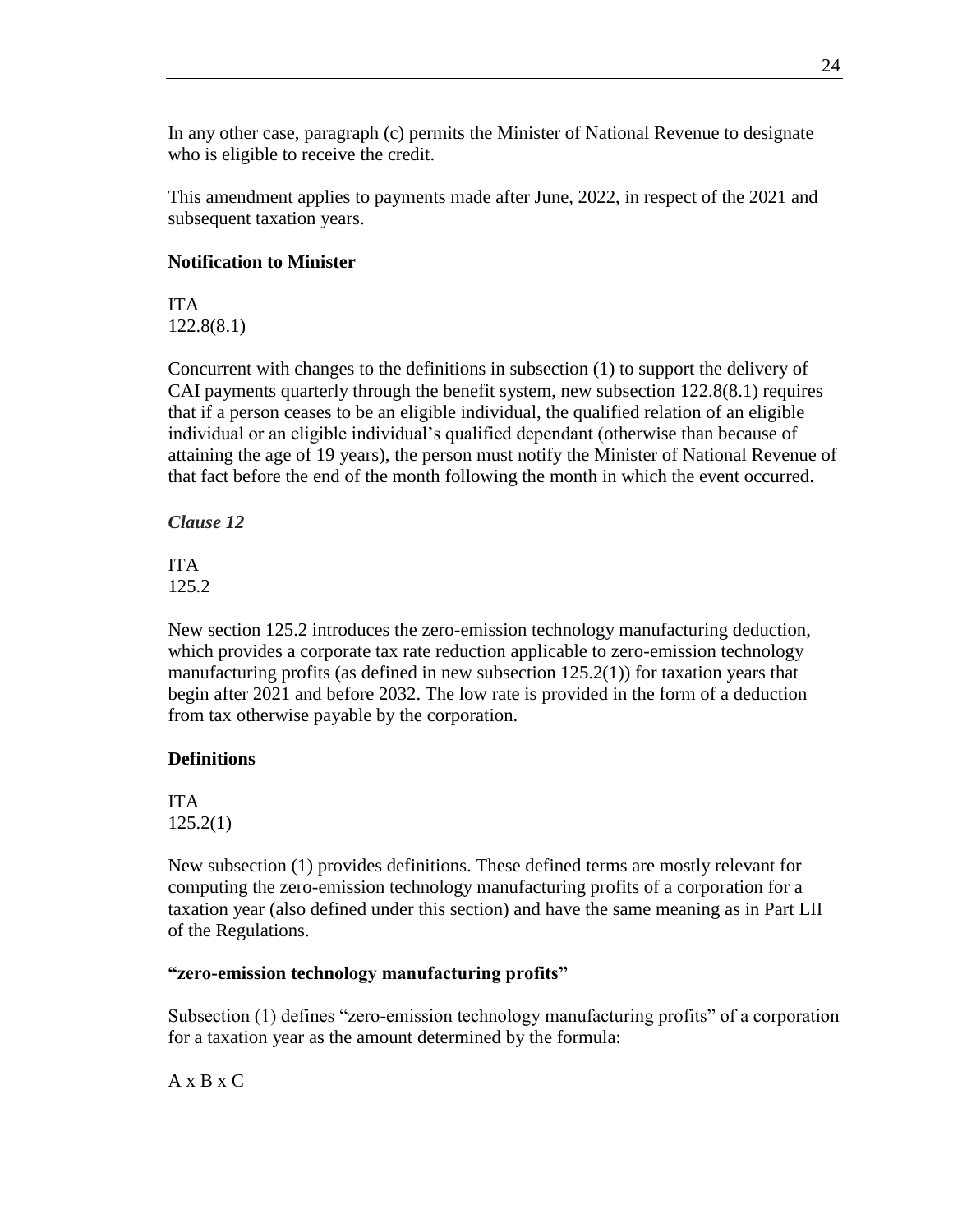In any other case, paragraph (c) permits the Minister of National Revenue to designate who is eligible to receive the credit.

This amendment applies to payments made after June, 2022, in respect of the 2021 and subsequent taxation years.

### Notification to Minister

ITA
122.8(8.1)

Concurrent with changes to the definitions in subsection (1) to support the delivery of CAI payments quarterly through the benefit system, new subsection 122.8(8.1) requires that if a person ceases to be an eligible individual, the qualified relation of an eligible individual or an eligible individual's qualified dependant (otherwise than because of attaining the age of 19 years), the person must notify the Minister of National Revenue of that fact before the end of the month following the month in which the event occurred.

***Clause 12***

ITA
125.2

New section 125.2 introduces the zero-emission technology manufacturing deduction, which provides a corporate tax rate reduction applicable to zero-emission technology manufacturing profits (as defined in new subsection 125.2(1)) for taxation years that begin after 2021 and before 2032. The low rate is provided in the form of a deduction from tax otherwise payable by the corporation.

### Definitions

ITA
125.2(1)

New subsection (1) provides definitions. These defined terms are mostly relevant for computing the zero-emission technology manufacturing profits of a corporation for a taxation year (also defined under this section) and have the same meaning as in Part LII of the Regulations.

### "zero-emission technology manufacturing profits"

Subsection (1) defines "zero-emission technology manufacturing profits" of a corporation for a taxation year as the amount determined by the formula:

$$A \times B \times C$$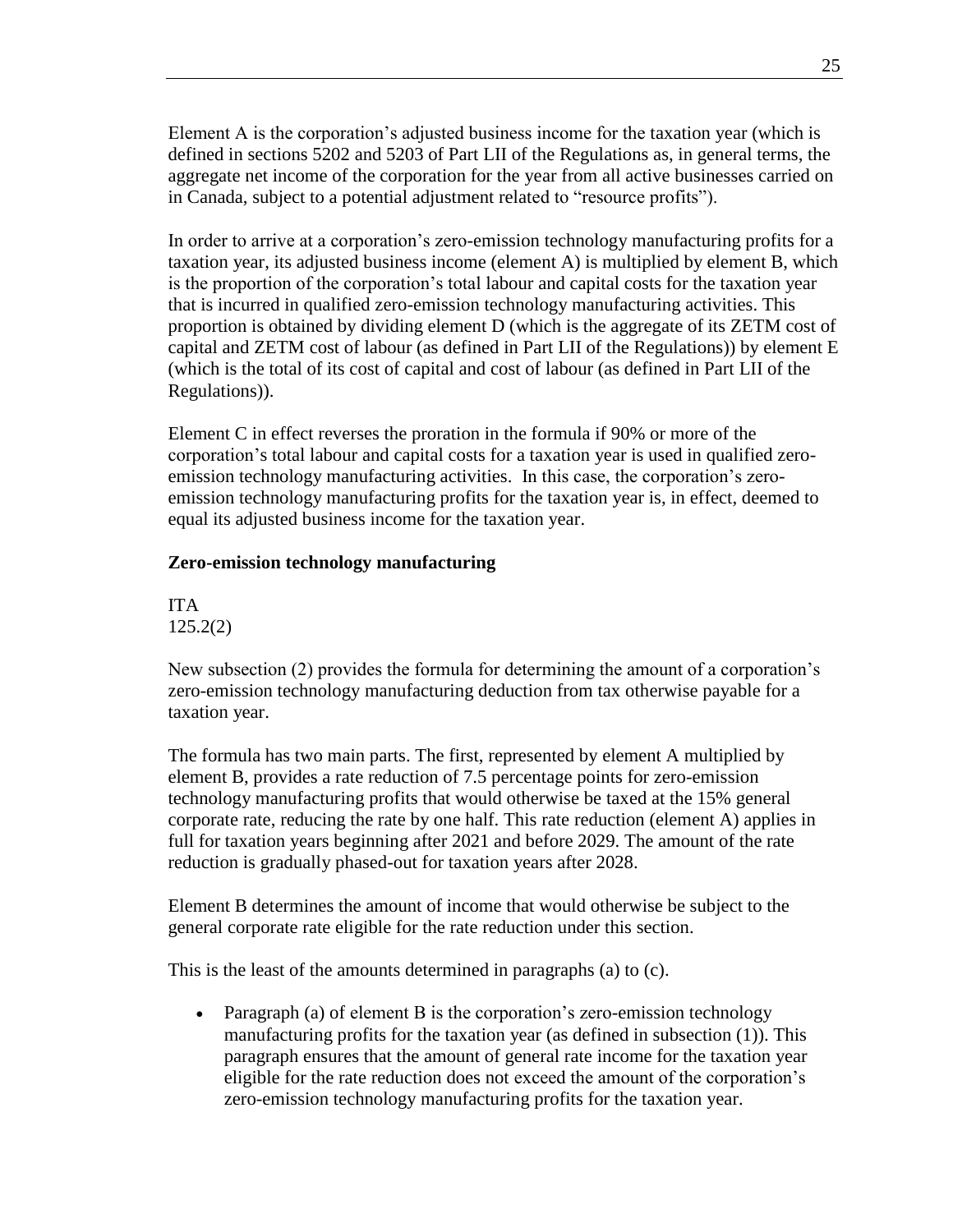Element A is the corporation's adjusted business income for the taxation year (which is defined in sections 5202 and 5203 of Part LII of the Regulations as, in general terms, the aggregate net income of the corporation for the year from all active businesses carried on in Canada, subject to a potential adjustment related to "resource profits").

In order to arrive at a corporation's zero-emission technology manufacturing profits for a taxation year, its adjusted business income (element A) is multiplied by element B, which is the proportion of the corporation's total labour and capital costs for the taxation year that is incurred in qualified zero-emission technology manufacturing activities. This proportion is obtained by dividing element D (which is the aggregate of its ZETM cost of capital and ZETM cost of labour (as defined in Part LII of the Regulations)) by element E (which is the total of its cost of capital and cost of labour (as defined in Part LII of the Regulations)).

Element C in effect reverses the proration in the formula if 90% or more of the corporation's total labour and capital costs for a taxation year is used in qualified zero-emission technology manufacturing activities. In this case, the corporation's zero-emission technology manufacturing profits for the taxation year is, in effect, deemed to equal its adjusted business income for the taxation year.

**Zero-emission technology manufacturing**

ITA
125.2(2)

New subsection (2) provides the formula for determining the amount of a corporation's zero-emission technology manufacturing deduction from tax otherwise payable for a taxation year.

The formula has two main parts. The first, represented by element A multiplied by element B, provides a rate reduction of 7.5 percentage points for zero-emission technology manufacturing profits that would otherwise be taxed at the 15% general corporate rate, reducing the rate by one half. This rate reduction (element A) applies in full for taxation years beginning after 2021 and before 2029. The amount of the rate reduction is gradually phased-out for taxation years after 2028.

Element B determines the amount of income that would otherwise be subject to the general corporate rate eligible for the rate reduction under this section.

This is the least of the amounts determined in paragraphs (a) to (c).

- Paragraph (a) of element B is the corporation's zero-emission technology manufacturing profits for the taxation year (as defined in subsection (1)). This paragraph ensures that the amount of general rate income for the taxation year eligible for the rate reduction does not exceed the amount of the corporation's zero-emission technology manufacturing profits for the taxation year.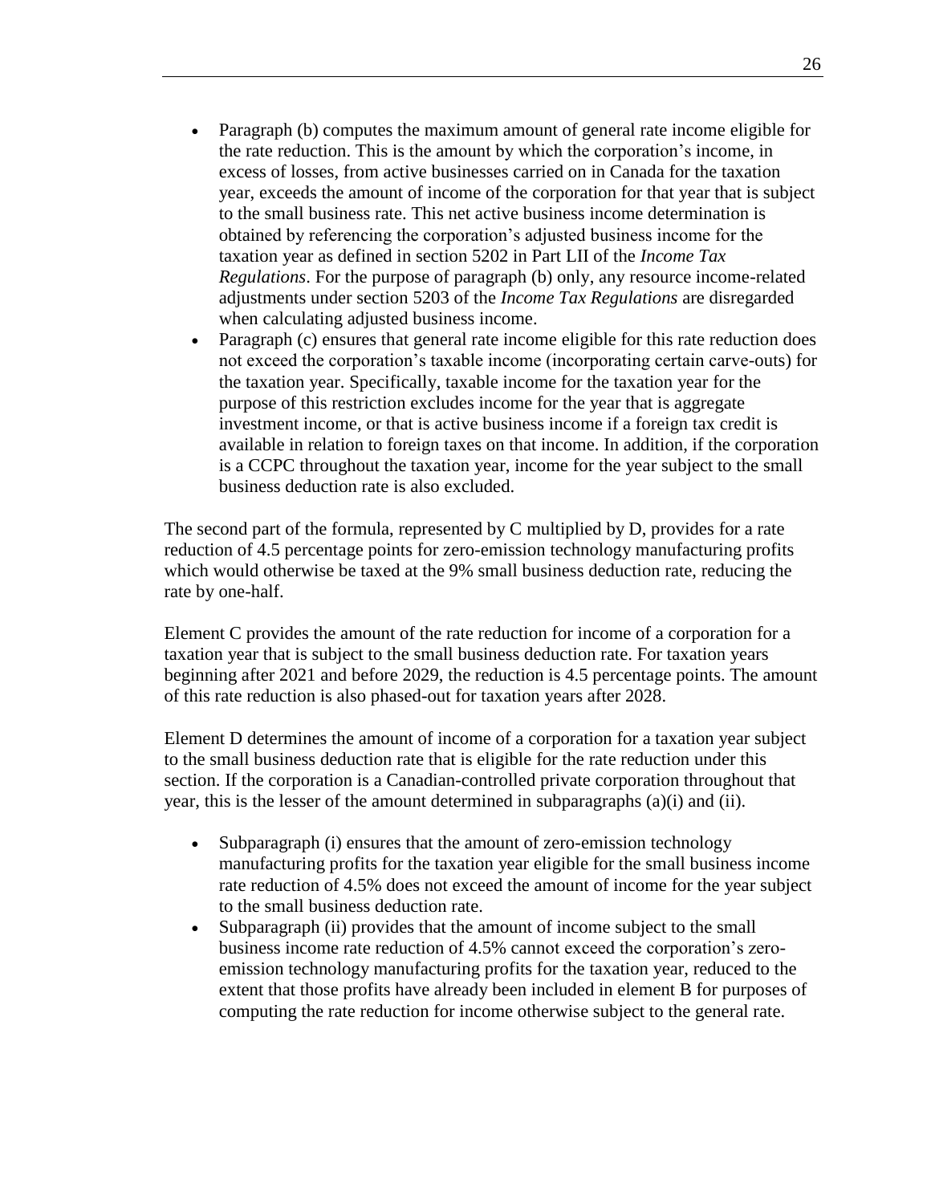- Paragraph (b) computes the maximum amount of general rate income eligible for the rate reduction. This is the amount by which the corporation's income, in excess of losses, from active businesses carried on in Canada for the taxation year, exceeds the amount of income of the corporation for that year that is subject to the small business rate. This net active business income determination is obtained by referencing the corporation's adjusted business income for the taxation year as defined in section 5202 in Part LII of the *Income Tax Regulations*. For the purpose of paragraph (b) only, any resource income-related adjustments under section 5203 of the *Income Tax Regulations* are disregarded when calculating adjusted business income.
- Paragraph (c) ensures that general rate income eligible for this rate reduction does not exceed the corporation's taxable income (incorporating certain carve-outs) for the taxation year. Specifically, taxable income for the taxation year for the purpose of this restriction excludes income for the year that is aggregate investment income, or that is active business income if a foreign tax credit is available in relation to foreign taxes on that income. In addition, if the corporation is a CCPC throughout the taxation year, income for the year subject to the small business deduction rate is also excluded.

The second part of the formula, represented by C multiplied by D, provides for a rate reduction of 4.5 percentage points for zero-emission technology manufacturing profits which would otherwise be taxed at the 9% small business deduction rate, reducing the rate by one-half.

Element C provides the amount of the rate reduction for income of a corporation for a taxation year that is subject to the small business deduction rate. For taxation years beginning after 2021 and before 2029, the reduction is 4.5 percentage points. The amount of this rate reduction is also phased-out for taxation years after 2028.

Element D determines the amount of income of a corporation for a taxation year subject to the small business deduction rate that is eligible for the rate reduction under this section. If the corporation is a Canadian-controlled private corporation throughout that year, this is the lesser of the amount determined in subparagraphs (a)(i) and (ii).

- Subparagraph (i) ensures that the amount of zero-emission technology manufacturing profits for the taxation year eligible for the small business income rate reduction of 4.5% does not exceed the amount of income for the year subject to the small business deduction rate.
- Subparagraph (ii) provides that the amount of income subject to the small business income rate reduction of 4.5% cannot exceed the corporation's zero-emission technology manufacturing profits for the taxation year, reduced to the extent that those profits have already been included in element B for purposes of computing the rate reduction for income otherwise subject to the general rate.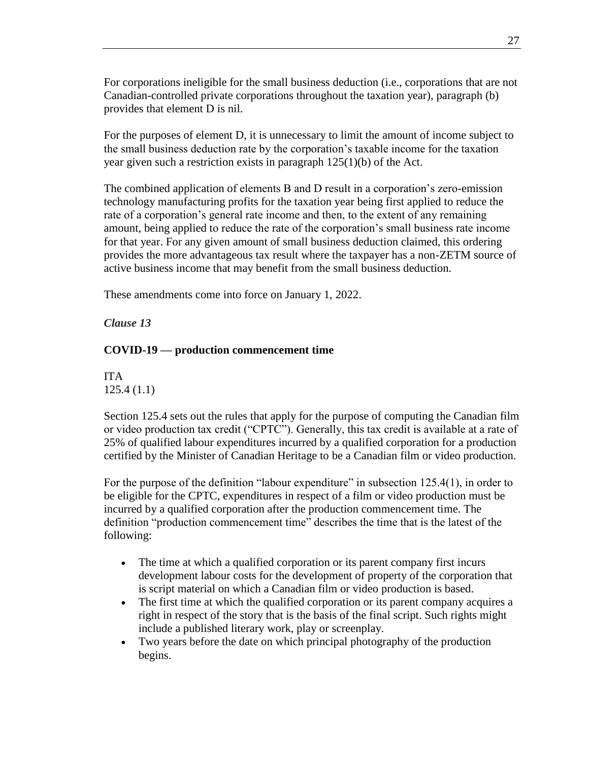For corporations ineligible for the small business deduction (i.e., corporations that are not Canadian-controlled private corporations throughout the taxation year), paragraph (b) provides that element D is nil.

For the purposes of element D, it is unnecessary to limit the amount of income subject to the small business deduction rate by the corporation's taxable income for the taxation year given such a restriction exists in paragraph 125(1)(b) of the Act.

The combined application of elements B and D result in a corporation's zero-emission technology manufacturing profits for the taxation year being first applied to reduce the rate of a corporation's general rate income and then, to the extent of any remaining amount, being applied to reduce the rate of the corporation's small business rate income for that year. For any given amount of small business deduction claimed, this ordering provides the more advantageous tax result where the taxpayer has a non-ZETM source of active business income that may benefit from the small business deduction.

These amendments come into force on January 1, 2022.

***Clause 13***

**COVID-19 — production commencement time**

ITA
125.4 (1.1)

Section 125.4 sets out the rules that apply for the purpose of computing the Canadian film or video production tax credit ("CPTC"). Generally, this tax credit is available at a rate of 25% of qualified labour expenditures incurred by a qualified corporation for a production certified by the Minister of Canadian Heritage to be a Canadian film or video production.

For the purpose of the definition "labour expenditure" in subsection 125.4(1), in order to be eligible for the CPTC, expenditures in respect of a film or video production must be incurred by a qualified corporation after the production commencement time. The definition "production commencement time" describes the time that is the latest of the following:

- The time at which a qualified corporation or its parent company first incurs development labour costs for the development of property of the corporation that is script material on which a Canadian film or video production is based.
- The first time at which the qualified corporation or its parent company acquires a right in respect of the story that is the basis of the final script. Such rights might include a published literary work, play or screenplay.
- Two years before the date on which principal photography of the production begins.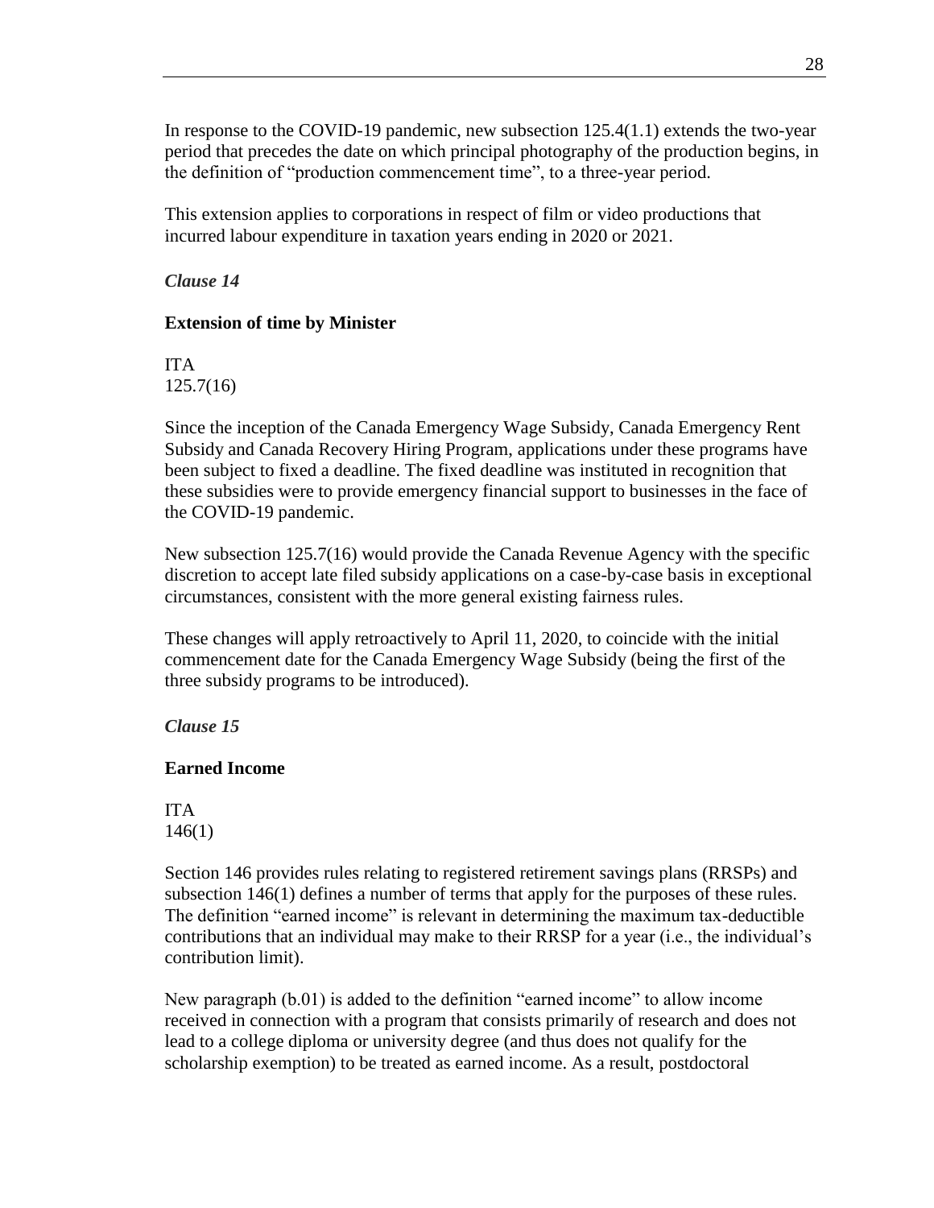In response to the COVID-19 pandemic, new subsection 125.4(1.1) extends the two-year period that precedes the date on which principal photography of the production begins, in the definition of "production commencement time", to a three-year period.

This extension applies to corporations in respect of film or video productions that incurred labour expenditure in taxation years ending in 2020 or 2021.

*Clause 14*

**Extension of time by Minister**

ITA
125.7(16)

Since the inception of the Canada Emergency Wage Subsidy, Canada Emergency Rent Subsidy and Canada Recovery Hiring Program, applications under these programs have been subject to fixed a deadline. The fixed deadline was instituted in recognition that these subsidies were to provide emergency financial support to businesses in the face of the COVID-19 pandemic.

New subsection 125.7(16) would provide the Canada Revenue Agency with the specific discretion to accept late filed subsidy applications on a case-by-case basis in exceptional circumstances, consistent with the more general existing fairness rules.

These changes will apply retroactively to April 11, 2020, to coincide with the initial commencement date for the Canada Emergency Wage Subsidy (being the first of the three subsidy programs to be introduced).

*Clause 15*

**Earned Income**

ITA
146(1)

Section 146 provides rules relating to registered retirement savings plans (RRSPs) and subsection 146(1) defines a number of terms that apply for the purposes of these rules. The definition "earned income" is relevant in determining the maximum tax-deductible contributions that an individual may make to their RRSP for a year (i.e., the individual's contribution limit).

New paragraph (b.01) is added to the definition "earned income" to allow income received in connection with a program that consists primarily of research and does not lead to a college diploma or university degree (and thus does not qualify for the scholarship exemption) to be treated as earned income. As a result, postdoctoral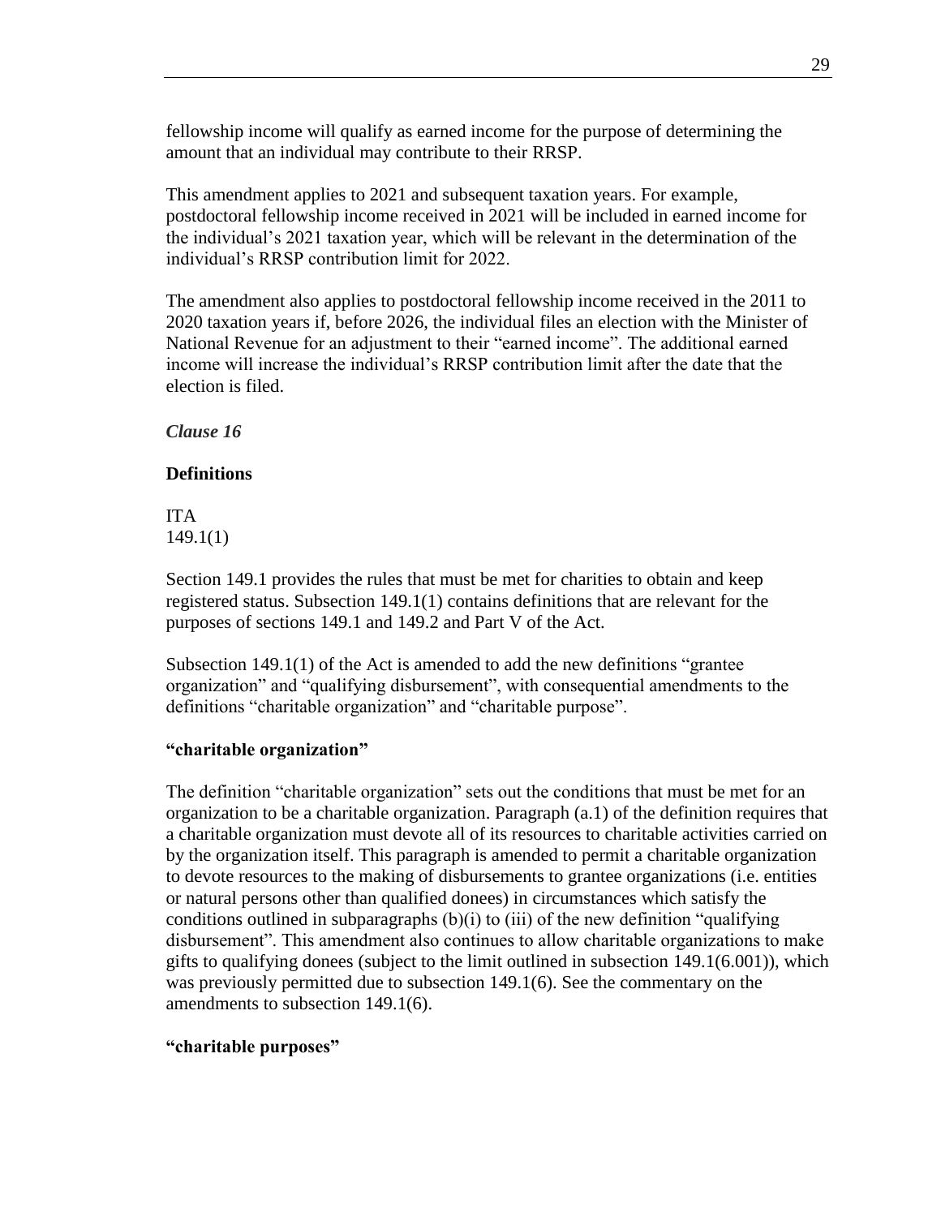fellowship income will qualify as earned income for the purpose of determining the amount that an individual may contribute to their RRSP.

This amendment applies to 2021 and subsequent taxation years. For example, postdoctoral fellowship income received in 2021 will be included in earned income for the individual's 2021 taxation year, which will be relevant in the determination of the individual's RRSP contribution limit for 2022.

The amendment also applies to postdoctoral fellowship income received in the 2011 to 2020 taxation years if, before 2026, the individual files an election with the Minister of National Revenue for an adjustment to their "earned income". The additional earned income will increase the individual's RRSP contribution limit after the date that the election is filed.

*Clause 16*

**Definitions**

ITA
149.1(1)

Section 149.1 provides the rules that must be met for charities to obtain and keep registered status. Subsection 149.1(1) contains definitions that are relevant for the purposes of sections 149.1 and 149.2 and Part V of the Act.

Subsection 149.1(1) of the Act is amended to add the new definitions "grantee organization" and "qualifying disbursement", with consequential amendments to the definitions "charitable organization" and "charitable purpose".

**"charitable organization"**

The definition "charitable organization" sets out the conditions that must be met for an organization to be a charitable organization. Paragraph (a.1) of the definition requires that a charitable organization must devote all of its resources to charitable activities carried on by the organization itself. This paragraph is amended to permit a charitable organization to devote resources to the making of disbursements to grantee organizations (i.e. entities or natural persons other than qualified donees) in circumstances which satisfy the conditions outlined in subparagraphs (b)(i) to (iii) of the new definition "qualifying disbursement". This amendment also continues to allow charitable organizations to make gifts to qualifying donees (subject to the limit outlined in subsection 149.1(6.001)), which was previously permitted due to subsection 149.1(6). See the commentary on the amendments to subsection 149.1(6).

**"charitable purposes"**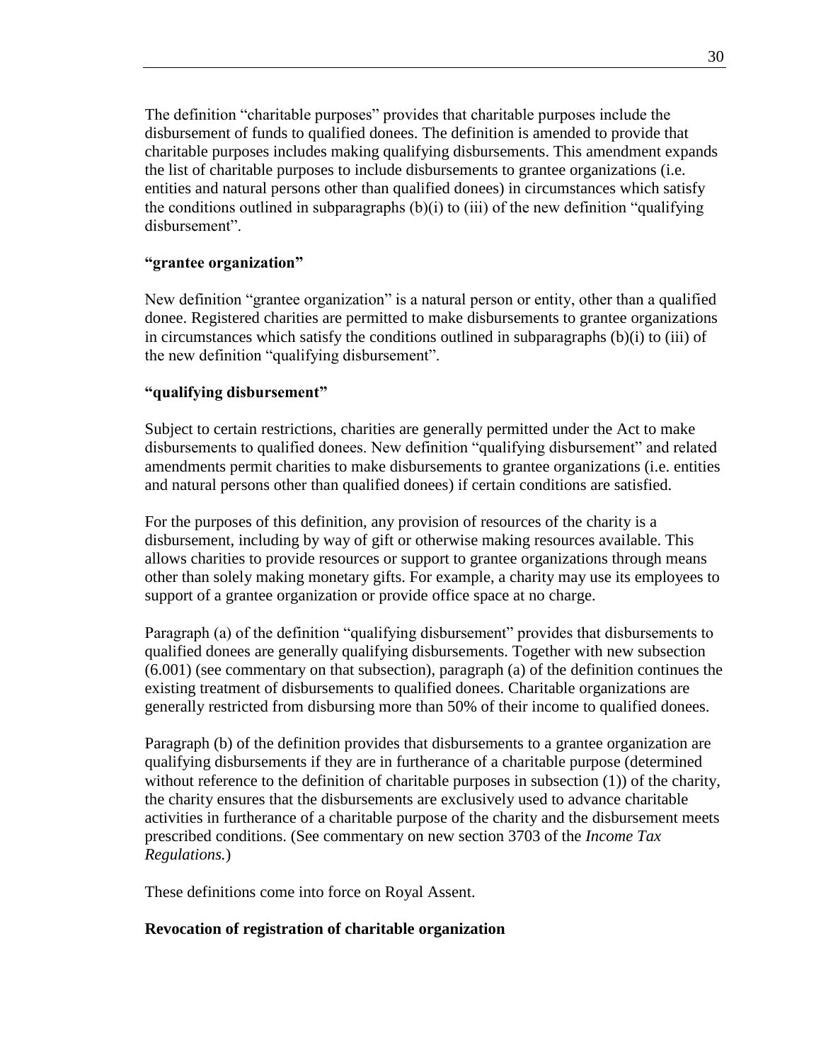The definition "charitable purposes" provides that charitable purposes include the disbursement of funds to qualified donees. The definition is amended to provide that charitable purposes includes making qualifying disbursements. This amendment expands the list of charitable purposes to include disbursements to grantee organizations (i.e. entities and natural persons other than qualified donees) in circumstances which satisfy the conditions outlined in subparagraphs (b)(i) to (iii) of the new definition "qualifying disbursement".

**"grantee organization"**

New definition "grantee organization" is a natural person or entity, other than a qualified donee. Registered charities are permitted to make disbursements to grantee organizations in circumstances which satisfy the conditions outlined in subparagraphs (b)(i) to (iii) of the new definition "qualifying disbursement".

**"qualifying disbursement"**

Subject to certain restrictions, charities are generally permitted under the Act to make disbursements to qualified donees. New definition "qualifying disbursement" and related amendments permit charities to make disbursements to grantee organizations (i.e. entities and natural persons other than qualified donees) if certain conditions are satisfied.

For the purposes of this definition, any provision of resources of the charity is a disbursement, including by way of gift or otherwise making resources available. This allows charities to provide resources or support to grantee organizations through means other than solely making monetary gifts. For example, a charity may use its employees to support of a grantee organization or provide office space at no charge.

Paragraph (a) of the definition "qualifying disbursement" provides that disbursements to qualified donees are generally qualifying disbursements. Together with new subsection (6.001) (see commentary on that subsection), paragraph (a) of the definition continues the existing treatment of disbursements to qualified donees. Charitable organizations are generally restricted from disbursing more than 50% of their income to qualified donees.

Paragraph (b) of the definition provides that disbursements to a grantee organization are qualifying disbursements if they are in furtherance of a charitable purpose (determined without reference to the definition of charitable purposes in subsection (1)) of the charity, the charity ensures that the disbursements are exclusively used to advance charitable activities in furtherance of a charitable purpose of the charity and the disbursement meets prescribed conditions. (See commentary on new section 3703 of the *Income Tax Regulations.*)

These definitions come into force on Royal Assent.

**Revocation of registration of charitable organization**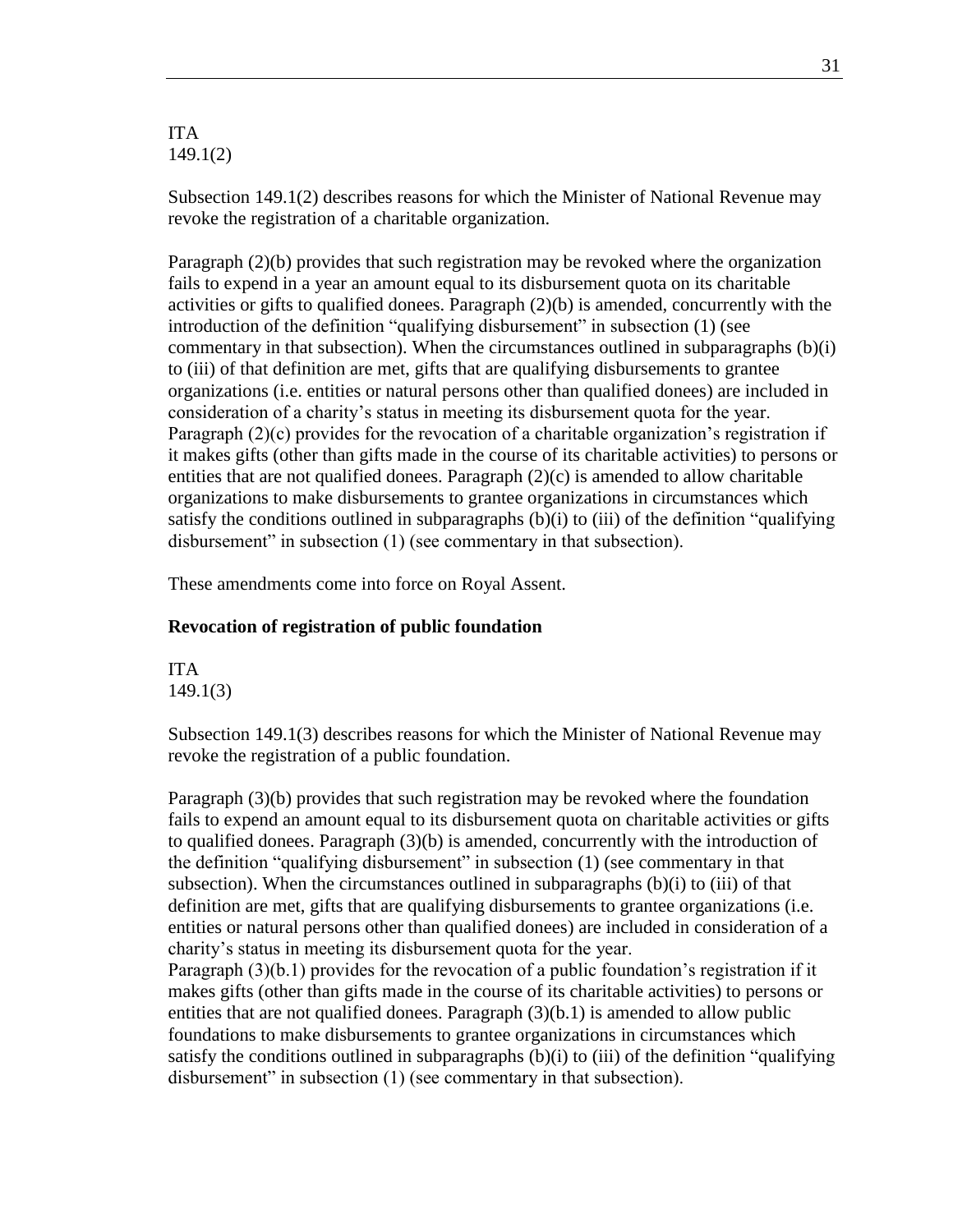ITA
149.1(2)

Subsection 149.1(2) describes reasons for which the Minister of National Revenue may revoke the registration of a charitable organization.

Paragraph (2)(b) provides that such registration may be revoked where the organization fails to expend in a year an amount equal to its disbursement quota on its charitable activities or gifts to qualified donees. Paragraph (2)(b) is amended, concurrently with the introduction of the definition "qualifying disbursement" in subsection (1) (see commentary in that subsection). When the circumstances outlined in subparagraphs (b)(i) to (iii) of that definition are met, gifts that are qualifying disbursements to grantee organizations (i.e. entities or natural persons other than qualified donees) are included in consideration of a charity's status in meeting its disbursement quota for the year.
Paragraph (2)(c) provides for the revocation of a charitable organization's registration if it makes gifts (other than gifts made in the course of its charitable activities) to persons or entities that are not qualified donees. Paragraph (2)(c) is amended to allow charitable organizations to make disbursements to grantee organizations in circumstances which satisfy the conditions outlined in subparagraphs (b)(i) to (iii) of the definition "qualifying disbursement" in subsection (1) (see commentary in that subsection).

These amendments come into force on Royal Assent.

**Revocation of registration of public foundation**

ITA
149.1(3)

Subsection 149.1(3) describes reasons for which the Minister of National Revenue may revoke the registration of a public foundation.

Paragraph (3)(b) provides that such registration may be revoked where the foundation fails to expend an amount equal to its disbursement quota on charitable activities or gifts to qualified donees. Paragraph (3)(b) is amended, concurrently with the introduction of the definition "qualifying disbursement" in subsection (1) (see commentary in that subsection). When the circumstances outlined in subparagraphs (b)(i) to (iii) of that definition are met, gifts that are qualifying disbursements to grantee organizations (i.e. entities or natural persons other than qualified donees) are included in consideration of a charity's status in meeting its disbursement quota for the year.
Paragraph (3)(b.1) provides for the revocation of a public foundation's registration if it makes gifts (other than gifts made in the course of its charitable activities) to persons or entities that are not qualified donees. Paragraph (3)(b.1) is amended to allow public foundations to make disbursements to grantee organizations in circumstances which satisfy the conditions outlined in subparagraphs (b)(i) to (iii) of the definition "qualifying disbursement" in subsection (1) (see commentary in that subsection).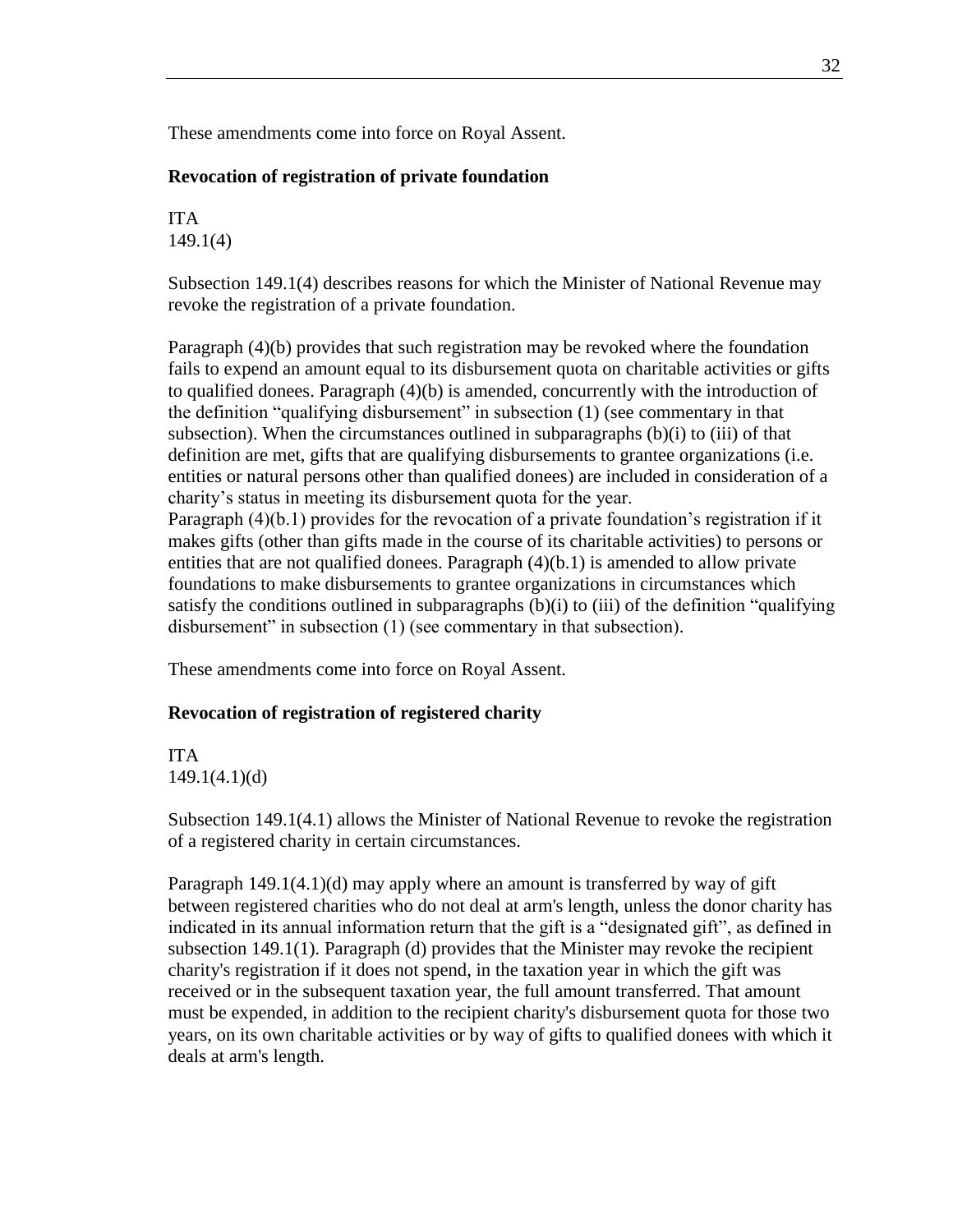These amendments come into force on Royal Assent.

**Revocation of registration of private foundation**

ITA
149.1(4)

Subsection 149.1(4) describes reasons for which the Minister of National Revenue may revoke the registration of a private foundation.

Paragraph (4)(b) provides that such registration may be revoked where the foundation fails to expend an amount equal to its disbursement quota on charitable activities or gifts to qualified donees. Paragraph (4)(b) is amended, concurrently with the introduction of the definition "qualifying disbursement" in subsection (1) (see commentary in that subsection). When the circumstances outlined in subparagraphs (b)(i) to (iii) of that definition are met, gifts that are qualifying disbursements to grantee organizations (i.e. entities or natural persons other than qualified donees) are included in consideration of a charity's status in meeting its disbursement quota for the year.
Paragraph (4)(b.1) provides for the revocation of a private foundation's registration if it makes gifts (other than gifts made in the course of its charitable activities) to persons or entities that are not qualified donees. Paragraph (4)(b.1) is amended to allow private foundations to make disbursements to grantee organizations in circumstances which satisfy the conditions outlined in subparagraphs (b)(i) to (iii) of the definition "qualifying disbursement" in subsection (1) (see commentary in that subsection).

These amendments come into force on Royal Assent.

**Revocation of registration of registered charity**

ITA
149.1(4.1)(d)

Subsection 149.1(4.1) allows the Minister of National Revenue to revoke the registration of a registered charity in certain circumstances.

Paragraph 149.1(4.1)(d) may apply where an amount is transferred by way of gift between registered charities who do not deal at arm's length, unless the donor charity has indicated in its annual information return that the gift is a "designated gift", as defined in subsection 149.1(1). Paragraph (d) provides that the Minister may revoke the recipient charity's registration if it does not spend, in the taxation year in which the gift was received or in the subsequent taxation year, the full amount transferred. That amount must be expended, in addition to the recipient charity's disbursement quota for those two years, on its own charitable activities or by way of gifts to qualified donees with which it deals at arm's length.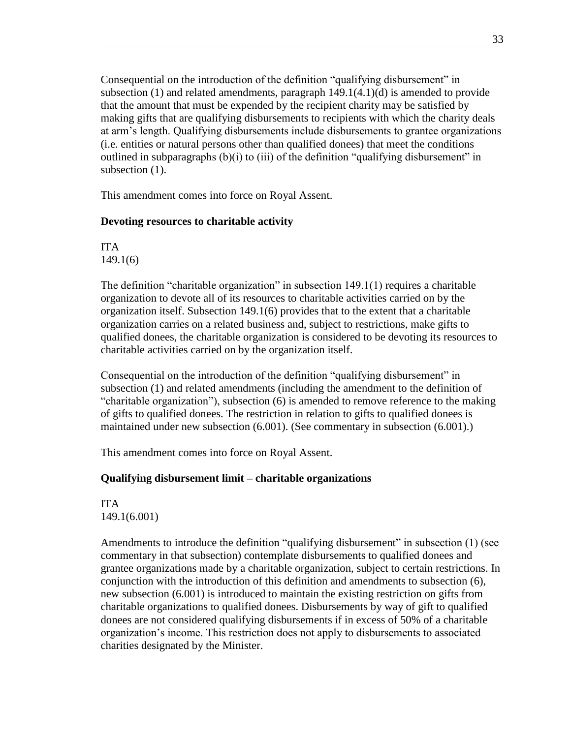Consequential on the introduction of the definition "qualifying disbursement" in subsection (1) and related amendments, paragraph 149.1(4.1)(d) is amended to provide that the amount that must be expended by the recipient charity may be satisfied by making gifts that are qualifying disbursements to recipients with which the charity deals at arm's length. Qualifying disbursements include disbursements to grantee organizations (i.e. entities or natural persons other than qualified donees) that meet the conditions outlined in subparagraphs (b)(i) to (iii) of the definition "qualifying disbursement" in subsection (1).

This amendment comes into force on Royal Assent.

### Devoting resources to charitable activity

ITA
149.1(6)

The definition "charitable organization" in subsection 149.1(1) requires a charitable organization to devote all of its resources to charitable activities carried on by the organization itself. Subsection 149.1(6) provides that to the extent that a charitable organization carries on a related business and, subject to restrictions, make gifts to qualified donees, the charitable organization is considered to be devoting its resources to charitable activities carried on by the organization itself.

Consequential on the introduction of the definition "qualifying disbursement" in subsection (1) and related amendments (including the amendment to the definition of "charitable organization"), subsection (6) is amended to remove reference to the making of gifts to qualified donees. The restriction in relation to gifts to qualified donees is maintained under new subsection (6.001). (See commentary in subsection (6.001).)

This amendment comes into force on Royal Assent.

### Qualifying disbursement limit – charitable organizations

ITA
149.1(6.001)

Amendments to introduce the definition "qualifying disbursement" in subsection (1) (see commentary in that subsection) contemplate disbursements to qualified donees and grantee organizations made by a charitable organization, subject to certain restrictions. In conjunction with the introduction of this definition and amendments to subsection (6), new subsection (6.001) is introduced to maintain the existing restriction on gifts from charitable organizations to qualified donees. Disbursements by way of gift to qualified donees are not considered qualifying disbursements if in excess of 50% of a charitable organization's income. This restriction does not apply to disbursements to associated charities designated by the Minister.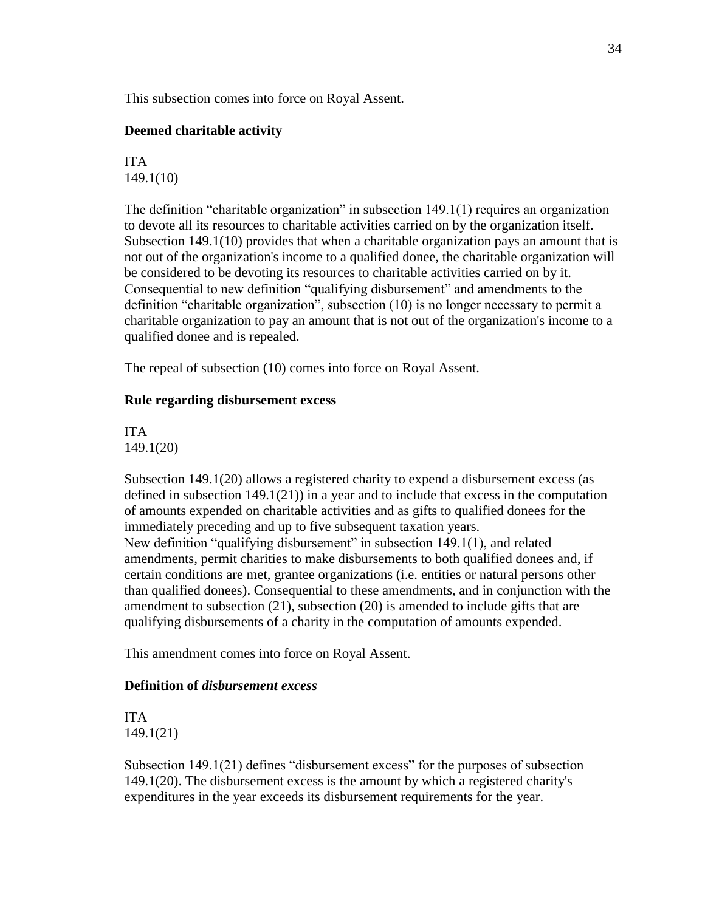This subsection comes into force on Royal Assent.

### Deemed charitable activity

ITA
149.1(10)

The definition "charitable organization" in subsection 149.1(1) requires an organization to devote all its resources to charitable activities carried on by the organization itself. Subsection 149.1(10) provides that when a charitable organization pays an amount that is not out of the organization's income to a qualified donee, the charitable organization will be considered to be devoting its resources to charitable activities carried on by it. Consequential to new definition "qualifying disbursement" and amendments to the definition "charitable organization", subsection (10) is no longer necessary to permit a charitable organization to pay an amount that is not out of the organization's income to a qualified donee and is repealed.

The repeal of subsection (10) comes into force on Royal Assent.

### Rule regarding disbursement excess

ITA
149.1(20)

Subsection 149.1(20) allows a registered charity to expend a disbursement excess (as defined in subsection 149.1(21)) in a year and to include that excess in the computation of amounts expended on charitable activities and as gifts to qualified donees for the immediately preceding and up to five subsequent taxation years.
New definition "qualifying disbursement" in subsection 149.1(1), and related amendments, permit charities to make disbursements to both qualified donees and, if certain conditions are met, grantee organizations (i.e. entities or natural persons other than qualified donees). Consequential to these amendments, and in conjunction with the amendment to subsection (21), subsection (20) is amended to include gifts that are qualifying disbursements of a charity in the computation of amounts expended.

This amendment comes into force on Royal Assent.

### Definition of *disbursement excess*

ITA
149.1(21)

Subsection 149.1(21) defines "disbursement excess" for the purposes of subsection 149.1(20). The disbursement excess is the amount by which a registered charity's expenditures in the year exceeds its disbursement requirements for the year.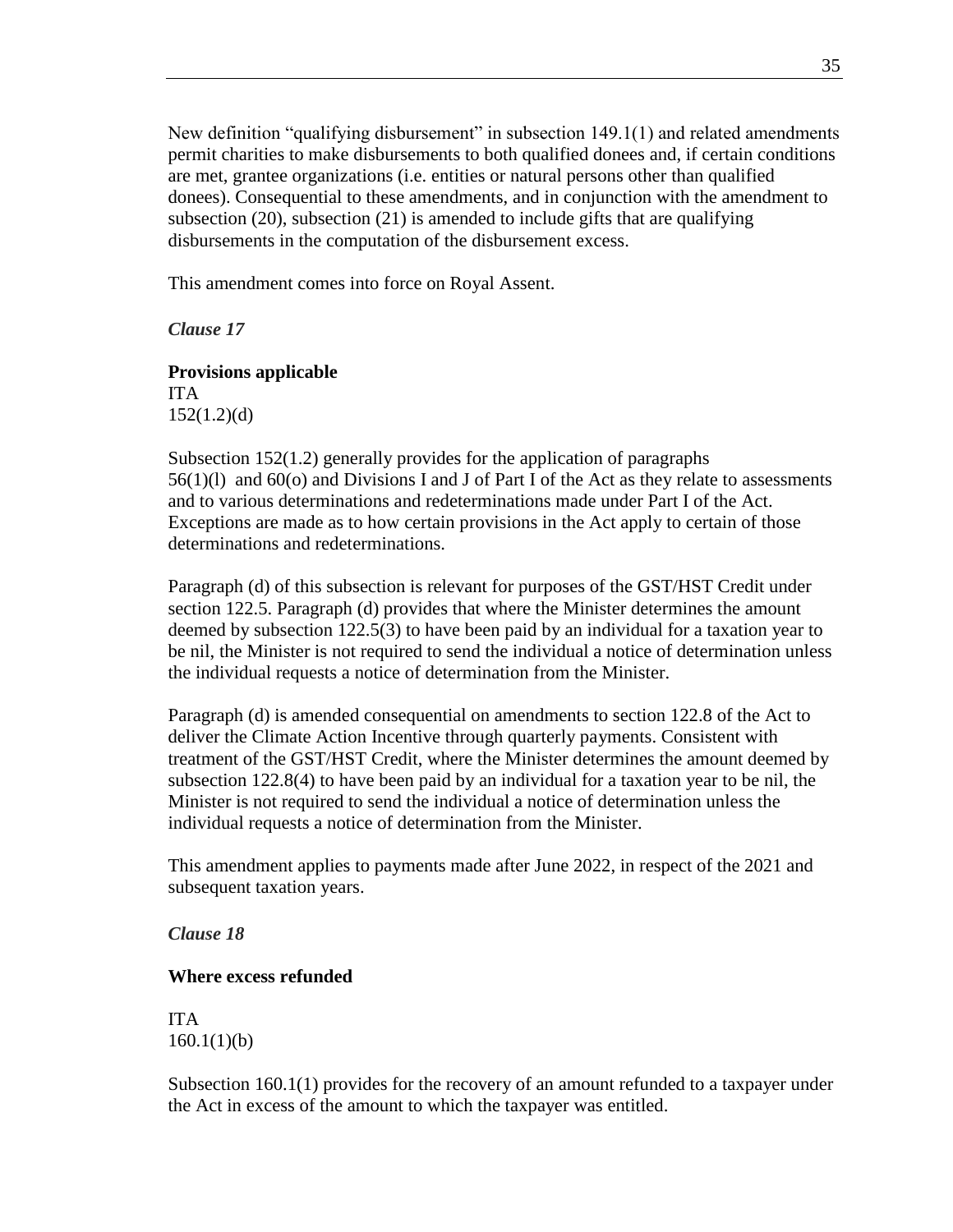New definition "qualifying disbursement" in subsection 149.1(1) and related amendments permit charities to make disbursements to both qualified donees and, if certain conditions are met, grantee organizations (i.e. entities or natural persons other than qualified donees). Consequential to these amendments, and in conjunction with the amendment to subsection (20), subsection (21) is amended to include gifts that are qualifying disbursements in the computation of the disbursement excess.

This amendment comes into force on Royal Assent.

*Clause 17*

**Provisions applicable**

ITA
152(1.2)(d)

Subsection 152(1.2) generally provides for the application of paragraphs 56(1)(l) and 60(o) and Divisions I and J of Part I of the Act as they relate to assessments and to various determinations and redeterminations made under Part I of the Act. Exceptions are made as to how certain provisions in the Act apply to certain of those determinations and redeterminations.

Paragraph (d) of this subsection is relevant for purposes of the GST/HST Credit under section 122.5. Paragraph (d) provides that where the Minister determines the amount deemed by subsection 122.5(3) to have been paid by an individual for a taxation year to be nil, the Minister is not required to send the individual a notice of determination unless the individual requests a notice of determination from the Minister.

Paragraph (d) is amended consequential on amendments to section 122.8 of the Act to deliver the Climate Action Incentive through quarterly payments. Consistent with treatment of the GST/HST Credit, where the Minister determines the amount deemed by subsection 122.8(4) to have been paid by an individual for a taxation year to be nil, the Minister is not required to send the individual a notice of determination unless the individual requests a notice of determination from the Minister.

This amendment applies to payments made after June 2022, in respect of the 2021 and subsequent taxation years.

*Clause 18*

**Where excess refunded**

ITA
160.1(1)(b)

Subsection 160.1(1) provides for the recovery of an amount refunded to a taxpayer under the Act in excess of the amount to which the taxpayer was entitled.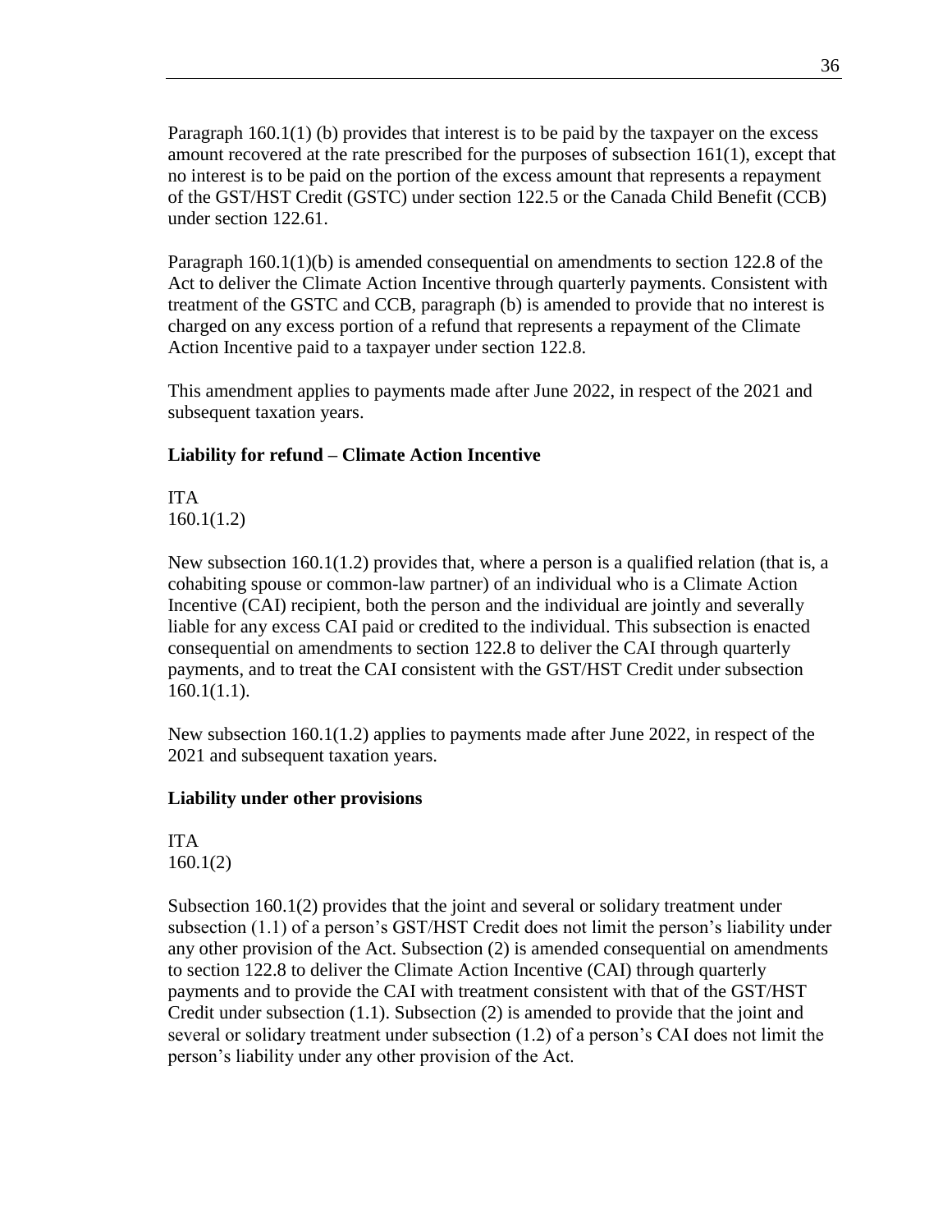Paragraph 160.1(1) (b) provides that interest is to be paid by the taxpayer on the excess amount recovered at the rate prescribed for the purposes of subsection 161(1), except that no interest is to be paid on the portion of the excess amount that represents a repayment of the GST/HST Credit (GSTC) under section 122.5 or the Canada Child Benefit (CCB) under section 122.61.

Paragraph 160.1(1)(b) is amended consequential on amendments to section 122.8 of the Act to deliver the Climate Action Incentive through quarterly payments. Consistent with treatment of the GSTC and CCB, paragraph (b) is amended to provide that no interest is charged on any excess portion of a refund that represents a repayment of the Climate Action Incentive paid to a taxpayer under section 122.8.

This amendment applies to payments made after June 2022, in respect of the 2021 and subsequent taxation years.

**Liability for refund – Climate Action Incentive**

ITA
160.1(1.2)

New subsection 160.1(1.2) provides that, where a person is a qualified relation (that is, a cohabiting spouse or common-law partner) of an individual who is a Climate Action Incentive (CAI) recipient, both the person and the individual are jointly and severally liable for any excess CAI paid or credited to the individual. This subsection is enacted consequential on amendments to section 122.8 to deliver the CAI through quarterly payments, and to treat the CAI consistent with the GST/HST Credit under subsection 160.1(1.1).

New subsection 160.1(1.2) applies to payments made after June 2022, in respect of the 2021 and subsequent taxation years.

**Liability under other provisions**

ITA
160.1(2)

Subsection 160.1(2) provides that the joint and several or solidary treatment under subsection (1.1) of a person's GST/HST Credit does not limit the person's liability under any other provision of the Act. Subsection (2) is amended consequential on amendments to section 122.8 to deliver the Climate Action Incentive (CAI) through quarterly payments and to provide the CAI with treatment consistent with that of the GST/HST Credit under subsection (1.1). Subsection (2) is amended to provide that the joint and several or solidary treatment under subsection (1.2) of a person's CAI does not limit the person's liability under any other provision of the Act.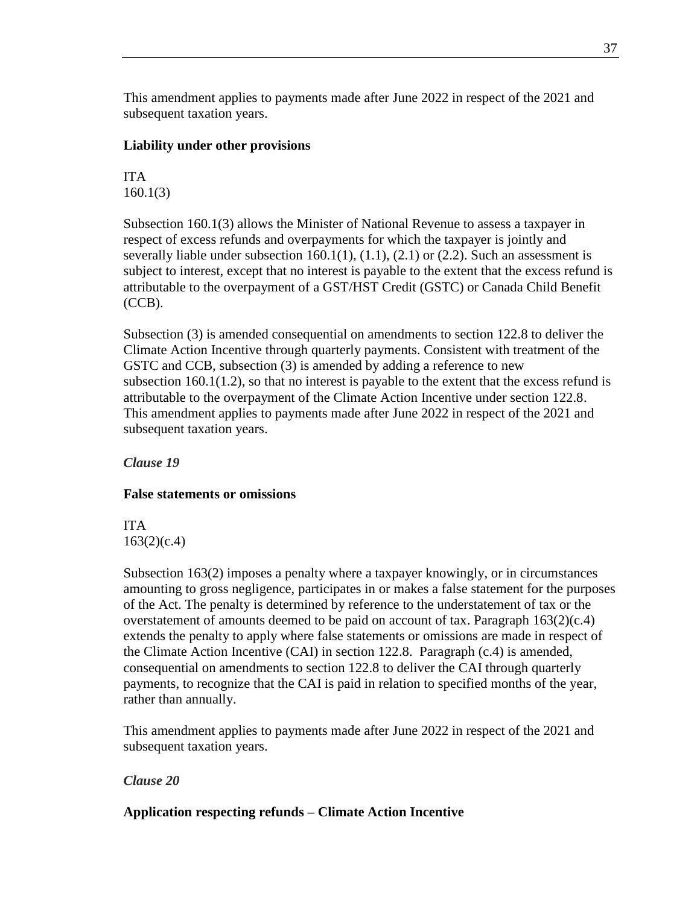This amendment applies to payments made after June 2022 in respect of the 2021 and subsequent taxation years.

**Liability under other provisions**

ITA
160.1(3)

Subsection 160.1(3) allows the Minister of National Revenue to assess a taxpayer in respect of excess refunds and overpayments for which the taxpayer is jointly and severally liable under subsection 160.1(1), (1.1), (2.1) or (2.2). Such an assessment is subject to interest, except that no interest is payable to the extent that the excess refund is attributable to the overpayment of a GST/HST Credit (GSTC) or Canada Child Benefit (CCB).

Subsection (3) is amended consequential on amendments to section 122.8 to deliver the Climate Action Incentive through quarterly payments. Consistent with treatment of the GSTC and CCB, subsection (3) is amended by adding a reference to new subsection 160.1(1.2), so that no interest is payable to the extent that the excess refund is attributable to the overpayment of the Climate Action Incentive under section 122.8. This amendment applies to payments made after June 2022 in respect of the 2021 and subsequent taxation years.

*Clause 19*

**False statements or omissions**

ITA
163(2)(c.4)

Subsection 163(2) imposes a penalty where a taxpayer knowingly, or in circumstances amounting to gross negligence, participates in or makes a false statement for the purposes of the Act. The penalty is determined by reference to the understatement of tax or the overstatement of amounts deemed to be paid on account of tax. Paragraph 163(2)(c.4) extends the penalty to apply where false statements or omissions are made in respect of the Climate Action Incentive (CAI) in section 122.8. Paragraph (c.4) is amended, consequential on amendments to section 122.8 to deliver the CAI through quarterly payments, to recognize that the CAI is paid in relation to specified months of the year, rather than annually.

This amendment applies to payments made after June 2022 in respect of the 2021 and subsequent taxation years.

*Clause 20*

**Application respecting refunds – Climate Action Incentive**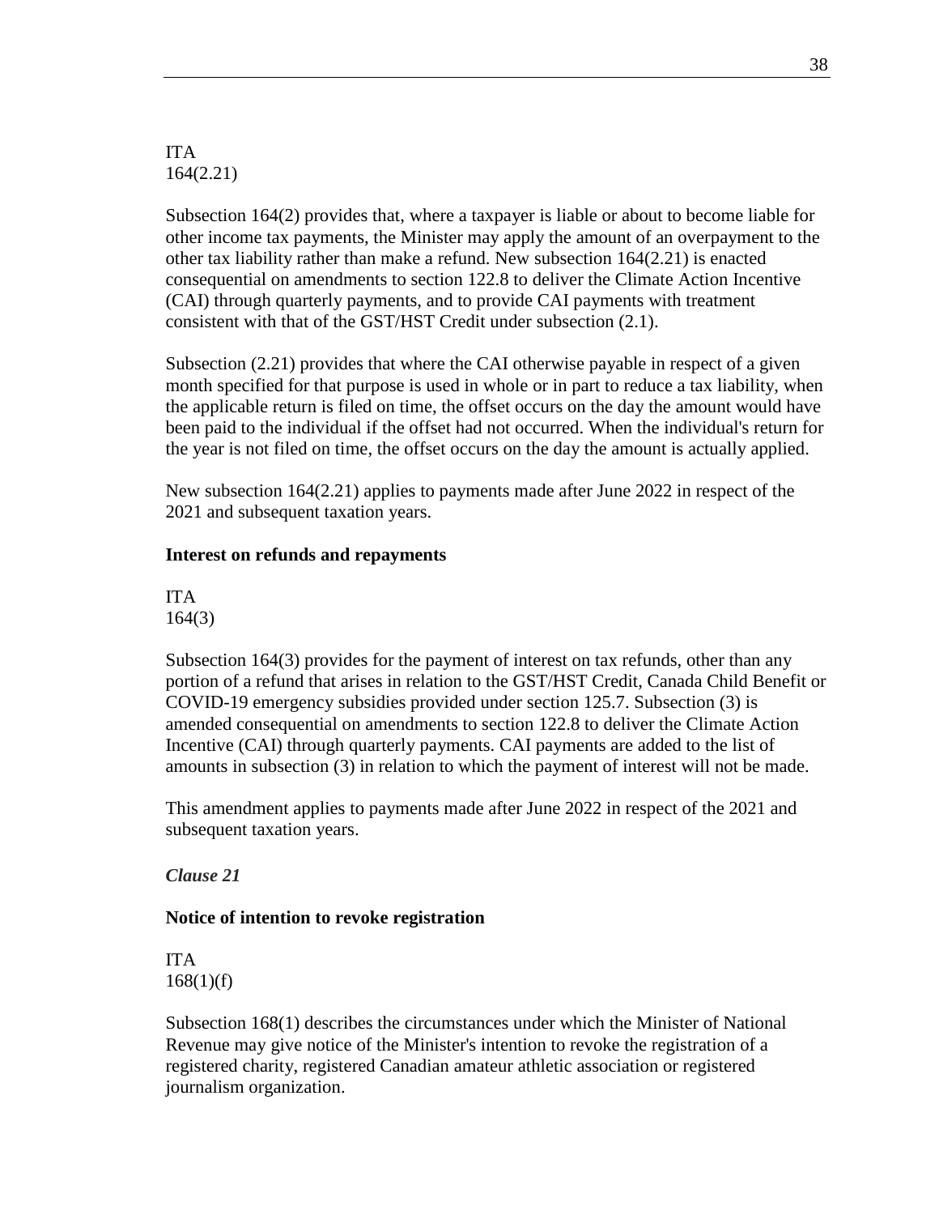ITA
164(2.21)

Subsection 164(2) provides that, where a taxpayer is liable or about to become liable for other income tax payments, the Minister may apply the amount of an overpayment to the other tax liability rather than make a refund. New subsection 164(2.21) is enacted consequential on amendments to section 122.8 to deliver the Climate Action Incentive (CAI) through quarterly payments, and to provide CAI payments with treatment consistent with that of the GST/HST Credit under subsection (2.1).

Subsection (2.21) provides that where the CAI otherwise payable in respect of a given month specified for that purpose is used in whole or in part to reduce a tax liability, when the applicable return is filed on time, the offset occurs on the day the amount would have been paid to the individual if the offset had not occurred. When the individual's return for the year is not filed on time, the offset occurs on the day the amount is actually applied.

New subsection 164(2.21) applies to payments made after June 2022 in respect of the 2021 and subsequent taxation years.

**Interest on refunds and repayments**

ITA
164(3)

Subsection 164(3) provides for the payment of interest on tax refunds, other than any portion of a refund that arises in relation to the GST/HST Credit, Canada Child Benefit or COVID-19 emergency subsidies provided under section 125.7. Subsection (3) is amended consequential on amendments to section 122.8 to deliver the Climate Action Incentive (CAI) through quarterly payments. CAI payments are added to the list of amounts in subsection (3) in relation to which the payment of interest will not be made.

This amendment applies to payments made after June 2022 in respect of the 2021 and subsequent taxation years.

***Clause 21***

**Notice of intention to revoke registration**

ITA
168(1)(f)

Subsection 168(1) describes the circumstances under which the Minister of National Revenue may give notice of the Minister's intention to revoke the registration of a registered charity, registered Canadian amateur athletic association or registered journalism organization.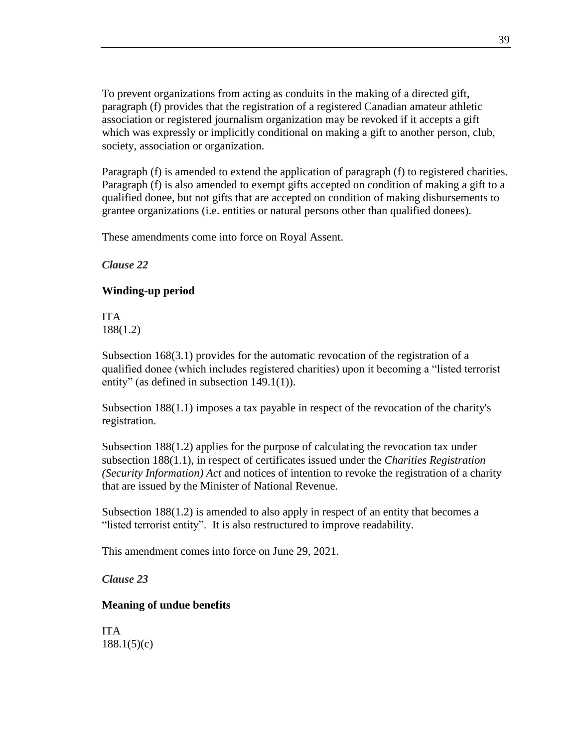To prevent organizations from acting as conduits in the making of a directed gift, paragraph (f) provides that the registration of a registered Canadian amateur athletic association or registered journalism organization may be revoked if it accepts a gift which was expressly or implicitly conditional on making a gift to another person, club, society, association or organization.

Paragraph (f) is amended to extend the application of paragraph (f) to registered charities. Paragraph (f) is also amended to exempt gifts accepted on condition of making a gift to a qualified donee, but not gifts that are accepted on condition of making disbursements to grantee organizations (i.e. entities or natural persons other than qualified donees).

These amendments come into force on Royal Assent.

*Clause 22*

**Winding-up period**

ITA
188(1.2)

Subsection 168(3.1) provides for the automatic revocation of the registration of a qualified donee (which includes registered charities) upon it becoming a "listed terrorist entity" (as defined in subsection 149.1(1)).

Subsection 188(1.1) imposes a tax payable in respect of the revocation of the charity's registration.

Subsection 188(1.2) applies for the purpose of calculating the revocation tax under subsection 188(1.1), in respect of certificates issued under the *Charities Registration (Security Information) Act* and notices of intention to revoke the registration of a charity that are issued by the Minister of National Revenue.

Subsection 188(1.2) is amended to also apply in respect of an entity that becomes a "listed terrorist entity". It is also restructured to improve readability.

This amendment comes into force on June 29, 2021.

*Clause 23*

**Meaning of undue benefits**

ITA
188.1(5)(c)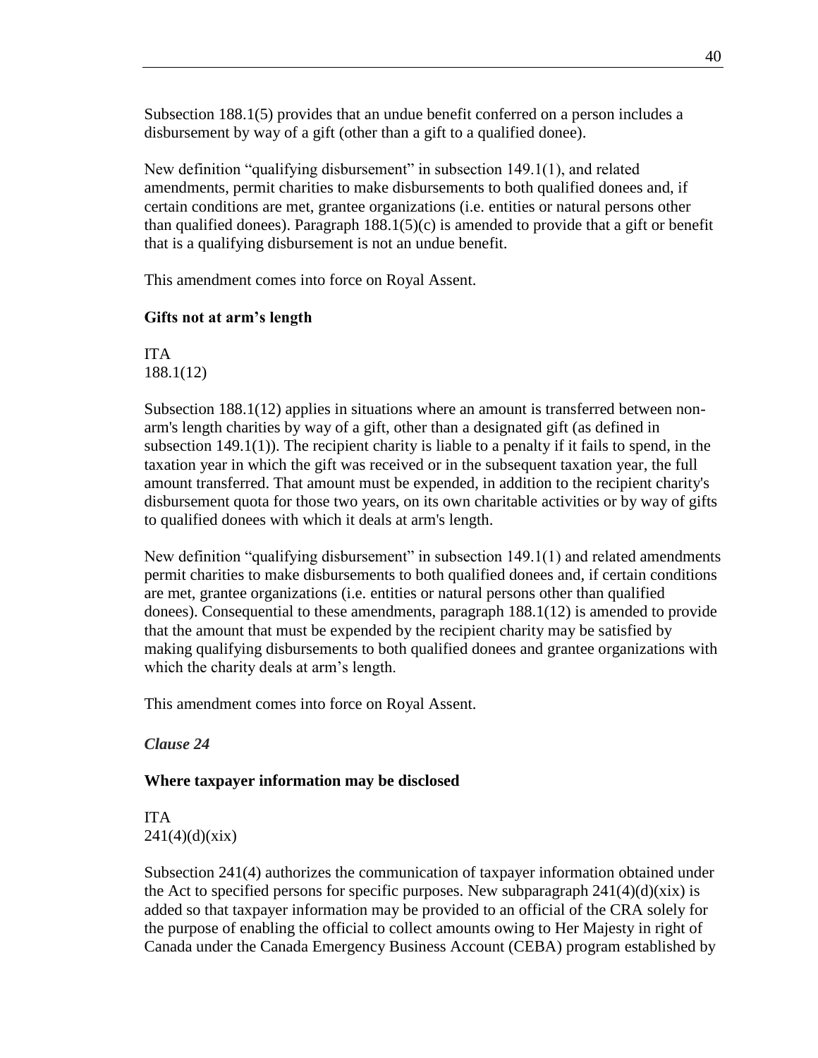Subsection 188.1(5) provides that an undue benefit conferred on a person includes a disbursement by way of a gift (other than a gift to a qualified donee).

New definition "qualifying disbursement" in subsection 149.1(1), and related amendments, permit charities to make disbursements to both qualified donees and, if certain conditions are met, grantee organizations (i.e. entities or natural persons other than qualified donees). Paragraph 188.1(5)(c) is amended to provide that a gift or benefit that is a qualifying disbursement is not an undue benefit.

This amendment comes into force on Royal Assent.

**Gifts not at arm's length**

ITA
188.1(12)

Subsection 188.1(12) applies in situations where an amount is transferred between non-arm's length charities by way of a gift, other than a designated gift (as defined in subsection 149.1(1)). The recipient charity is liable to a penalty if it fails to spend, in the taxation year in which the gift was received or in the subsequent taxation year, the full amount transferred. That amount must be expended, in addition to the recipient charity's disbursement quota for those two years, on its own charitable activities or by way of gifts to qualified donees with which it deals at arm's length.

New definition "qualifying disbursement" in subsection 149.1(1) and related amendments permit charities to make disbursements to both qualified donees and, if certain conditions are met, grantee organizations (i.e. entities or natural persons other than qualified donees). Consequential to these amendments, paragraph 188.1(12) is amended to provide that the amount that must be expended by the recipient charity may be satisfied by making qualifying disbursements to both qualified donees and grantee organizations with which the charity deals at arm's length.

This amendment comes into force on Royal Assent.

***Clause 24***

**Where taxpayer information may be disclosed**

ITA
241(4)(d)(xix)

Subsection 241(4) authorizes the communication of taxpayer information obtained under the Act to specified persons for specific purposes. New subparagraph 241(4)(d)(xix) is added so that taxpayer information may be provided to an official of the CRA solely for the purpose of enabling the official to collect amounts owing to Her Majesty in right of Canada under the Canada Emergency Business Account (CEBA) program established by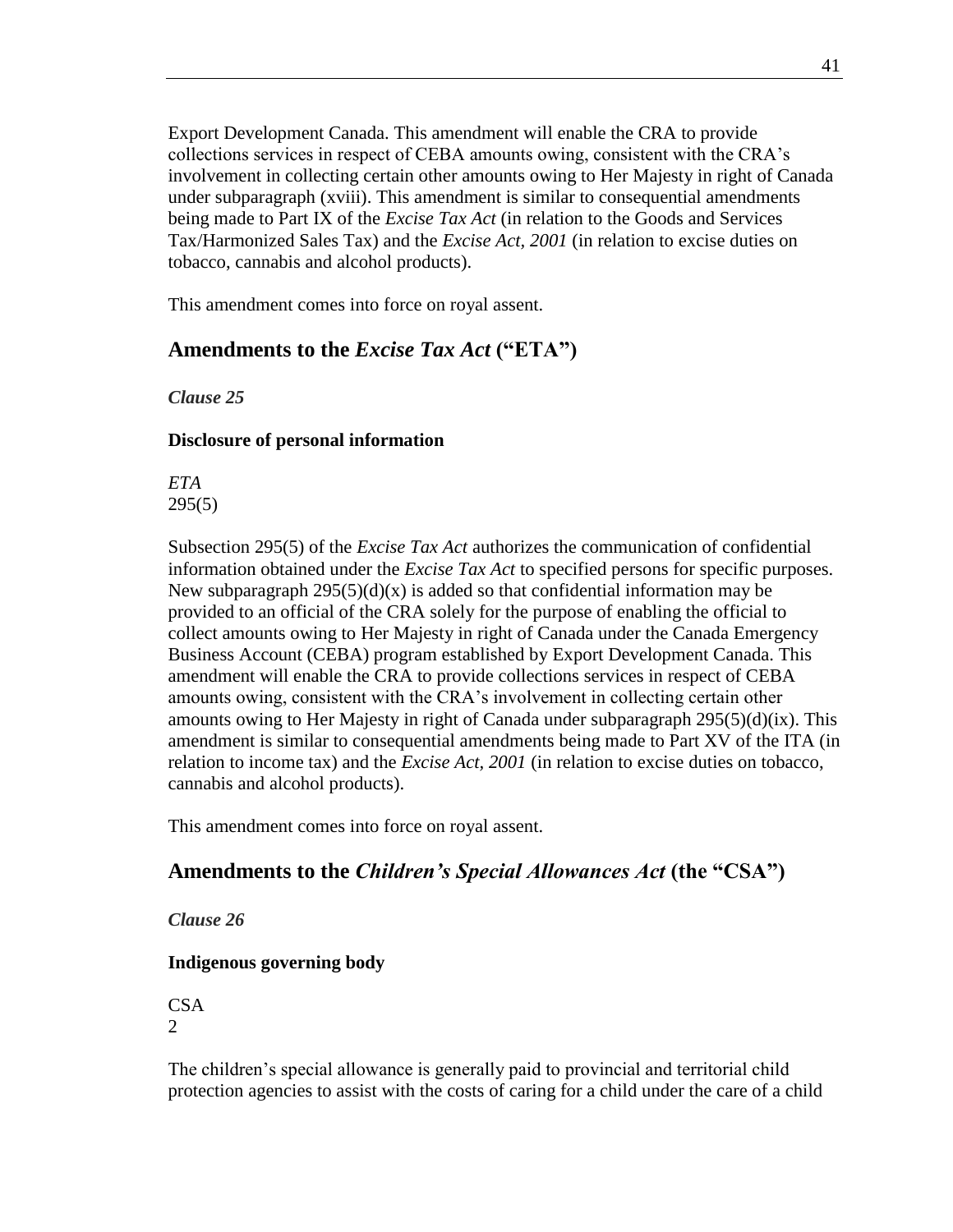Export Development Canada. This amendment will enable the CRA to provide collections services in respect of CEBA amounts owing, consistent with the CRA's involvement in collecting certain other amounts owing to Her Majesty in right of Canada under subparagraph (xviii). This amendment is similar to consequential amendments being made to Part IX of the *Excise Tax Act* (in relation to the Goods and Services Tax/Harmonized Sales Tax) and the *Excise Act, 2001* (in relation to excise duties on tobacco, cannabis and alcohol products).

This amendment comes into force on royal assent.

## Amendments to the *Excise Tax Act* ("ETA")

***Clause 25***

**Disclosure of personal information**

*ETA*
295(5)

Subsection 295(5) of the *Excise Tax Act* authorizes the communication of confidential information obtained under the *Excise Tax Act* to specified persons for specific purposes. New subparagraph 295(5)(d)(x) is added so that confidential information may be provided to an official of the CRA solely for the purpose of enabling the official to collect amounts owing to Her Majesty in right of Canada under the Canada Emergency Business Account (CEBA) program established by Export Development Canada. This amendment will enable the CRA to provide collections services in respect of CEBA amounts owing, consistent with the CRA's involvement in collecting certain other amounts owing to Her Majesty in right of Canada under subparagraph 295(5)(d)(ix). This amendment is similar to consequential amendments being made to Part XV of the ITA (in relation to income tax) and the *Excise Act, 2001* (in relation to excise duties on tobacco, cannabis and alcohol products).

This amendment comes into force on royal assent.

## Amendments to the *Children's Special Allowances Act* (the "CSA")

***Clause 26***

**Indigenous governing body**

CSA
2

The children's special allowance is generally paid to provincial and territorial child protection agencies to assist with the costs of caring for a child under the care of a child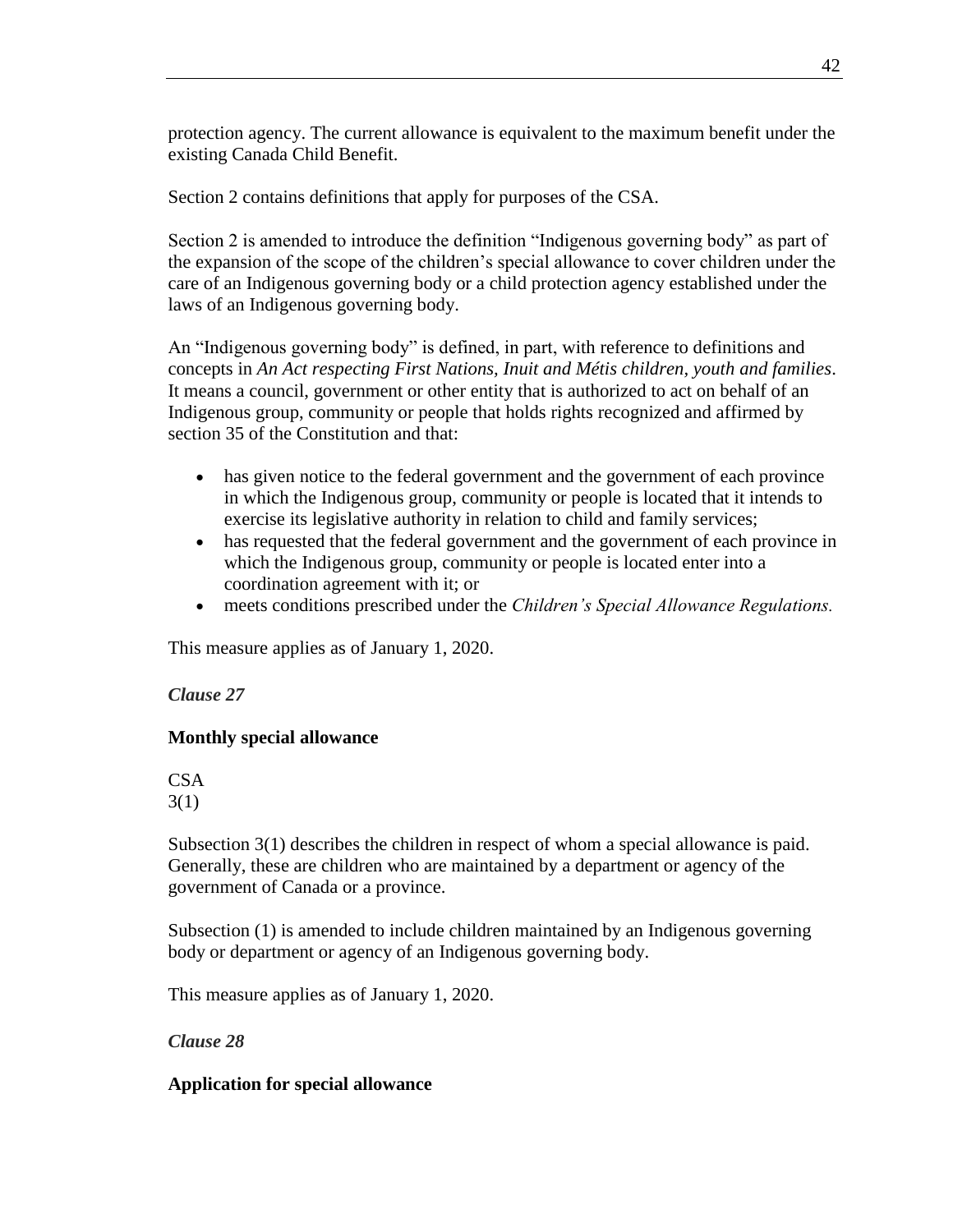protection agency. The current allowance is equivalent to the maximum benefit under the existing Canada Child Benefit.

Section 2 contains definitions that apply for purposes of the CSA.

Section 2 is amended to introduce the definition "Indigenous governing body" as part of the expansion of the scope of the children's special allowance to cover children under the care of an Indigenous governing body or a child protection agency established under the laws of an Indigenous governing body.

An "Indigenous governing body" is defined, in part, with reference to definitions and concepts in *An Act respecting First Nations, Inuit and Métis children, youth and families*. It means a council, government or other entity that is authorized to act on behalf of an Indigenous group, community or people that holds rights recognized and affirmed by section 35 of the Constitution and that:

- has given notice to the federal government and the government of each province in which the Indigenous group, community or people is located that it intends to exercise its legislative authority in relation to child and family services;
- has requested that the federal government and the government of each province in which the Indigenous group, community or people is located enter into a coordination agreement with it; or
- meets conditions prescribed under the *Children's Special Allowance Regulations*.

This measure applies as of January 1, 2020.

*Clause 27*

**Monthly special allowance**

CSA
3(1)

Subsection 3(1) describes the children in respect of whom a special allowance is paid. Generally, these are children who are maintained by a department or agency of the government of Canada or a province.

Subsection (1) is amended to include children maintained by an Indigenous governing body or department or agency of an Indigenous governing body.

This measure applies as of January 1, 2020.

*Clause 28*

**Application for special allowance**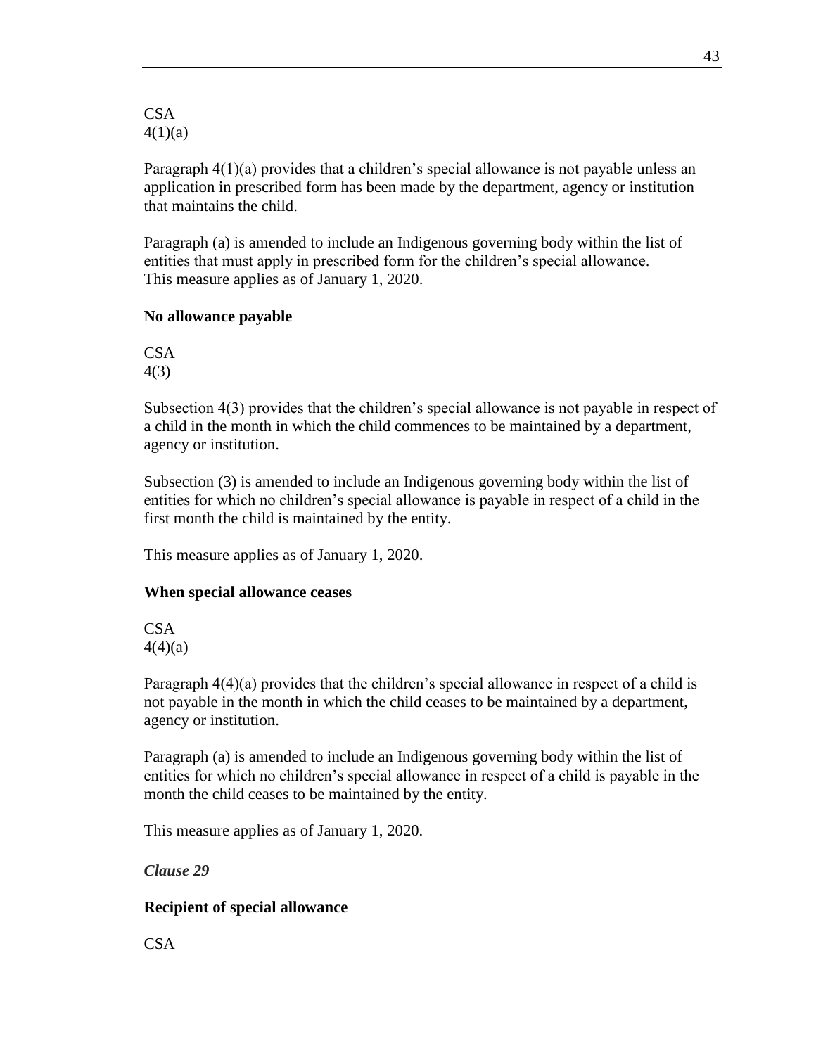CSA
4(1)(a)

Paragraph 4(1)(a) provides that a children's special allowance is not payable unless an application in prescribed form has been made by the department, agency or institution that maintains the child.

Paragraph (a) is amended to include an Indigenous governing body within the list of entities that must apply in prescribed form for the children's special allowance. This measure applies as of January 1, 2020.

**No allowance payable**

CSA
4(3)

Subsection 4(3) provides that the children's special allowance is not payable in respect of a child in the month in which the child commences to be maintained by a department, agency or institution.

Subsection (3) is amended to include an Indigenous governing body within the list of entities for which no children's special allowance is payable in respect of a child in the first month the child is maintained by the entity.

This measure applies as of January 1, 2020.

**When special allowance ceases**

CSA
4(4)(a)

Paragraph 4(4)(a) provides that the children's special allowance in respect of a child is not payable in the month in which the child ceases to be maintained by a department, agency or institution.

Paragraph (a) is amended to include an Indigenous governing body within the list of entities for which no children's special allowance in respect of a child is payable in the month the child ceases to be maintained by the entity.

This measure applies as of January 1, 2020.

***Clause 29***

**Recipient of special allowance**

CSA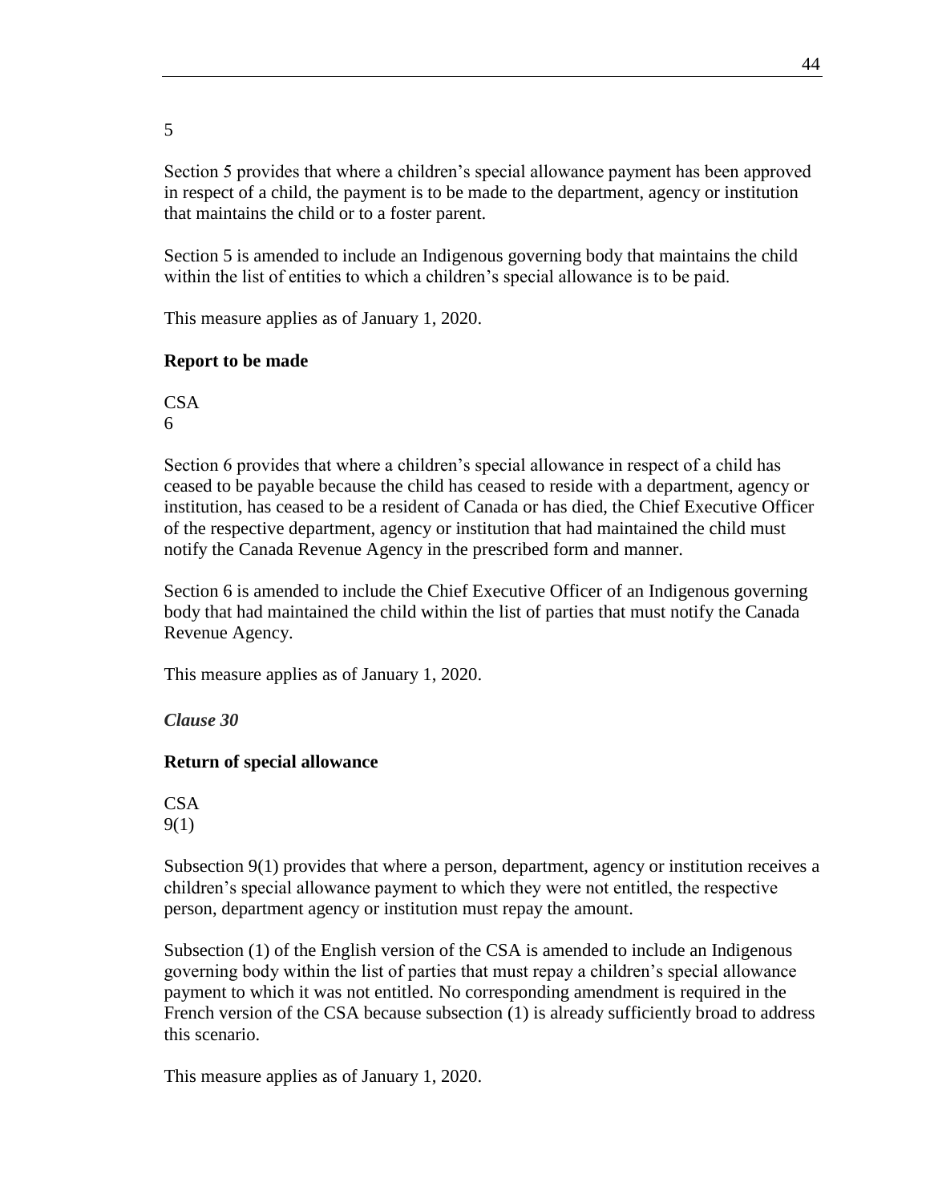5

Section 5 provides that where a children's special allowance payment has been approved in respect of a child, the payment is to be made to the department, agency or institution that maintains the child or to a foster parent.

Section 5 is amended to include an Indigenous governing body that maintains the child within the list of entities to which a children's special allowance is to be paid.

This measure applies as of January 1, 2020.

**Report to be made**

CSA
6

Section 6 provides that where a children's special allowance in respect of a child has ceased to be payable because the child has ceased to reside with a department, agency or institution, has ceased to be a resident of Canada or has died, the Chief Executive Officer of the respective department, agency or institution that had maintained the child must notify the Canada Revenue Agency in the prescribed form and manner.

Section 6 is amended to include the Chief Executive Officer of an Indigenous governing body that had maintained the child within the list of parties that must notify the Canada Revenue Agency.

This measure applies as of January 1, 2020.

***Clause 30***

**Return of special allowance**

CSA
9(1)

Subsection 9(1) provides that where a person, department, agency or institution receives a children's special allowance payment to which they were not entitled, the respective person, department agency or institution must repay the amount.

Subsection (1) of the English version of the CSA is amended to include an Indigenous governing body within the list of parties that must repay a children's special allowance payment to which it was not entitled. No corresponding amendment is required in the French version of the CSA because subsection (1) is already sufficiently broad to address this scenario.

This measure applies as of January 1, 2020.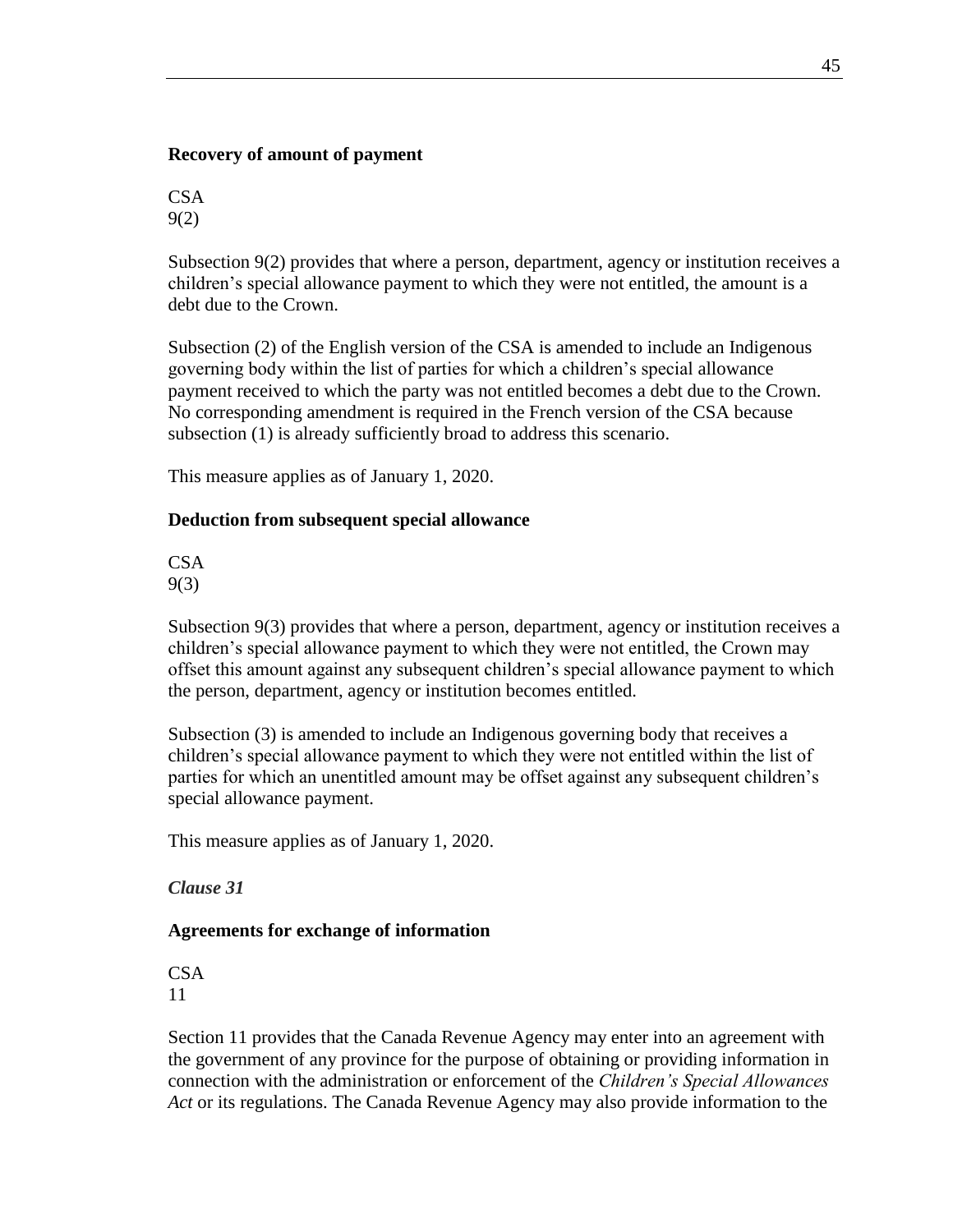**Recovery of amount of payment**

CSA
9(2)

Subsection 9(2) provides that where a person, department, agency or institution receives a children's special allowance payment to which they were not entitled, the amount is a debt due to the Crown.

Subsection (2) of the English version of the CSA is amended to include an Indigenous governing body within the list of parties for which a children's special allowance payment received to which the party was not entitled becomes a debt due to the Crown. No corresponding amendment is required in the French version of the CSA because subsection (1) is already sufficiently broad to address this scenario.

This measure applies as of January 1, 2020.

**Deduction from subsequent special allowance**

CSA
9(3)

Subsection 9(3) provides that where a person, department, agency or institution receives a children's special allowance payment to which they were not entitled, the Crown may offset this amount against any subsequent children's special allowance payment to which the person, department, agency or institution becomes entitled.

Subsection (3) is amended to include an Indigenous governing body that receives a children's special allowance payment to which they were not entitled within the list of parties for which an unentitled amount may be offset against any subsequent children's special allowance payment.

This measure applies as of January 1, 2020.

***Clause 31***

**Agreements for exchange of information**

CSA
11

Section 11 provides that the Canada Revenue Agency may enter into an agreement with the government of any province for the purpose of obtaining or providing information in connection with the administration or enforcement of the *Children's Special Allowances Act* or its regulations. The Canada Revenue Agency may also provide information to the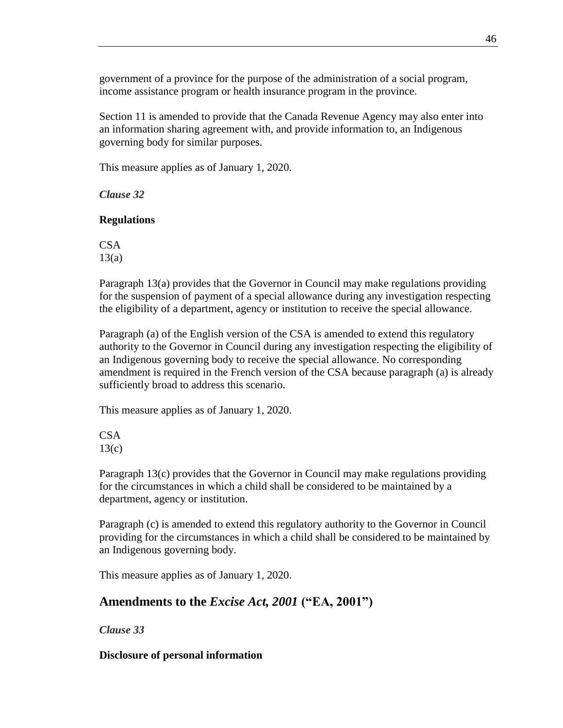government of a province for the purpose of the administration of a social program, income assistance program or health insurance program in the province.

Section 11 is amended to provide that the Canada Revenue Agency may also enter into an information sharing agreement with, and provide information to, an Indigenous governing body for similar purposes.

This measure applies as of January 1, 2020.

*Clause 32*

**Regulations**

CSA
13(a)

Paragraph 13(a) provides that the Governor in Council may make regulations providing for the suspension of payment of a special allowance during any investigation respecting the eligibility of a department, agency or institution to receive the special allowance.

Paragraph (a) of the English version of the CSA is amended to extend this regulatory authority to the Governor in Council during any investigation respecting the eligibility of an Indigenous governing body to receive the special allowance. No corresponding amendment is required in the French version of the CSA because paragraph (a) is already sufficiently broad to address this scenario.

This measure applies as of January 1, 2020.

CSA
13(c)

Paragraph 13(c) provides that the Governor in Council may make regulations providing for the circumstances in which a child shall be considered to be maintained by a department, agency or institution.

Paragraph (c) is amended to extend this regulatory authority to the Governor in Council providing for the circumstances in which a child shall be considered to be maintained by an Indigenous governing body.

This measure applies as of January 1, 2020.

## Amendments to the *Excise Act, 2001* ("EA, 2001")

*Clause 33*

**Disclosure of personal information**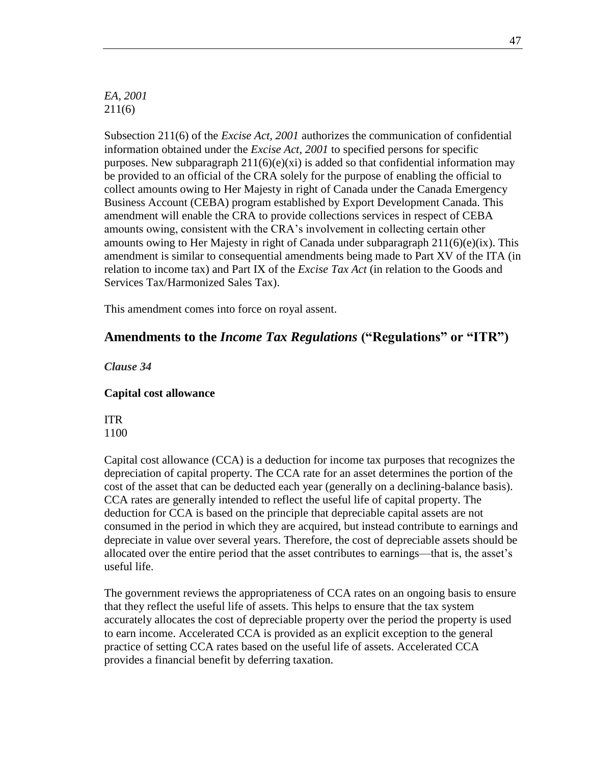*EA, 2001*
211(6)

Subsection 211(6) of the *Excise Act, 2001* authorizes the communication of confidential information obtained under the *Excise Act, 2001* to specified persons for specific purposes. New subparagraph 211(6)(e)(xi) is added so that confidential information may be provided to an official of the CRA solely for the purpose of enabling the official to collect amounts owing to Her Majesty in right of Canada under the Canada Emergency Business Account (CEBA) program established by Export Development Canada. This amendment will enable the CRA to provide collections services in respect of CEBA amounts owing, consistent with the CRA's involvement in collecting certain other amounts owing to Her Majesty in right of Canada under subparagraph 211(6)(e)(ix). This amendment is similar to consequential amendments being made to Part XV of the ITA (in relation to income tax) and Part IX of the *Excise Tax Act* (in relation to the Goods and Services Tax/Harmonized Sales Tax).

This amendment comes into force on royal assent.

## Amendments to the *Income Tax Regulations* ("Regulations" or "ITR")

***Clause 34***

**Capital cost allowance**

ITR
1100

Capital cost allowance (CCA) is a deduction for income tax purposes that recognizes the depreciation of capital property. The CCA rate for an asset determines the portion of the cost of the asset that can be deducted each year (generally on a declining-balance basis). CCA rates are generally intended to reflect the useful life of capital property. The deduction for CCA is based on the principle that depreciable capital assets are not consumed in the period in which they are acquired, but instead contribute to earnings and depreciate in value over several years. Therefore, the cost of depreciable assets should be allocated over the entire period that the asset contributes to earnings—that is, the asset's useful life.

The government reviews the appropriateness of CCA rates on an ongoing basis to ensure that they reflect the useful life of assets. This helps to ensure that the tax system accurately allocates the cost of depreciable property over the period the property is used to earn income. Accelerated CCA is provided as an explicit exception to the general practice of setting CCA rates based on the useful life of assets. Accelerated CCA provides a financial benefit by deferring taxation.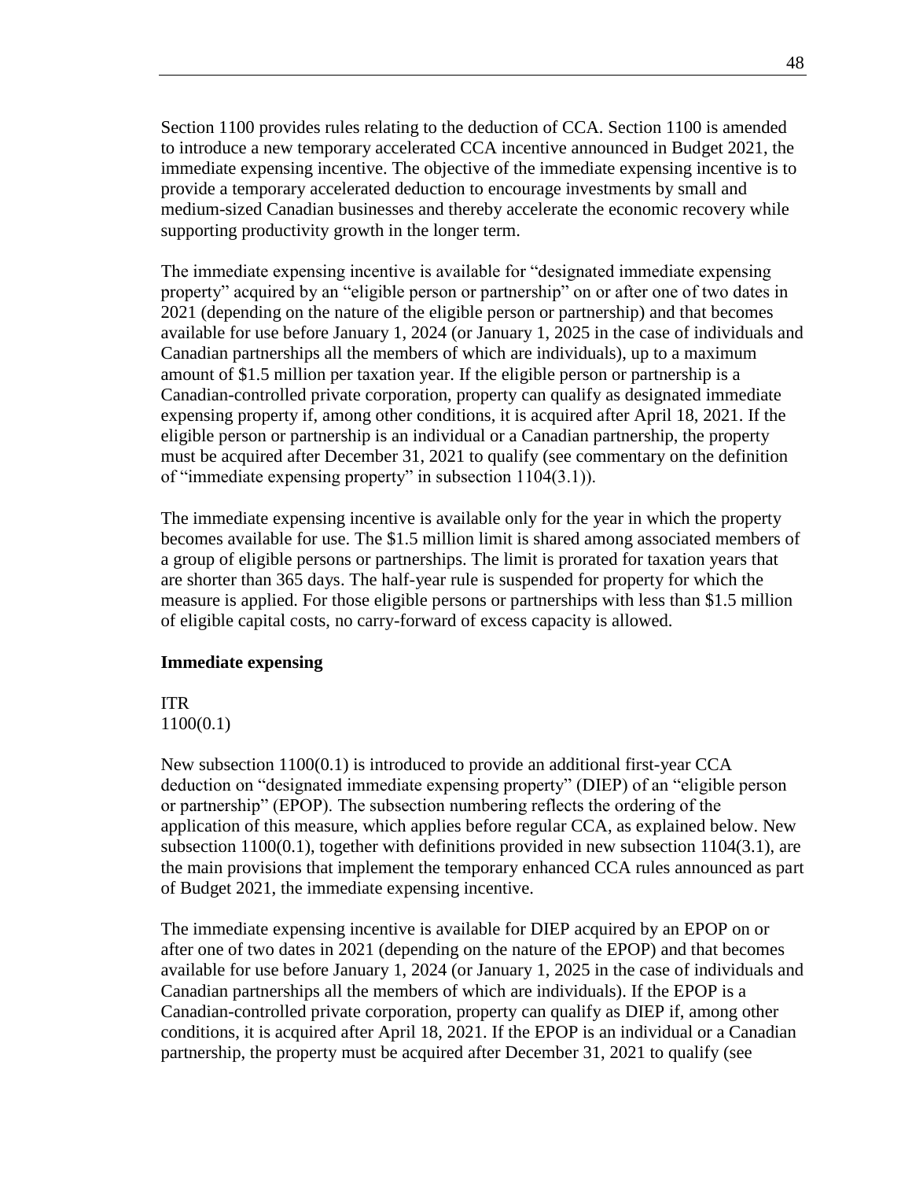Section 1100 provides rules relating to the deduction of CCA. Section 1100 is amended to introduce a new temporary accelerated CCA incentive announced in Budget 2021, the immediate expensing incentive. The objective of the immediate expensing incentive is to provide a temporary accelerated deduction to encourage investments by small and medium-sized Canadian businesses and thereby accelerate the economic recovery while supporting productivity growth in the longer term.

The immediate expensing incentive is available for "designated immediate expensing property" acquired by an "eligible person or partnership" on or after one of two dates in 2021 (depending on the nature of the eligible person or partnership) and that becomes available for use before January 1, 2024 (or January 1, 2025 in the case of individuals and Canadian partnerships all the members of which are individuals), up to a maximum amount of $1.5 million per taxation year. If the eligible person or partnership is a Canadian-controlled private corporation, property can qualify as designated immediate expensing property if, among other conditions, it is acquired after April 18, 2021. If the eligible person or partnership is an individual or a Canadian partnership, the property must be acquired after December 31, 2021 to qualify (see commentary on the definition of "immediate expensing property" in subsection 1104(3.1)).

The immediate expensing incentive is available only for the year in which the property becomes available for use. The $1.5 million limit is shared among associated members of a group of eligible persons or partnerships. The limit is prorated for taxation years that are shorter than 365 days. The half-year rule is suspended for property for which the measure is applied. For those eligible persons or partnerships with less than $1.5 million of eligible capital costs, no carry-forward of excess capacity is allowed.

**Immediate expensing**

ITR
1100(0.1)

New subsection 1100(0.1) is introduced to provide an additional first-year CCA deduction on "designated immediate expensing property" (DIEP) of an "eligible person or partnership" (EPOP). The subsection numbering reflects the ordering of the application of this measure, which applies before regular CCA, as explained below. New subsection 1100(0.1), together with definitions provided in new subsection 1104(3.1), are the main provisions that implement the temporary enhanced CCA rules announced as part of Budget 2021, the immediate expensing incentive.

The immediate expensing incentive is available for DIEP acquired by an EPOP on or after one of two dates in 2021 (depending on the nature of the EPOP) and that becomes available for use before January 1, 2024 (or January 1, 2025 in the case of individuals and Canadian partnerships all the members of which are individuals). If the EPOP is a Canadian-controlled private corporation, property can qualify as DIEP if, among other conditions, it is acquired after April 18, 2021. If the EPOP is an individual or a Canadian partnership, the property must be acquired after December 31, 2021 to qualify (see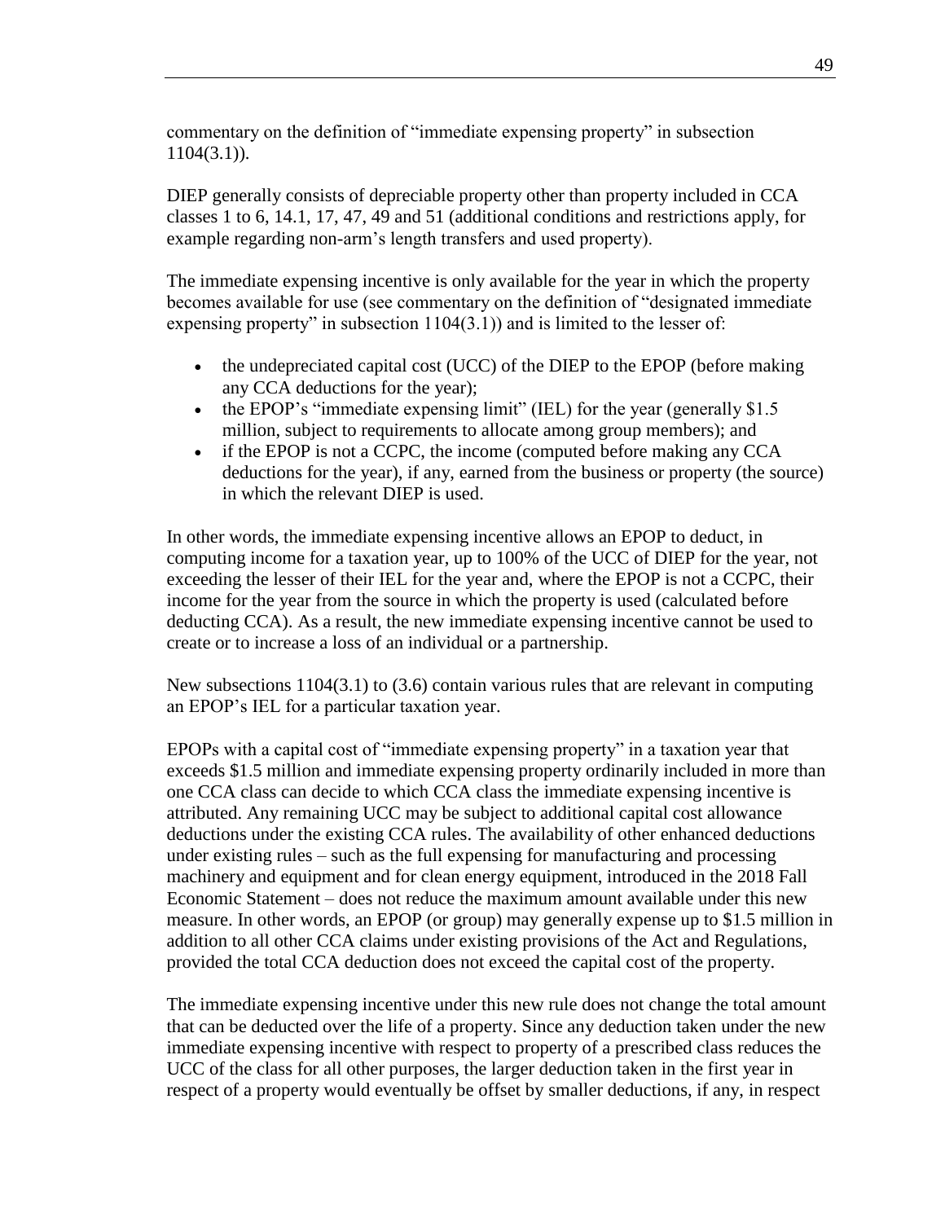commentary on the definition of "immediate expensing property" in subsection 1104(3.1)).

DIEP generally consists of depreciable property other than property included in CCA classes 1 to 6, 14.1, 17, 47, 49 and 51 (additional conditions and restrictions apply, for example regarding non-arm's length transfers and used property).

The immediate expensing incentive is only available for the year in which the property becomes available for use (see commentary on the definition of "designated immediate expensing property" in subsection 1104(3.1)) and is limited to the lesser of:

- the undepreciated capital cost (UCC) of the DIEP to the EPOP (before making any CCA deductions for the year);
- the EPOP's "immediate expensing limit" (IEL) for the year (generally $1.5 million, subject to requirements to allocate among group members); and
- if the EPOP is not a CCPC, the income (computed before making any CCA deductions for the year), if any, earned from the business or property (the source) in which the relevant DIEP is used.

In other words, the immediate expensing incentive allows an EPOP to deduct, in computing income for a taxation year, up to 100% of the UCC of DIEP for the year, not exceeding the lesser of their IEL for the year and, where the EPOP is not a CCPC, their income for the year from the source in which the property is used (calculated before deducting CCA). As a result, the new immediate expensing incentive cannot be used to create or to increase a loss of an individual or a partnership.

New subsections 1104(3.1) to (3.6) contain various rules that are relevant in computing an EPOP's IEL for a particular taxation year.

EPOPs with a capital cost of "immediate expensing property" in a taxation year that exceeds $1.5 million and immediate expensing property ordinarily included in more than one CCA class can decide to which CCA class the immediate expensing incentive is attributed. Any remaining UCC may be subject to additional capital cost allowance deductions under the existing CCA rules. The availability of other enhanced deductions under existing rules – such as the full expensing for manufacturing and processing machinery and equipment and for clean energy equipment, introduced in the 2018 Fall Economic Statement – does not reduce the maximum amount available under this new measure. In other words, an EPOP (or group) may generally expense up to $1.5 million in addition to all other CCA claims under existing provisions of the Act and Regulations, provided the total CCA deduction does not exceed the capital cost of the property.

The immediate expensing incentive under this new rule does not change the total amount that can be deducted over the life of a property. Since any deduction taken under the new immediate expensing incentive with respect to property of a prescribed class reduces the UCC of the class for all other purposes, the larger deduction taken in the first year in respect of a property would eventually be offset by smaller deductions, if any, in respect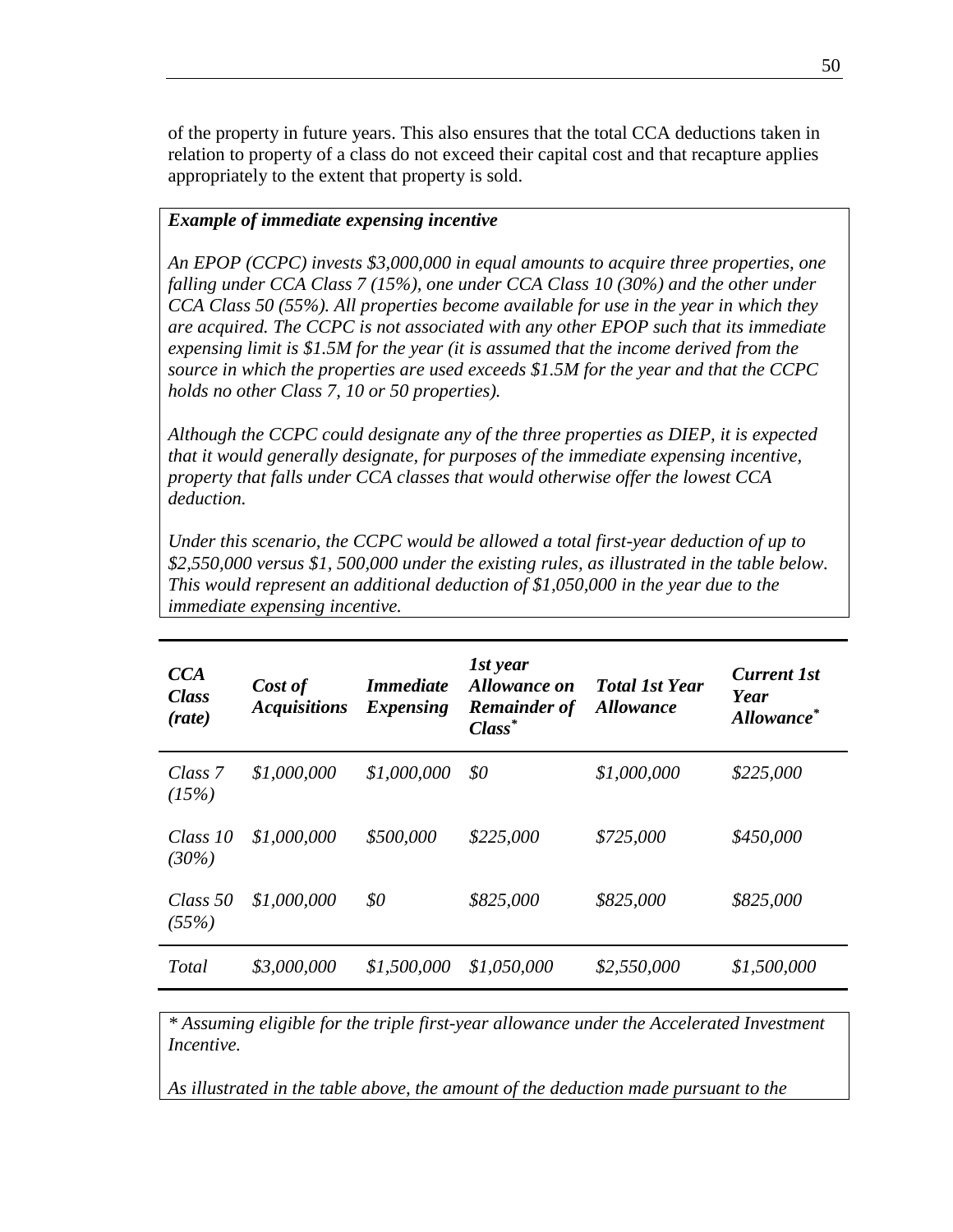of the property in future years. This also ensures that the total CCA deductions taken in relation to property of a class do not exceed their capital cost and that recapture applies appropriately to the extent that property is sold.

***Example of immediate expensing incentive***

*An EPOP (CCPC) invests $3,000,000 in equal amounts to acquire three properties, one falling under CCA Class 7 (15%), one under CCA Class 10 (30%) and the other under CCA Class 50 (55%). All properties become available for use in the year in which they are acquired. The CCPC is not associated with any other EPOP such that its immediate expensing limit is $1.5M for the year (it is assumed that the income derived from the source in which the properties are used exceeds $1.5M for the year and that the CCPC holds no other Class 7, 10 or 50 properties).*

*Although the CCPC could designate any of the three properties as DIEP, it is expected that it would generally designate, for purposes of the immediate expensing incentive, property that falls under CCA classes that would otherwise offer the lowest CCA deduction.*

*Under this scenario, the CCPC would be allowed a total first-year deduction of up to $2,550,000 versus $1, 500,000 under the existing rules, as illustrated in the table below. This would represent an additional deduction of $1,050,000 in the year due to the immediate expensing incentive.*

| ***CCA Class (rate)*** | ***Cost of Acquisitions*** | ***Immediate Expensing*** | ***1st year Allowance on Remainder of Class**** | ***Total 1st Year Allowance*** | ***Current 1st Year Allowance**** |
|---|---|---|---|---|---|
| *Class 7 (15%)* | *$1,000,000* | *$1,000,000* | *$0* | *$1,000,000* | *$225,000* |
| *Class 10 (30%)* | *$1,000,000* | *$500,000* | *$225,000* | *$725,000* | *$450,000* |
| *Class 50 (55%)* | *$1,000,000* | *$0* | *$825,000* | *$825,000* | *$825,000* |
| *Total* | *$3,000,000* | *$1,500,000* | *$1,050,000* | *$2,550,000* | *$1,500,000* |

*\* Assuming eligible for the triple first-year allowance under the Accelerated Investment Incentive.*

*As illustrated in the table above, the amount of the deduction made pursuant to the*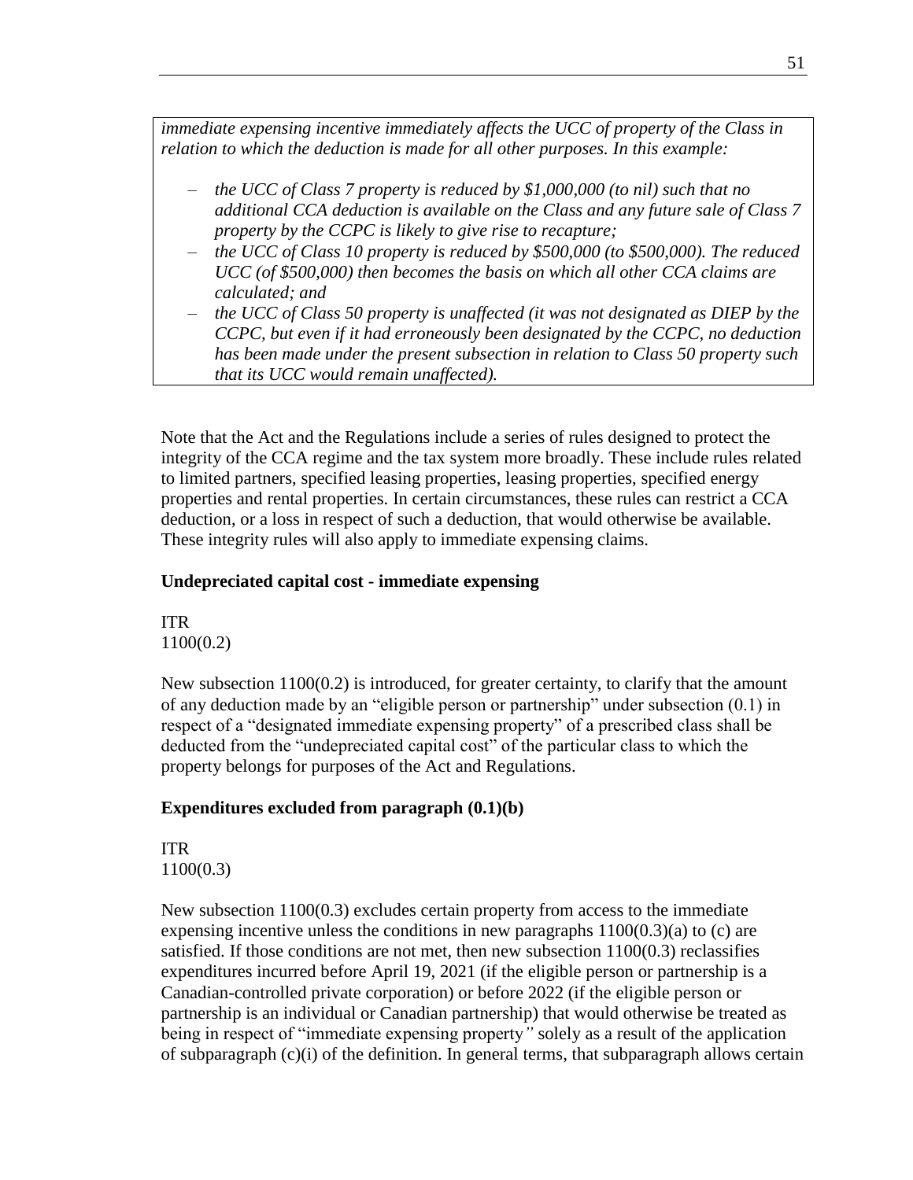*immediate expensing incentive immediately affects the UCC of property of the Class in relation to which the deduction is made for all other purposes. In this example:*

- *the UCC of Class 7 property is reduced by $1,000,000 (to nil) such that no additional CCA deduction is available on the Class and any future sale of Class 7 property by the CCPC is likely to give rise to recapture;*
- *the UCC of Class 10 property is reduced by $500,000 (to $500,000). The reduced UCC (of $500,000) then becomes the basis on which all other CCA claims are calculated; and*
- *the UCC of Class 50 property is unaffected (it was not designated as DIEP by the CCPC, but even if it had erroneously been designated by the CCPC, no deduction has been made under the present subsection in relation to Class 50 property such that its UCC would remain unaffected).*

Note that the Act and the Regulations include a series of rules designed to protect the integrity of the CCA regime and the tax system more broadly. These include rules related to limited partners, specified leasing properties, leasing properties, specified energy properties and rental properties. In certain circumstances, these rules can restrict a CCA deduction, or a loss in respect of such a deduction, that would otherwise be available. These integrity rules will also apply to immediate expensing claims.

### Undepreciated capital cost - immediate expensing

ITR
1100(0.2)

New subsection 1100(0.2) is introduced, for greater certainty, to clarify that the amount of any deduction made by an "eligible person or partnership" under subsection (0.1) in respect of a "designated immediate expensing property" of a prescribed class shall be deducted from the "undepreciated capital cost" of the particular class to which the property belongs for purposes of the Act and Regulations.

### Expenditures excluded from paragraph (0.1)(b)

ITR
1100(0.3)

New subsection 1100(0.3) excludes certain property from access to the immediate expensing incentive unless the conditions in new paragraphs 1100(0.3)(a) to (c) are satisfied. If those conditions are not met, then new subsection 1100(0.3) reclassifies expenditures incurred before April 19, 2021 (if the eligible person or partnership is a Canadian-controlled private corporation) or before 2022 (if the eligible person or partnership is an individual or Canadian partnership) that would otherwise be treated as being in respect of "immediate expensing property" solely as a result of the application of subparagraph (c)(i) of the definition. In general terms, that subparagraph allows certain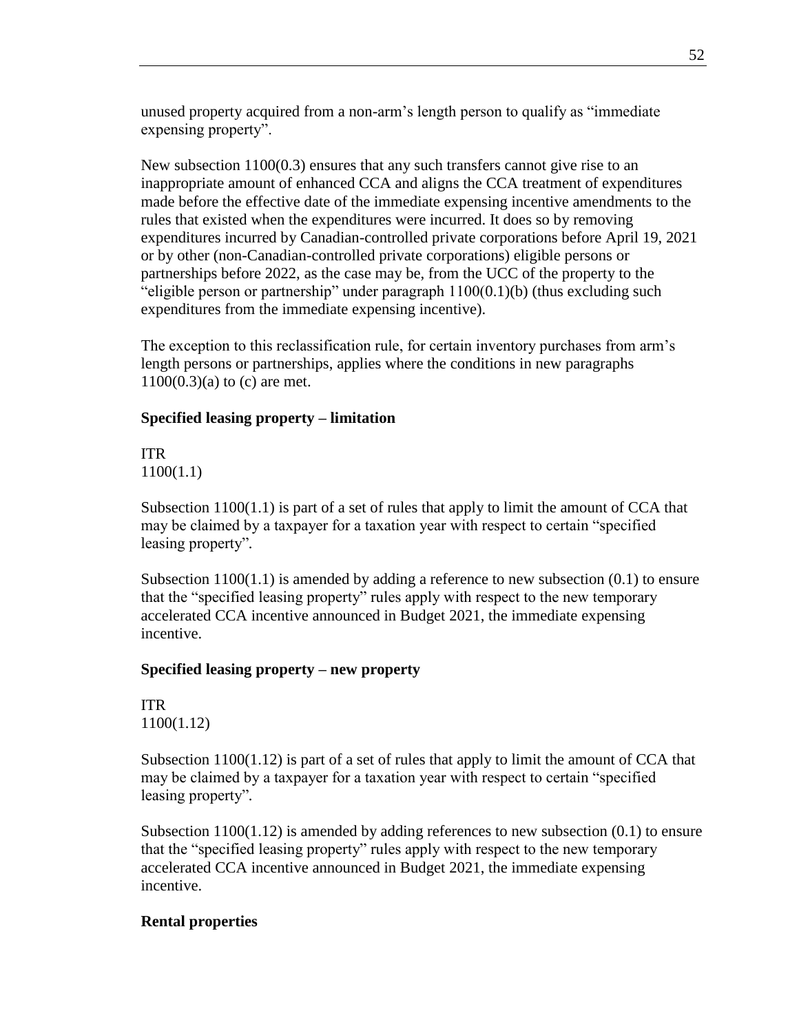unused property acquired from a non-arm's length person to qualify as "immediate expensing property".

New subsection 1100(0.3) ensures that any such transfers cannot give rise to an inappropriate amount of enhanced CCA and aligns the CCA treatment of expenditures made before the effective date of the immediate expensing incentive amendments to the rules that existed when the expenditures were incurred. It does so by removing expenditures incurred by Canadian-controlled private corporations before April 19, 2021 or by other (non-Canadian-controlled private corporations) eligible persons or partnerships before 2022, as the case may be, from the UCC of the property to the "eligible person or partnership" under paragraph 1100(0.1)(b) (thus excluding such expenditures from the immediate expensing incentive).

The exception to this reclassification rule, for certain inventory purchases from arm's length persons or partnerships, applies where the conditions in new paragraphs 1100(0.3)(a) to (c) are met.

**Specified leasing property – limitation**

ITR
1100(1.1)

Subsection 1100(1.1) is part of a set of rules that apply to limit the amount of CCA that may be claimed by a taxpayer for a taxation year with respect to certain "specified leasing property".

Subsection 1100(1.1) is amended by adding a reference to new subsection (0.1) to ensure that the "specified leasing property" rules apply with respect to the new temporary accelerated CCA incentive announced in Budget 2021, the immediate expensing incentive.

**Specified leasing property – new property**

ITR
1100(1.12)

Subsection 1100(1.12) is part of a set of rules that apply to limit the amount of CCA that may be claimed by a taxpayer for a taxation year with respect to certain "specified leasing property".

Subsection 1100(1.12) is amended by adding references to new subsection (0.1) to ensure that the "specified leasing property" rules apply with respect to the new temporary accelerated CCA incentive announced in Budget 2021, the immediate expensing incentive.

**Rental properties**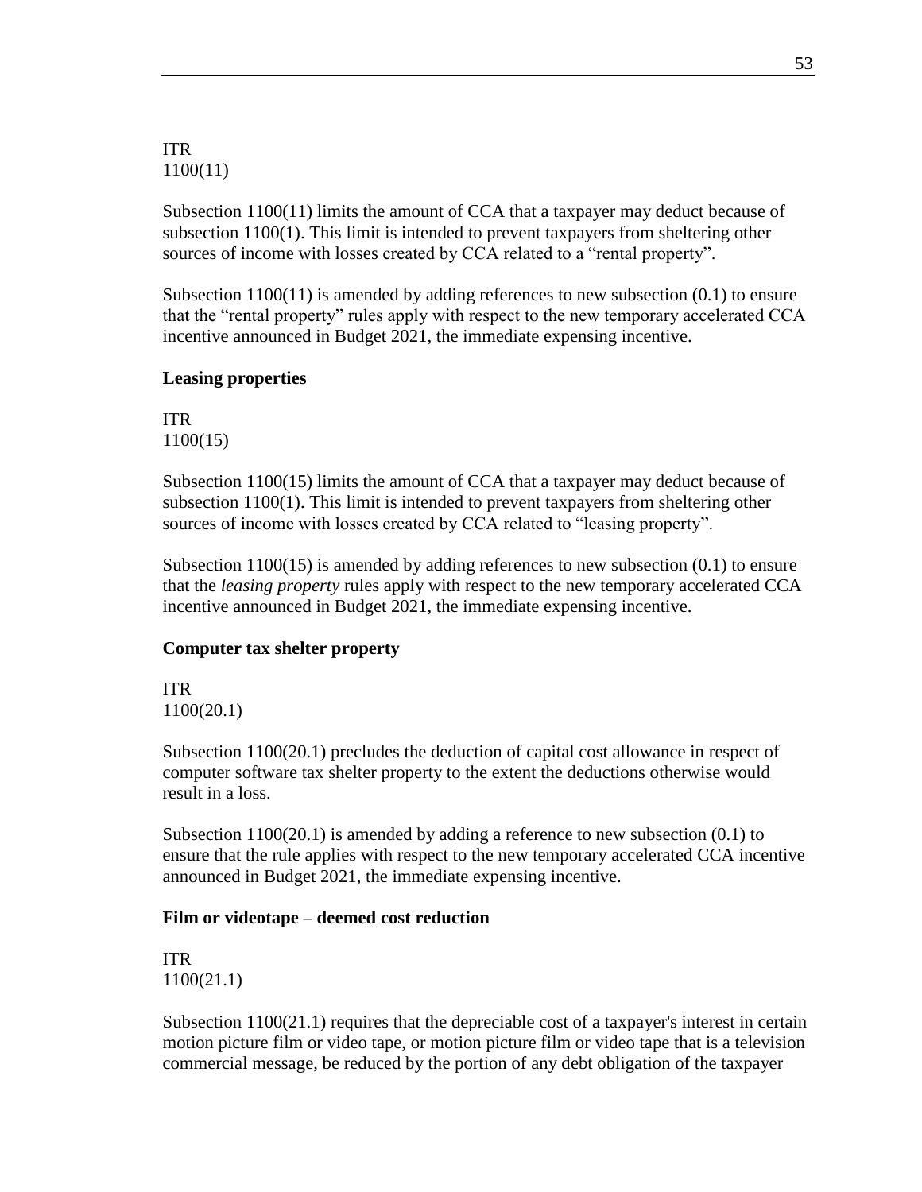ITR
1100(11)

Subsection 1100(11) limits the amount of CCA that a taxpayer may deduct because of subsection 1100(1). This limit is intended to prevent taxpayers from sheltering other sources of income with losses created by CCA related to a "rental property".

Subsection 1100(11) is amended by adding references to new subsection (0.1) to ensure that the "rental property" rules apply with respect to the new temporary accelerated CCA incentive announced in Budget 2021, the immediate expensing incentive.

**Leasing properties**

ITR
1100(15)

Subsection 1100(15) limits the amount of CCA that a taxpayer may deduct because of subsection 1100(1). This limit is intended to prevent taxpayers from sheltering other sources of income with losses created by CCA related to "leasing property".

Subsection 1100(15) is amended by adding references to new subsection (0.1) to ensure that the *leasing property* rules apply with respect to the new temporary accelerated CCA incentive announced in Budget 2021, the immediate expensing incentive.

**Computer tax shelter property**

ITR
1100(20.1)

Subsection 1100(20.1) precludes the deduction of capital cost allowance in respect of computer software tax shelter property to the extent the deductions otherwise would result in a loss.

Subsection 1100(20.1) is amended by adding a reference to new subsection (0.1) to ensure that the rule applies with respect to the new temporary accelerated CCA incentive announced in Budget 2021, the immediate expensing incentive.

**Film or videotape – deemed cost reduction**

ITR
1100(21.1)

Subsection 1100(21.1) requires that the depreciable cost of a taxpayer's interest in certain motion picture film or video tape, or motion picture film or video tape that is a television commercial message, be reduced by the portion of any debt obligation of the taxpayer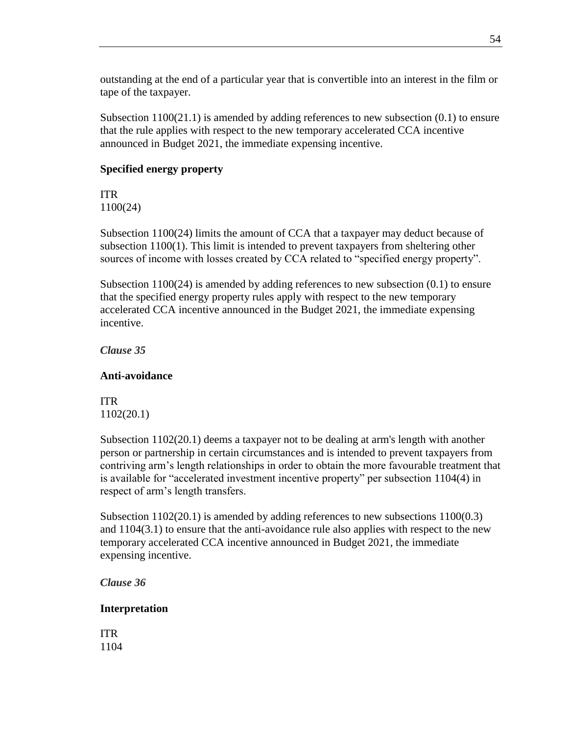outstanding at the end of a particular year that is convertible into an interest in the film or tape of the taxpayer.

Subsection 1100(21.1) is amended by adding references to new subsection (0.1) to ensure that the rule applies with respect to the new temporary accelerated CCA incentive announced in Budget 2021, the immediate expensing incentive.

**Specified energy property**

ITR
1100(24)

Subsection 1100(24) limits the amount of CCA that a taxpayer may deduct because of subsection 1100(1). This limit is intended to prevent taxpayers from sheltering other sources of income with losses created by CCA related to "specified energy property".

Subsection 1100(24) is amended by adding references to new subsection (0.1) to ensure that the specified energy property rules apply with respect to the new temporary accelerated CCA incentive announced in the Budget 2021, the immediate expensing incentive.

***Clause 35***

**Anti-avoidance**

ITR
1102(20.1)

Subsection 1102(20.1) deems a taxpayer not to be dealing at arm's length with another person or partnership in certain circumstances and is intended to prevent taxpayers from contriving arm's length relationships in order to obtain the more favourable treatment that is available for "accelerated investment incentive property" per subsection 1104(4) in respect of arm's length transfers.

Subsection 1102(20.1) is amended by adding references to new subsections 1100(0.3) and 1104(3.1) to ensure that the anti-avoidance rule also applies with respect to the new temporary accelerated CCA incentive announced in Budget 2021, the immediate expensing incentive.

***Clause 36***

**Interpretation**

ITR
1104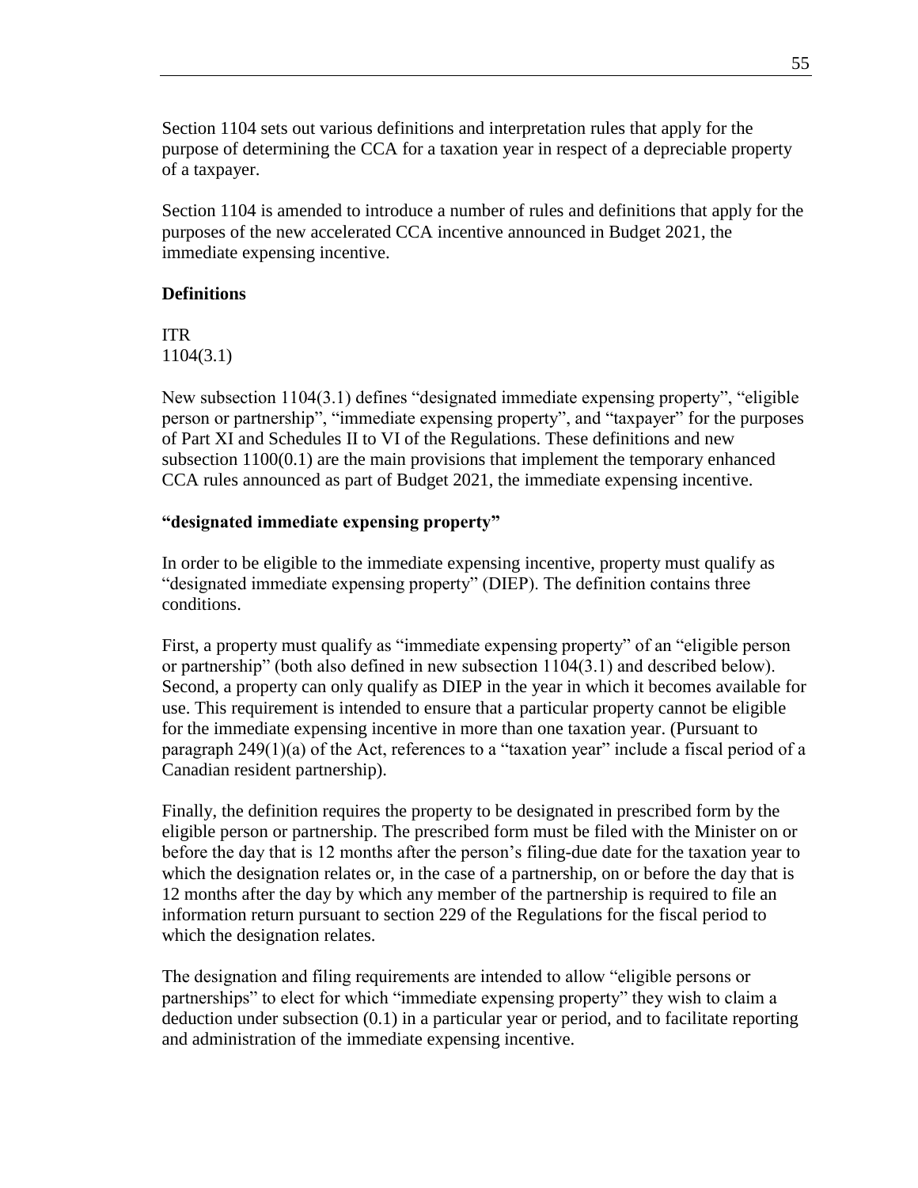Section 1104 sets out various definitions and interpretation rules that apply for the purpose of determining the CCA for a taxation year in respect of a depreciable property of a taxpayer.

Section 1104 is amended to introduce a number of rules and definitions that apply for the purposes of the new accelerated CCA incentive announced in Budget 2021, the immediate expensing incentive.

**Definitions**

ITR
1104(3.1)

New subsection 1104(3.1) defines "designated immediate expensing property", "eligible person or partnership", "immediate expensing property", and "taxpayer" for the purposes of Part XI and Schedules II to VI of the Regulations. These definitions and new subsection 1100(0.1) are the main provisions that implement the temporary enhanced CCA rules announced as part of Budget 2021, the immediate expensing incentive.

**"designated immediate expensing property"**

In order to be eligible to the immediate expensing incentive, property must qualify as "designated immediate expensing property" (DIEP). The definition contains three conditions.

First, a property must qualify as "immediate expensing property" of an "eligible person or partnership" (both also defined in new subsection 1104(3.1) and described below). Second, a property can only qualify as DIEP in the year in which it becomes available for use. This requirement is intended to ensure that a particular property cannot be eligible for the immediate expensing incentive in more than one taxation year. (Pursuant to paragraph 249(1)(a) of the Act, references to a "taxation year" include a fiscal period of a Canadian resident partnership).

Finally, the definition requires the property to be designated in prescribed form by the eligible person or partnership. The prescribed form must be filed with the Minister on or before the day that is 12 months after the person's filing-due date for the taxation year to which the designation relates or, in the case of a partnership, on or before the day that is 12 months after the day by which any member of the partnership is required to file an information return pursuant to section 229 of the Regulations for the fiscal period to which the designation relates.

The designation and filing requirements are intended to allow "eligible persons or partnerships" to elect for which "immediate expensing property" they wish to claim a deduction under subsection (0.1) in a particular year or period, and to facilitate reporting and administration of the immediate expensing incentive.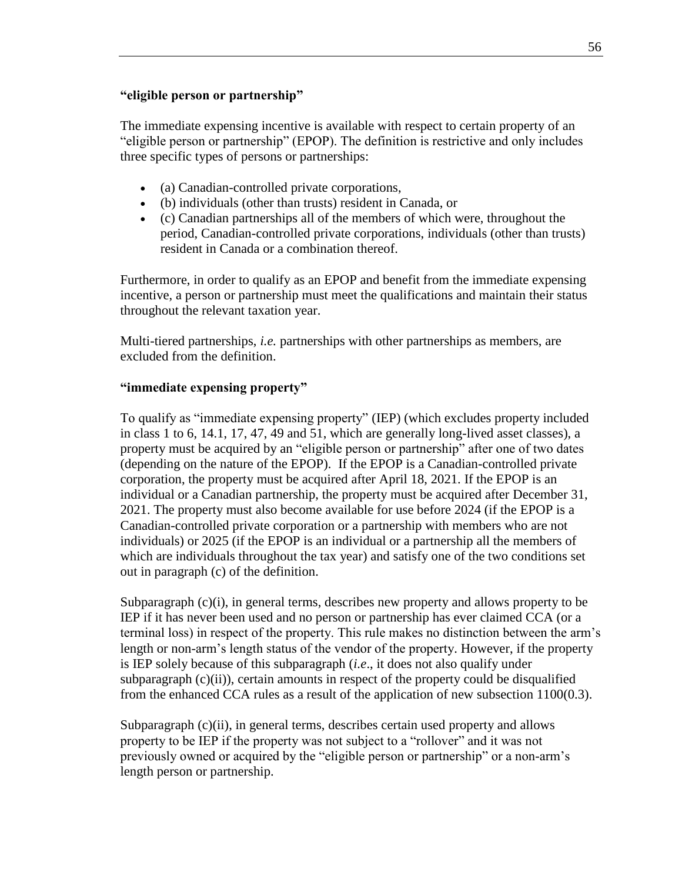**"eligible person or partnership"**

The immediate expensing incentive is available with respect to certain property of an "eligible person or partnership" (EPOP). The definition is restrictive and only includes three specific types of persons or partnerships:

- (a) Canadian-controlled private corporations,
- (b) individuals (other than trusts) resident in Canada, or
- (c) Canadian partnerships all of the members of which were, throughout the period, Canadian-controlled private corporations, individuals (other than trusts) resident in Canada or a combination thereof.

Furthermore, in order to qualify as an EPOP and benefit from the immediate expensing incentive, a person or partnership must meet the qualifications and maintain their status throughout the relevant taxation year.

Multi-tiered partnerships, *i.e.* partnerships with other partnerships as members, are excluded from the definition.

**"immediate expensing property"**

To qualify as "immediate expensing property" (IEP) (which excludes property included in class 1 to 6, 14.1, 17, 47, 49 and 51, which are generally long-lived asset classes), a property must be acquired by an "eligible person or partnership" after one of two dates (depending on the nature of the EPOP). If the EPOP is a Canadian-controlled private corporation, the property must be acquired after April 18, 2021. If the EPOP is an individual or a Canadian partnership, the property must be acquired after December 31, 2021. The property must also become available for use before 2024 (if the EPOP is a Canadian-controlled private corporation or a partnership with members who are not individuals) or 2025 (if the EPOP is an individual or a partnership all the members of which are individuals throughout the tax year) and satisfy one of the two conditions set out in paragraph (c) of the definition.

Subparagraph (c)(i), in general terms, describes new property and allows property to be IEP if it has never been used and no person or partnership has ever claimed CCA (or a terminal loss) in respect of the property. This rule makes no distinction between the arm's length or non-arm's length status of the vendor of the property. However, if the property is IEP solely because of this subparagraph (*i.e*., it does not also qualify under subparagraph (c)(ii)), certain amounts in respect of the property could be disqualified from the enhanced CCA rules as a result of the application of new subsection 1100(0.3).

Subparagraph (c)(ii), in general terms, describes certain used property and allows property to be IEP if the property was not subject to a "rollover" and it was not previously owned or acquired by the "eligible person or partnership" or a non-arm's length person or partnership.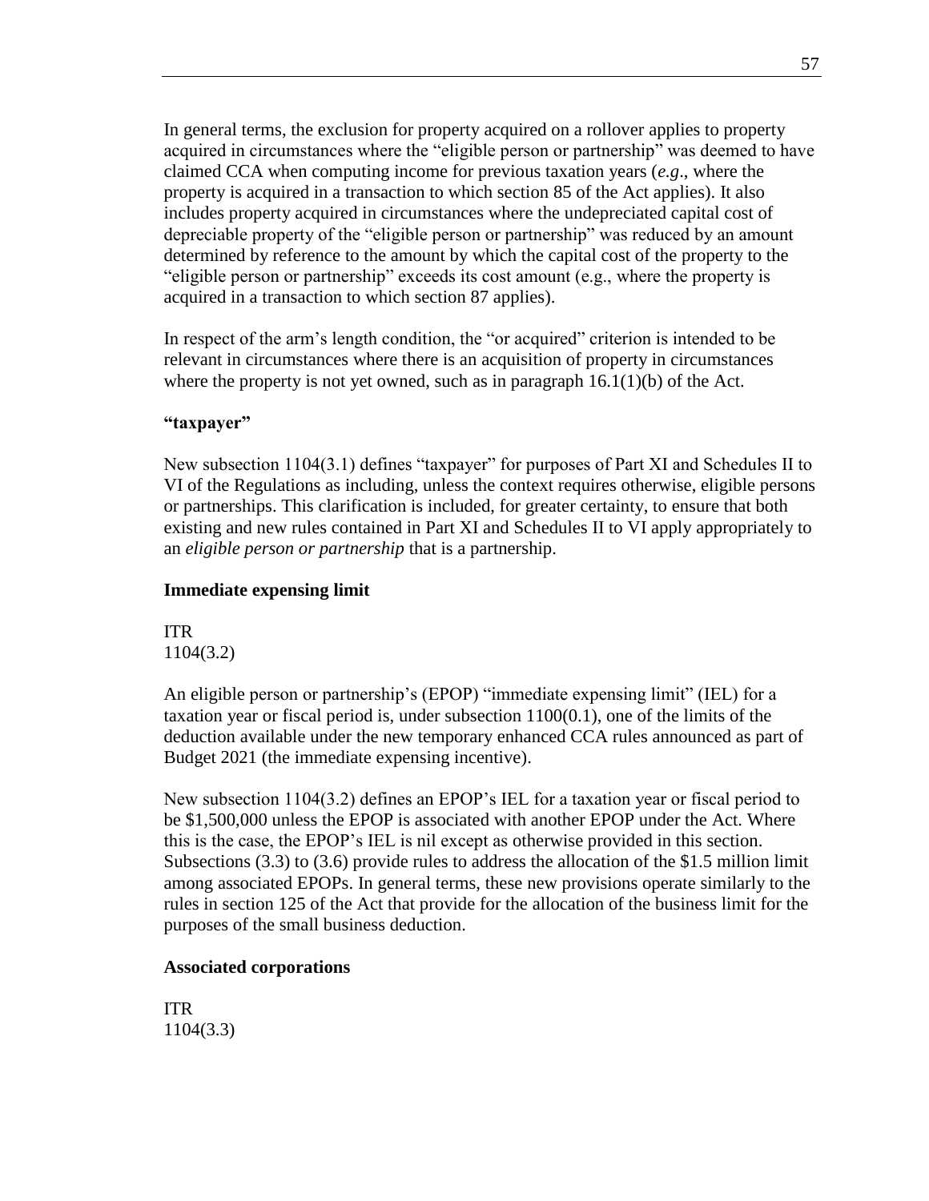In general terms, the exclusion for property acquired on a rollover applies to property acquired in circumstances where the "eligible person or partnership" was deemed to have claimed CCA when computing income for previous taxation years (*e.g*., where the property is acquired in a transaction to which section 85 of the Act applies). It also includes property acquired in circumstances where the undepreciated capital cost of depreciable property of the "eligible person or partnership" was reduced by an amount determined by reference to the amount by which the capital cost of the property to the "eligible person or partnership" exceeds its cost amount (e.g., where the property is acquired in a transaction to which section 87 applies).

In respect of the arm's length condition, the "or acquired" criterion is intended to be relevant in circumstances where there is an acquisition of property in circumstances where the property is not yet owned, such as in paragraph 16.1(1)(b) of the Act.

**"taxpayer"**

New subsection 1104(3.1) defines "taxpayer" for purposes of Part XI and Schedules II to VI of the Regulations as including, unless the context requires otherwise, eligible persons or partnerships. This clarification is included, for greater certainty, to ensure that both existing and new rules contained in Part XI and Schedules II to VI apply appropriately to an *eligible person or partnership* that is a partnership.

**Immediate expensing limit**

ITR
1104(3.2)

An eligible person or partnership's (EPOP) "immediate expensing limit" (IEL) for a taxation year or fiscal period is, under subsection 1100(0.1), one of the limits of the deduction available under the new temporary enhanced CCA rules announced as part of Budget 2021 (the immediate expensing incentive).

New subsection 1104(3.2) defines an EPOP's IEL for a taxation year or fiscal period to be $1,500,000 unless the EPOP is associated with another EPOP under the Act. Where this is the case, the EPOP's IEL is nil except as otherwise provided in this section. Subsections (3.3) to (3.6) provide rules to address the allocation of the $1.5 million limit among associated EPOPs. In general terms, these new provisions operate similarly to the rules in section 125 of the Act that provide for the allocation of the business limit for the purposes of the small business deduction.

**Associated corporations**

ITR
1104(3.3)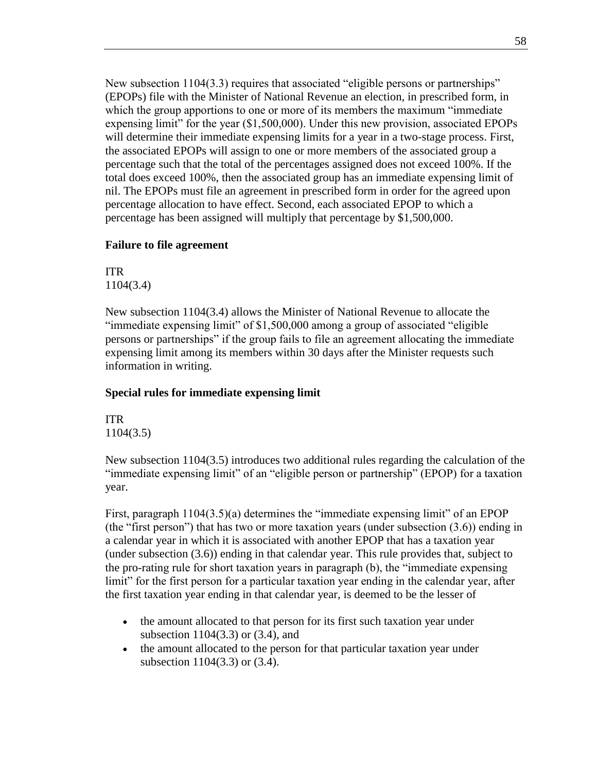New subsection 1104(3.3) requires that associated “eligible persons or partnerships” (EPOPs) file with the Minister of National Revenue an election, in prescribed form, in which the group apportions to one or more of its members the maximum “immediate expensing limit” for the year ($1,500,000). Under this new provision, associated EPOPs will determine their immediate expensing limits for a year in a two-stage process. First, the associated EPOPs will assign to one or more members of the associated group a percentage such that the total of the percentages assigned does not exceed 100%. If the total does exceed 100%, then the associated group has an immediate expensing limit of nil. The EPOPs must file an agreement in prescribed form in order for the agreed upon percentage allocation to have effect. Second, each associated EPOP to which a percentage has been assigned will multiply that percentage by $1,500,000.

**Failure to file agreement**

ITR
1104(3.4)

New subsection 1104(3.4) allows the Minister of National Revenue to allocate the “immediate expensing limit” of $1,500,000 among a group of associated “eligible persons or partnerships” if the group fails to file an agreement allocating the immediate expensing limit among its members within 30 days after the Minister requests such information in writing.

**Special rules for immediate expensing limit**

ITR
1104(3.5)

New subsection 1104(3.5) introduces two additional rules regarding the calculation of the “immediate expensing limit” of an “eligible person or partnership” (EPOP) for a taxation year.

First, paragraph 1104(3.5)(a) determines the “immediate expensing limit” of an EPOP (the “first person”) that has two or more taxation years (under subsection (3.6)) ending in a calendar year in which it is associated with another EPOP that has a taxation year (under subsection (3.6)) ending in that calendar year. This rule provides that, subject to the pro-rating rule for short taxation years in paragraph (b), the “immediate expensing limit” for the first person for a particular taxation year ending in the calendar year, after the first taxation year ending in that calendar year, is deemed to be the lesser of

- the amount allocated to that person for its first such taxation year under subsection 1104(3.3) or (3.4), and
- the amount allocated to the person for that particular taxation year under subsection 1104(3.3) or (3.4).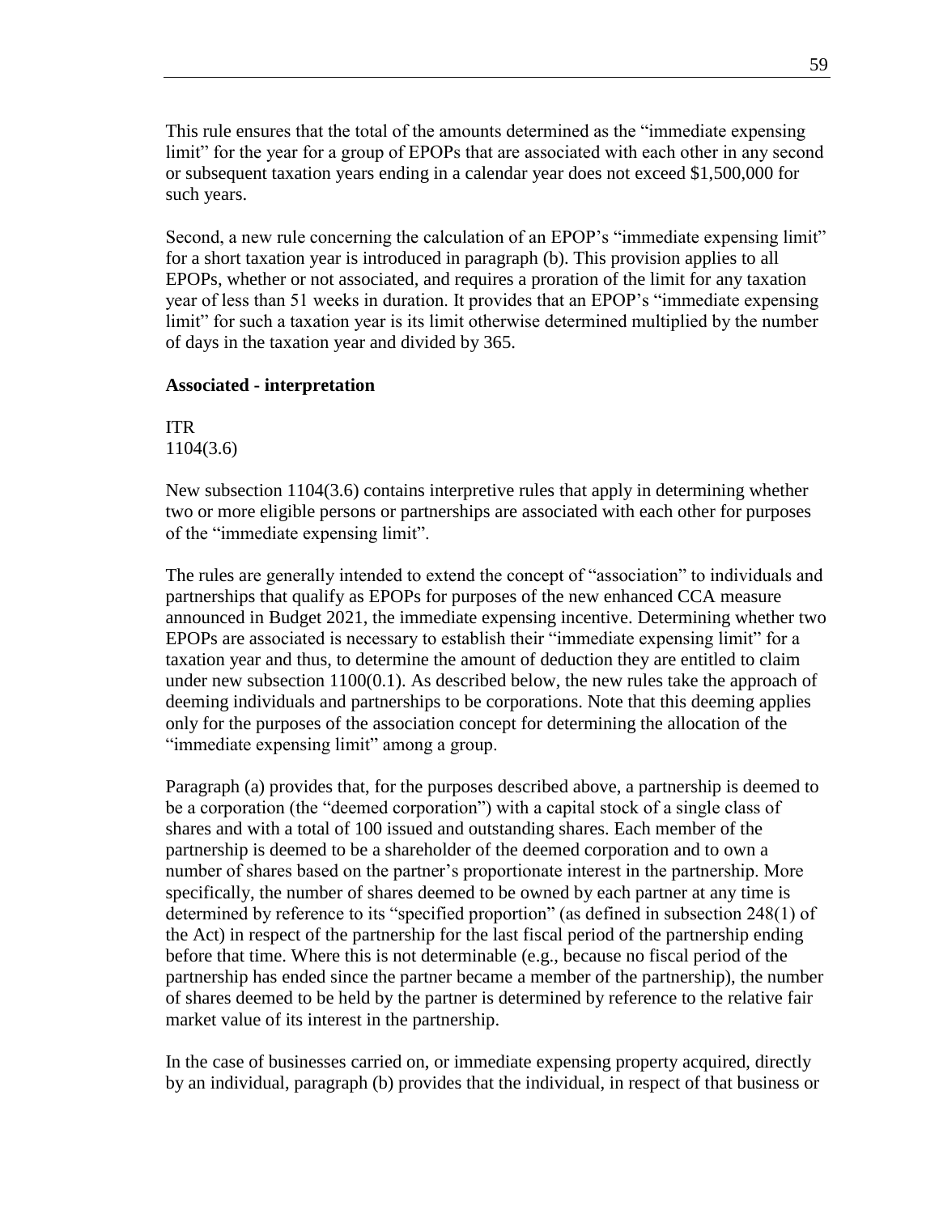This rule ensures that the total of the amounts determined as the "immediate expensing limit" for the year for a group of EPOPs that are associated with each other in any second or subsequent taxation years ending in a calendar year does not exceed $1,500,000 for such years.

Second, a new rule concerning the calculation of an EPOP's "immediate expensing limit" for a short taxation year is introduced in paragraph (b). This provision applies to all EPOPs, whether or not associated, and requires a proration of the limit for any taxation year of less than 51 weeks in duration. It provides that an EPOP's "immediate expensing limit" for such a taxation year is its limit otherwise determined multiplied by the number of days in the taxation year and divided by 365.

**Associated - interpretation**

ITR
1104(3.6)

New subsection 1104(3.6) contains interpretive rules that apply in determining whether two or more eligible persons or partnerships are associated with each other for purposes of the "immediate expensing limit".

The rules are generally intended to extend the concept of "association" to individuals and partnerships that qualify as EPOPs for purposes of the new enhanced CCA measure announced in Budget 2021, the immediate expensing incentive. Determining whether two EPOPs are associated is necessary to establish their "immediate expensing limit" for a taxation year and thus, to determine the amount of deduction they are entitled to claim under new subsection 1100(0.1). As described below, the new rules take the approach of deeming individuals and partnerships to be corporations. Note that this deeming applies only for the purposes of the association concept for determining the allocation of the "immediate expensing limit" among a group.

Paragraph (a) provides that, for the purposes described above, a partnership is deemed to be a corporation (the "deemed corporation") with a capital stock of a single class of shares and with a total of 100 issued and outstanding shares. Each member of the partnership is deemed to be a shareholder of the deemed corporation and to own a number of shares based on the partner's proportionate interest in the partnership. More specifically, the number of shares deemed to be owned by each partner at any time is determined by reference to its "specified proportion" (as defined in subsection 248(1) of the Act) in respect of the partnership for the last fiscal period of the partnership ending before that time. Where this is not determinable (e.g., because no fiscal period of the partnership has ended since the partner became a member of the partnership), the number of shares deemed to be held by the partner is determined by reference to the relative fair market value of its interest in the partnership.

In the case of businesses carried on, or immediate expensing property acquired, directly by an individual, paragraph (b) provides that the individual, in respect of that business or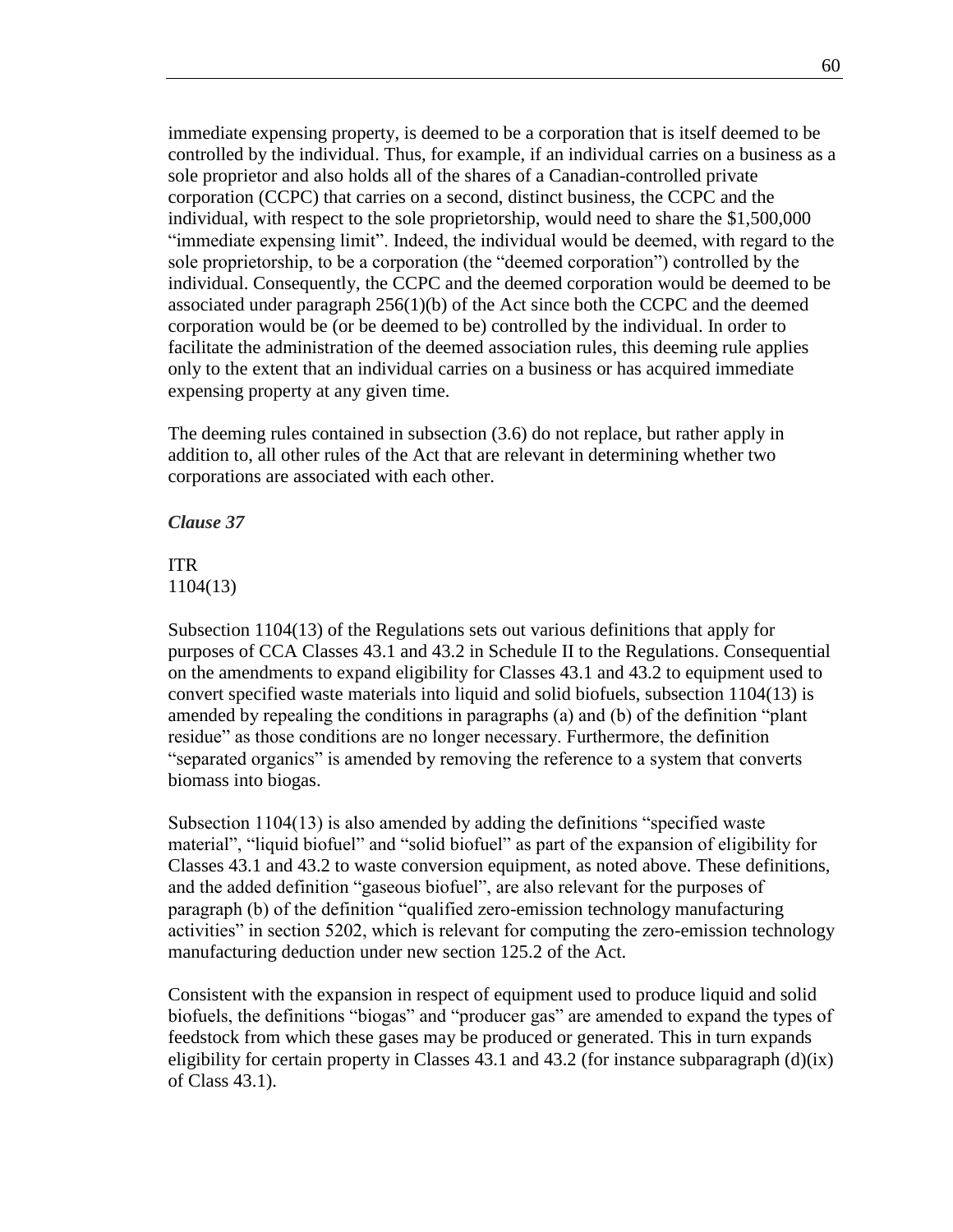immediate expensing property, is deemed to be a corporation that is itself deemed to be controlled by the individual. Thus, for example, if an individual carries on a business as a sole proprietor and also holds all of the shares of a Canadian-controlled private corporation (CCPC) that carries on a second, distinct business, the CCPC and the individual, with respect to the sole proprietorship, would need to share the $1,500,000 “immediate expensing limit”. Indeed, the individual would be deemed, with regard to the sole proprietorship, to be a corporation (the “deemed corporation”) controlled by the individual. Consequently, the CCPC and the deemed corporation would be deemed to be associated under paragraph 256(1)(b) of the Act since both the CCPC and the deemed corporation would be (or be deemed to be) controlled by the individual. In order to facilitate the administration of the deemed association rules, this deeming rule applies only to the extent that an individual carries on a business or has acquired immediate expensing property at any given time.

The deeming rules contained in subsection (3.6) do not replace, but rather apply in addition to, all other rules of the Act that are relevant in determining whether two corporations are associated with each other.

***Clause 37***

ITR
1104(13)

Subsection 1104(13) of the Regulations sets out various definitions that apply for purposes of CCA Classes 43.1 and 43.2 in Schedule II to the Regulations. Consequential on the amendments to expand eligibility for Classes 43.1 and 43.2 to equipment used to convert specified waste materials into liquid and solid biofuels, subsection 1104(13) is amended by repealing the conditions in paragraphs (a) and (b) of the definition “plant residue” as those conditions are no longer necessary. Furthermore, the definition “separated organics” is amended by removing the reference to a system that converts biomass into biogas.

Subsection 1104(13) is also amended by adding the definitions “specified waste material”, “liquid biofuel” and “solid biofuel” as part of the expansion of eligibility for Classes 43.1 and 43.2 to waste conversion equipment, as noted above. These definitions, and the added definition “gaseous biofuel”, are also relevant for the purposes of paragraph (b) of the definition “qualified zero-emission technology manufacturing activities” in section 5202, which is relevant for computing the zero-emission technology manufacturing deduction under new section 125.2 of the Act.

Consistent with the expansion in respect of equipment used to produce liquid and solid biofuels, the definitions “biogas” and “producer gas” are amended to expand the types of feedstock from which these gases may be produced or generated. This in turn expands eligibility for certain property in Classes 43.1 and 43.2 (for instance subparagraph (d)(ix) of Class 43.1).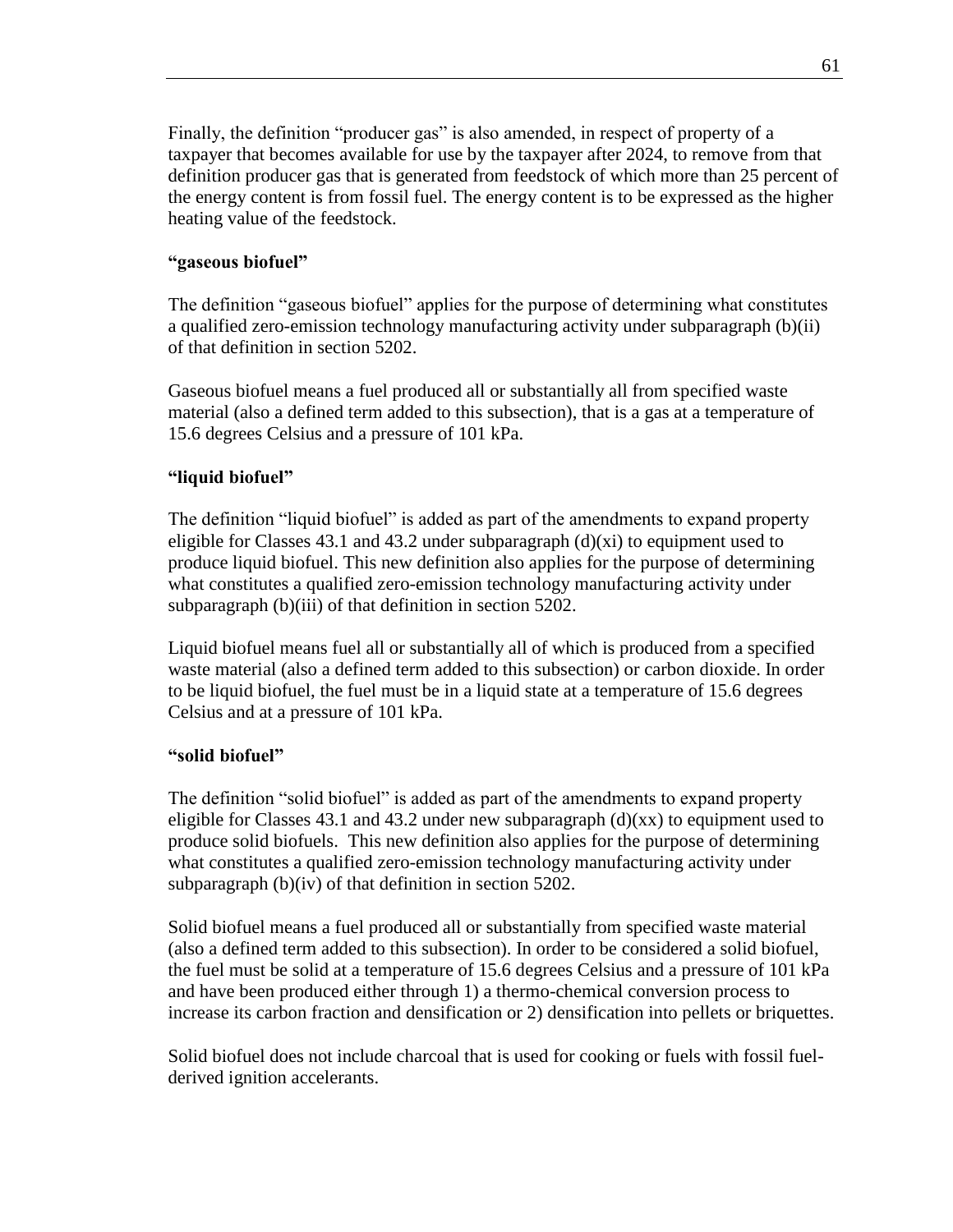Finally, the definition "producer gas" is also amended, in respect of property of a taxpayer that becomes available for use by the taxpayer after 2024, to remove from that definition producer gas that is generated from feedstock of which more than 25 percent of the energy content is from fossil fuel. The energy content is to be expressed as the higher heating value of the feedstock.

**"gaseous biofuel"**

The definition "gaseous biofuel" applies for the purpose of determining what constitutes a qualified zero-emission technology manufacturing activity under subparagraph (b)(ii) of that definition in section 5202.

Gaseous biofuel means a fuel produced all or substantially all from specified waste material (also a defined term added to this subsection), that is a gas at a temperature of 15.6 degrees Celsius and a pressure of 101 kPa.

**"liquid biofuel"**

The definition "liquid biofuel" is added as part of the amendments to expand property eligible for Classes 43.1 and 43.2 under subparagraph (d)(xi) to equipment used to produce liquid biofuel. This new definition also applies for the purpose of determining what constitutes a qualified zero-emission technology manufacturing activity under subparagraph (b)(iii) of that definition in section 5202.

Liquid biofuel means fuel all or substantially all of which is produced from a specified waste material (also a defined term added to this subsection) or carbon dioxide. In order to be liquid biofuel, the fuel must be in a liquid state at a temperature of 15.6 degrees Celsius and at a pressure of 101 kPa.

**"solid biofuel"**

The definition "solid biofuel" is added as part of the amendments to expand property eligible for Classes 43.1 and 43.2 under new subparagraph (d)(xx) to equipment used to produce solid biofuels. This new definition also applies for the purpose of determining what constitutes a qualified zero-emission technology manufacturing activity under subparagraph (b)(iv) of that definition in section 5202.

Solid biofuel means a fuel produced all or substantially from specified waste material (also a defined term added to this subsection). In order to be considered a solid biofuel, the fuel must be solid at a temperature of 15.6 degrees Celsius and a pressure of 101 kPa and have been produced either through 1) a thermo-chemical conversion process to increase its carbon fraction and densification or 2) densification into pellets or briquettes.

Solid biofuel does not include charcoal that is used for cooking or fuels with fossil fuel-derived ignition accelerants.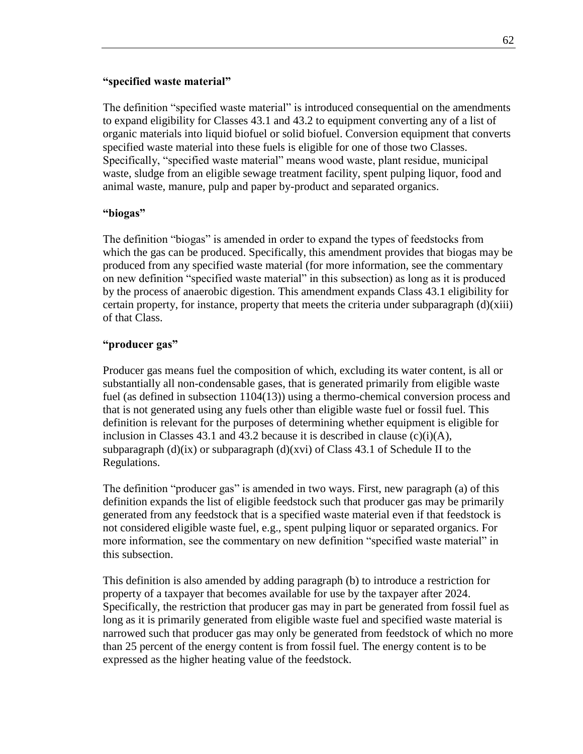**“specified waste material”**

The definition “specified waste material” is introduced consequential on the amendments to expand eligibility for Classes 43.1 and 43.2 to equipment converting any of a list of organic materials into liquid biofuel or solid biofuel. Conversion equipment that converts specified waste material into these fuels is eligible for one of those two Classes. Specifically, “specified waste material” means wood waste, plant residue, municipal waste, sludge from an eligible sewage treatment facility, spent pulping liquor, food and animal waste, manure, pulp and paper by-product and separated organics.

**“biogas”**

The definition “biogas” is amended in order to expand the types of feedstocks from which the gas can be produced. Specifically, this amendment provides that biogas may be produced from any specified waste material (for more information, see the commentary on new definition “specified waste material” in this subsection) as long as it is produced by the process of anaerobic digestion. This amendment expands Class 43.1 eligibility for certain property, for instance, property that meets the criteria under subparagraph (d)(xiii) of that Class.

**“producer gas”**

Producer gas means fuel the composition of which, excluding its water content, is all or substantially all non-condensable gases, that is generated primarily from eligible waste fuel (as defined in subsection 1104(13)) using a thermo-chemical conversion process and that is not generated using any fuels other than eligible waste fuel or fossil fuel. This definition is relevant for the purposes of determining whether equipment is eligible for inclusion in Classes 43.1 and 43.2 because it is described in clause (c)(i)(A), subparagraph (d)(ix) or subparagraph (d)(xvi) of Class 43.1 of Schedule II to the Regulations.

The definition “producer gas” is amended in two ways. First, new paragraph (a) of this definition expands the list of eligible feedstock such that producer gas may be primarily generated from any feedstock that is a specified waste material even if that feedstock is not considered eligible waste fuel, e.g., spent pulping liquor or separated organics. For more information, see the commentary on new definition “specified waste material” in this subsection.

This definition is also amended by adding paragraph (b) to introduce a restriction for property of a taxpayer that becomes available for use by the taxpayer after 2024. Specifically, the restriction that producer gas may in part be generated from fossil fuel as long as it is primarily generated from eligible waste fuel and specified waste material is narrowed such that producer gas may only be generated from feedstock of which no more than 25 percent of the energy content is from fossil fuel. The energy content is to be expressed as the higher heating value of the feedstock.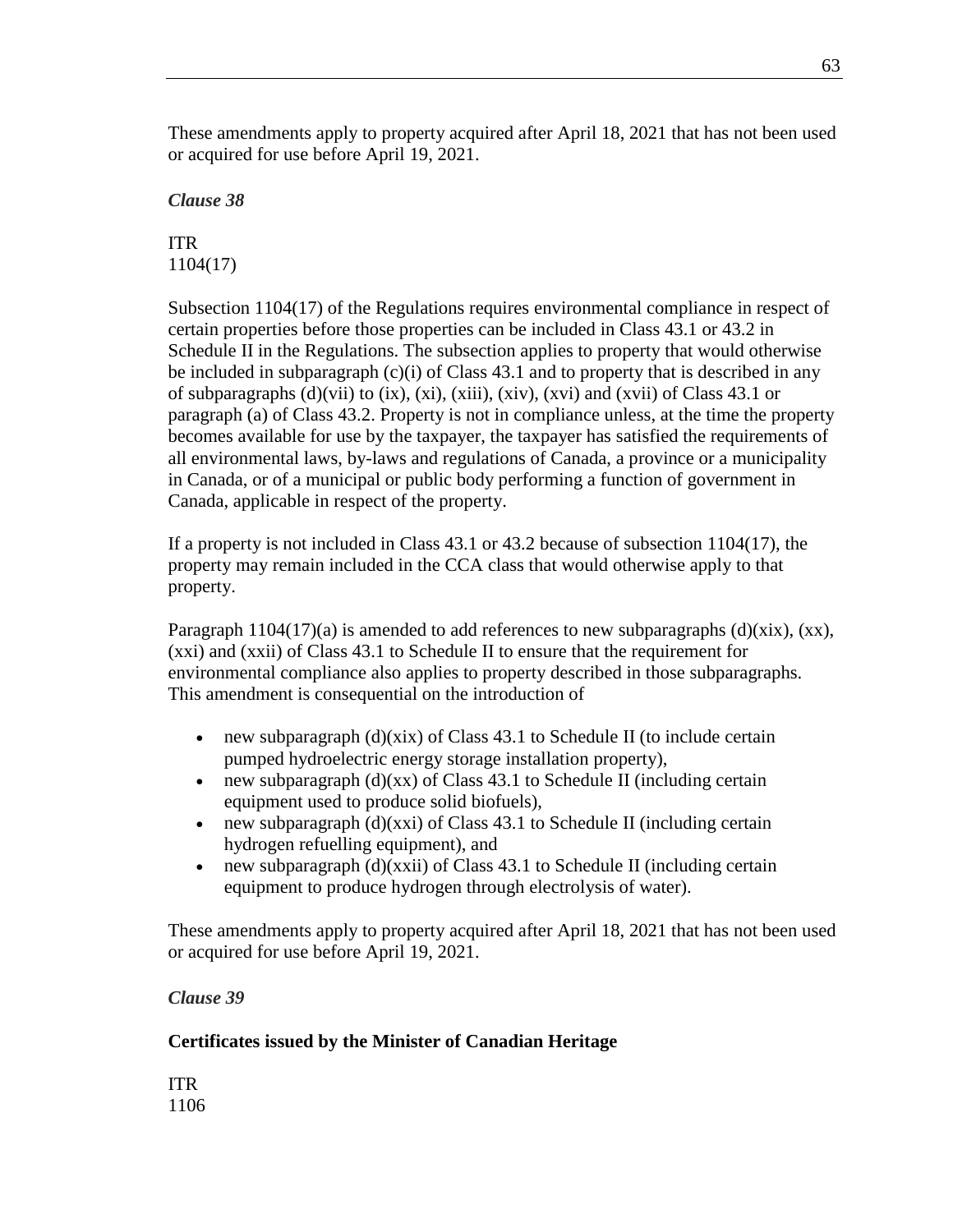These amendments apply to property acquired after April 18, 2021 that has not been used or acquired for use before April 19, 2021.

*Clause 38*

ITR
1104(17)

Subsection 1104(17) of the Regulations requires environmental compliance in respect of certain properties before those properties can be included in Class 43.1 or 43.2 in Schedule II in the Regulations. The subsection applies to property that would otherwise be included in subparagraph (c)(i) of Class 43.1 and to property that is described in any of subparagraphs (d)(vii) to (ix), (xi), (xiii), (xiv), (xvi) and (xvii) of Class 43.1 or paragraph (a) of Class 43.2. Property is not in compliance unless, at the time the property becomes available for use by the taxpayer, the taxpayer has satisfied the requirements of all environmental laws, by-laws and regulations of Canada, a province or a municipality in Canada, or of a municipal or public body performing a function of government in Canada, applicable in respect of the property.

If a property is not included in Class 43.1 or 43.2 because of subsection 1104(17), the property may remain included in the CCA class that would otherwise apply to that property.

Paragraph 1104(17)(a) is amended to add references to new subparagraphs (d)(xix), (xx), (xxi) and (xxii) of Class 43.1 to Schedule II to ensure that the requirement for environmental compliance also applies to property described in those subparagraphs. This amendment is consequential on the introduction of

- new subparagraph (d)(xix) of Class 43.1 to Schedule II (to include certain pumped hydroelectric energy storage installation property),
- new subparagraph (d)(xx) of Class 43.1 to Schedule II (including certain equipment used to produce solid biofuels),
- new subparagraph (d)(xxi) of Class 43.1 to Schedule II (including certain hydrogen refuelling equipment), and
- new subparagraph (d)(xxii) of Class 43.1 to Schedule II (including certain equipment to produce hydrogen through electrolysis of water).

These amendments apply to property acquired after April 18, 2021 that has not been used or acquired for use before April 19, 2021.

*Clause 39*

**Certificates issued by the Minister of Canadian Heritage**

ITR
1106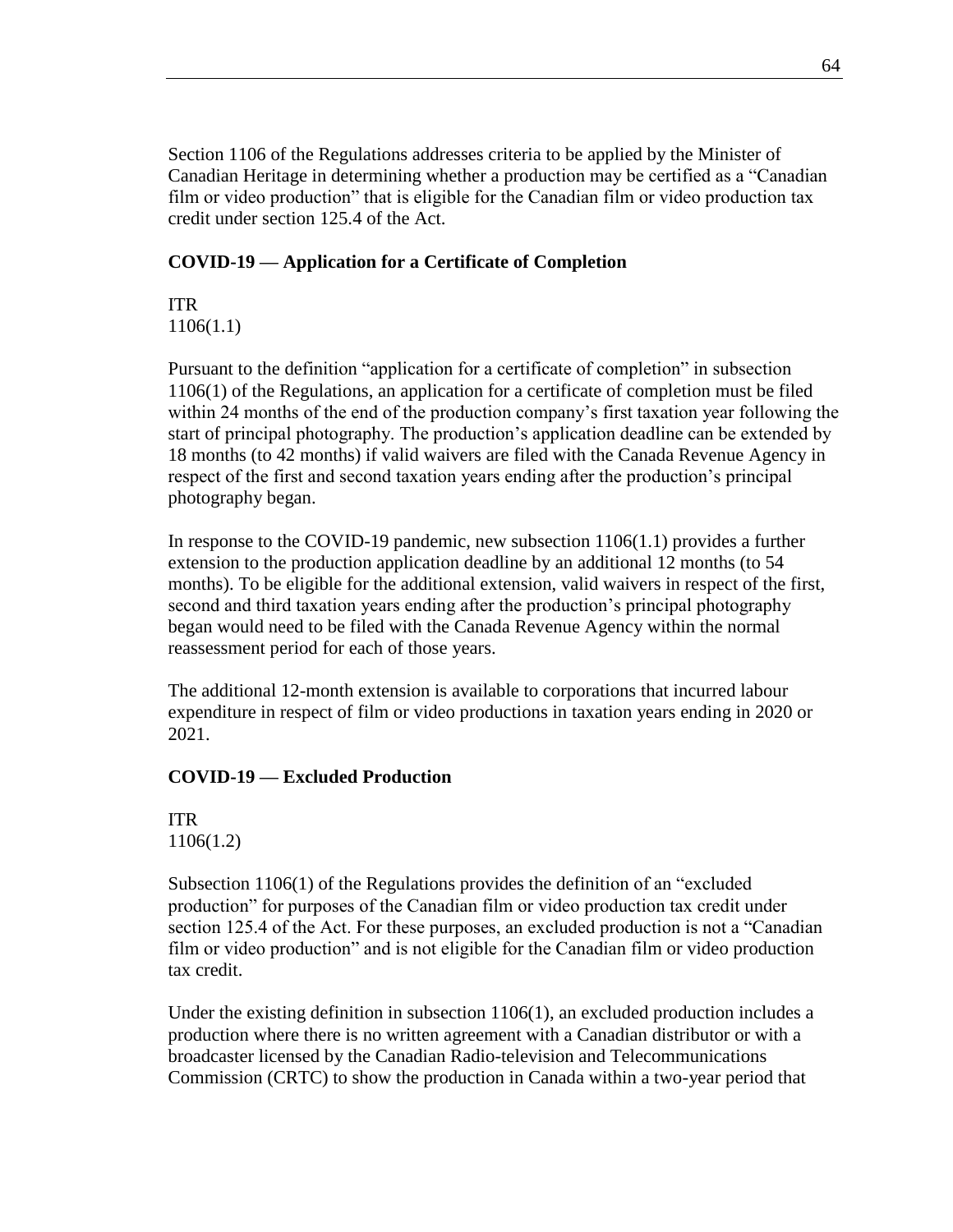Section 1106 of the Regulations addresses criteria to be applied by the Minister of Canadian Heritage in determining whether a production may be certified as a "Canadian film or video production" that is eligible for the Canadian film or video production tax credit under section 125.4 of the Act.

### COVID-19 — Application for a Certificate of Completion

ITR
1106(1.1)

Pursuant to the definition "application for a certificate of completion" in subsection 1106(1) of the Regulations, an application for a certificate of completion must be filed within 24 months of the end of the production company's first taxation year following the start of principal photography. The production's application deadline can be extended by 18 months (to 42 months) if valid waivers are filed with the Canada Revenue Agency in respect of the first and second taxation years ending after the production's principal photography began.

In response to the COVID-19 pandemic, new subsection 1106(1.1) provides a further extension to the production application deadline by an additional 12 months (to 54 months). To be eligible for the additional extension, valid waivers in respect of the first, second and third taxation years ending after the production's principal photography began would need to be filed with the Canada Revenue Agency within the normal reassessment period for each of those years.

The additional 12-month extension is available to corporations that incurred labour expenditure in respect of film or video productions in taxation years ending in 2020 or 2021.

### COVID-19 — Excluded Production

ITR
1106(1.2)

Subsection 1106(1) of the Regulations provides the definition of an "excluded production" for purposes of the Canadian film or video production tax credit under section 125.4 of the Act. For these purposes, an excluded production is not a "Canadian film or video production" and is not eligible for the Canadian film or video production tax credit.

Under the existing definition in subsection 1106(1), an excluded production includes a production where there is no written agreement with a Canadian distributor or with a broadcaster licensed by the Canadian Radio-television and Telecommunications Commission (CRTC) to show the production in Canada within a two-year period that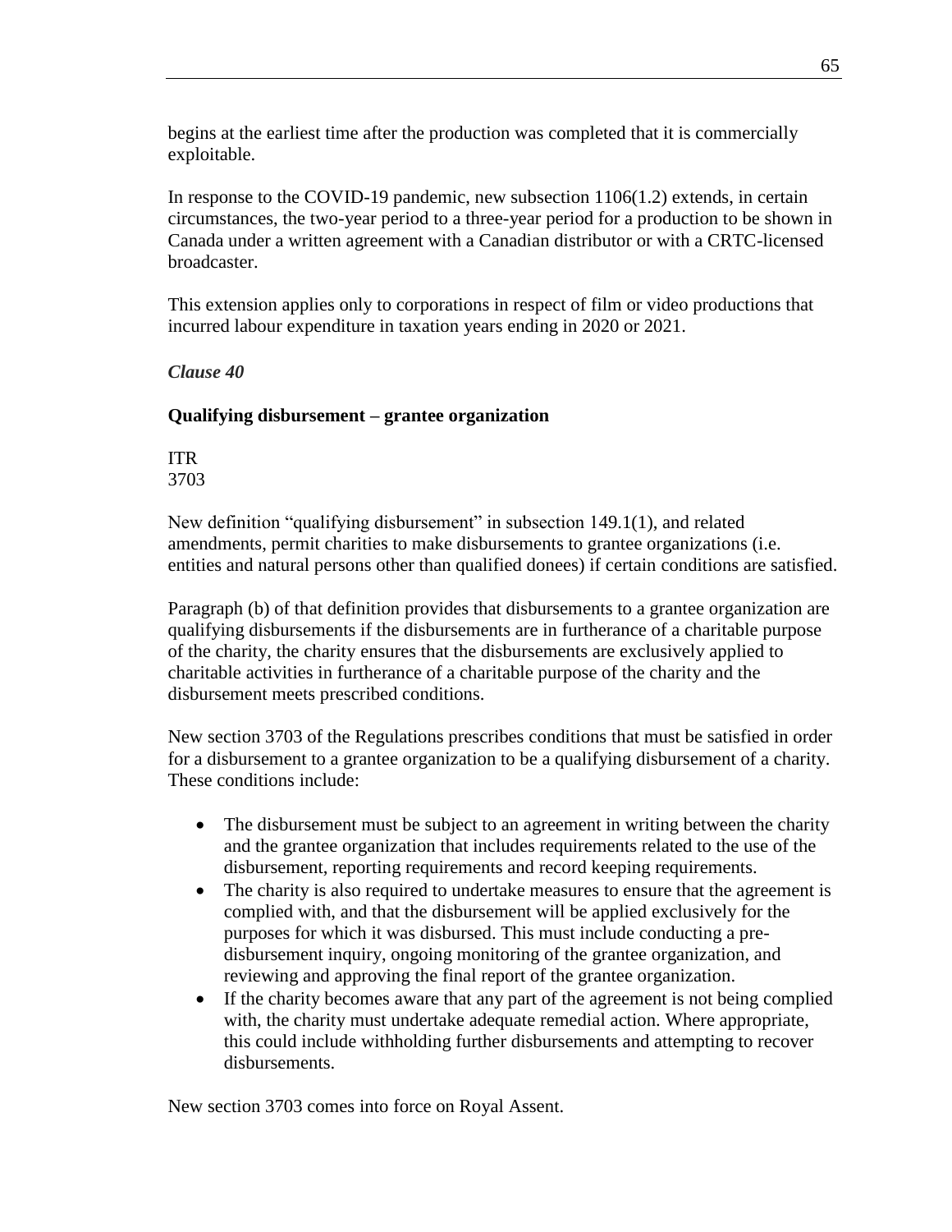begins at the earliest time after the production was completed that it is commercially exploitable.

In response to the COVID-19 pandemic, new subsection 1106(1.2) extends, in certain circumstances, the two-year period to a three-year period for a production to be shown in Canada under a written agreement with a Canadian distributor or with a CRTC-licensed broadcaster.

This extension applies only to corporations in respect of film or video productions that incurred labour expenditure in taxation years ending in 2020 or 2021.

***Clause 40***

**Qualifying disbursement – grantee organization**

ITR
3703

New definition "qualifying disbursement" in subsection 149.1(1), and related amendments, permit charities to make disbursements to grantee organizations (i.e. entities and natural persons other than qualified donees) if certain conditions are satisfied.

Paragraph (b) of that definition provides that disbursements to a grantee organization are qualifying disbursements if the disbursements are in furtherance of a charitable purpose of the charity, the charity ensures that the disbursements are exclusively applied to charitable activities in furtherance of a charitable purpose of the charity and the disbursement meets prescribed conditions.

New section 3703 of the Regulations prescribes conditions that must be satisfied in order for a disbursement to a grantee organization to be a qualifying disbursement of a charity. These conditions include:

- The disbursement must be subject to an agreement in writing between the charity and the grantee organization that includes requirements related to the use of the disbursement, reporting requirements and record keeping requirements.
- The charity is also required to undertake measures to ensure that the agreement is complied with, and that the disbursement will be applied exclusively for the purposes for which it was disbursed. This must include conducting a pre-disbursement inquiry, ongoing monitoring of the grantee organization, and reviewing and approving the final report of the grantee organization.
- If the charity becomes aware that any part of the agreement is not being complied with, the charity must undertake adequate remedial action. Where appropriate, this could include withholding further disbursements and attempting to recover disbursements.

New section 3703 comes into force on Royal Assent.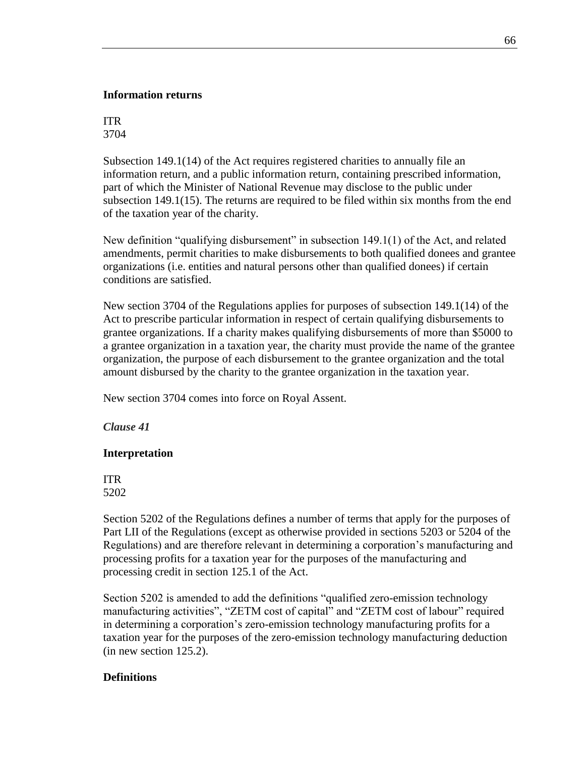**Information returns**

ITR
3704

Subsection 149.1(14) of the Act requires registered charities to annually file an information return, and a public information return, containing prescribed information, part of which the Minister of National Revenue may disclose to the public under subsection 149.1(15). The returns are required to be filed within six months from the end of the taxation year of the charity.

New definition "qualifying disbursement" in subsection 149.1(1) of the Act, and related amendments, permit charities to make disbursements to both qualified donees and grantee organizations (i.e. entities and natural persons other than qualified donees) if certain conditions are satisfied.

New section 3704 of the Regulations applies for purposes of subsection 149.1(14) of the Act to prescribe particular information in respect of certain qualifying disbursements to grantee organizations. If a charity makes qualifying disbursements of more than $5000 to a grantee organization in a taxation year, the charity must provide the name of the grantee organization, the purpose of each disbursement to the grantee organization and the total amount disbursed by the charity to the grantee organization in the taxation year.

New section 3704 comes into force on Royal Assent.

***Clause 41***

**Interpretation**

ITR
5202

Section 5202 of the Regulations defines a number of terms that apply for the purposes of Part LII of the Regulations (except as otherwise provided in sections 5203 or 5204 of the Regulations) and are therefore relevant in determining a corporation's manufacturing and processing profits for a taxation year for the purposes of the manufacturing and processing credit in section 125.1 of the Act.

Section 5202 is amended to add the definitions "qualified zero-emission technology manufacturing activities", "ZETM cost of capital" and "ZETM cost of labour" required in determining a corporation's zero-emission technology manufacturing profits for a taxation year for the purposes of the zero-emission technology manufacturing deduction (in new section 125.2).

**Definitions**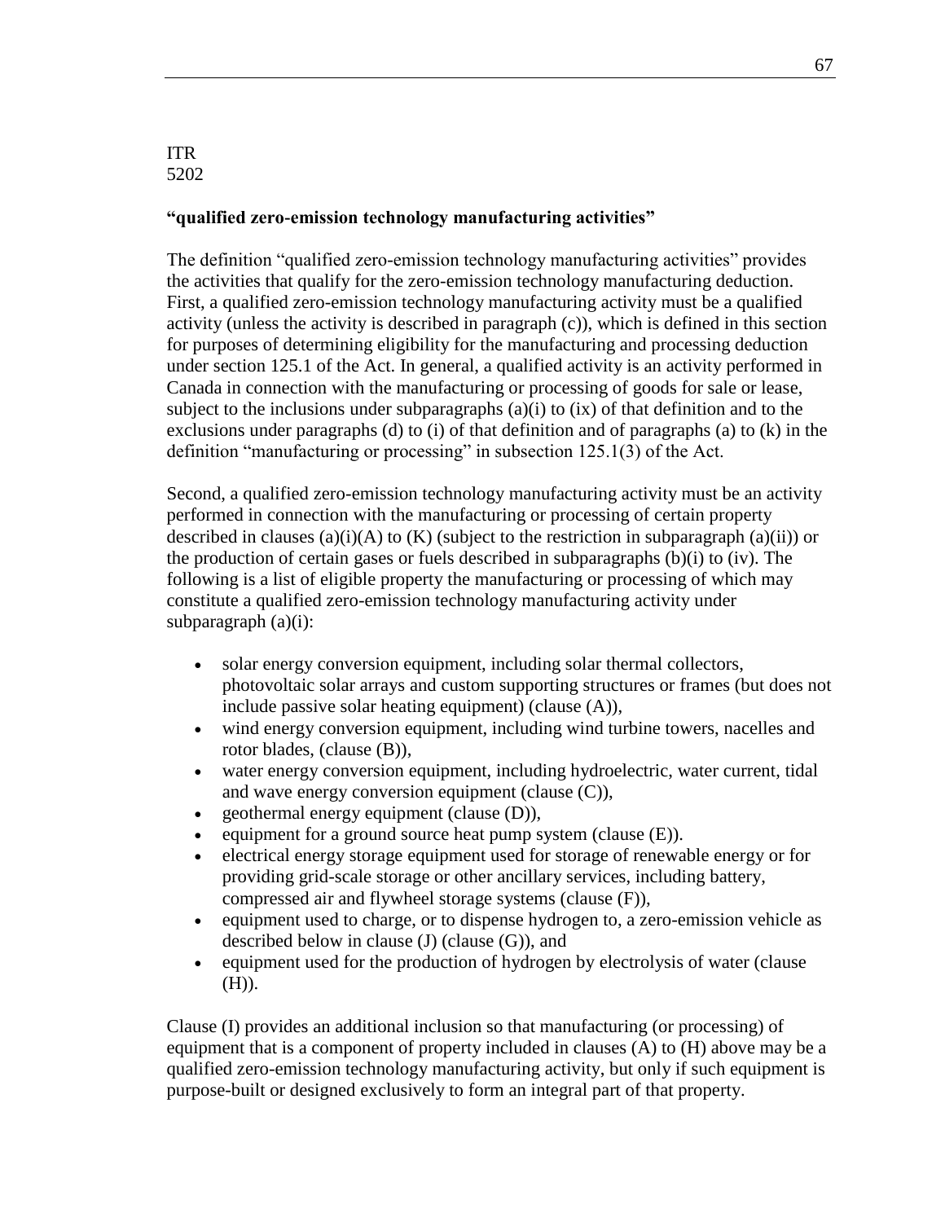ITR
5202

**"qualified zero-emission technology manufacturing activities"**

The definition "qualified zero-emission technology manufacturing activities" provides the activities that qualify for the zero-emission technology manufacturing deduction. First, a qualified zero-emission technology manufacturing activity must be a qualified activity (unless the activity is described in paragraph (c)), which is defined in this section for purposes of determining eligibility for the manufacturing and processing deduction under section 125.1 of the Act. In general, a qualified activity is an activity performed in Canada in connection with the manufacturing or processing of goods for sale or lease, subject to the inclusions under subparagraphs (a)(i) to (ix) of that definition and to the exclusions under paragraphs (d) to (i) of that definition and of paragraphs (a) to (k) in the definition "manufacturing or processing" in subsection 125.1(3) of the Act.

Second, a qualified zero-emission technology manufacturing activity must be an activity performed in connection with the manufacturing or processing of certain property described in clauses (a)(i)(A) to (K) (subject to the restriction in subparagraph (a)(ii)) or the production of certain gases or fuels described in subparagraphs (b)(i) to (iv). The following is a list of eligible property the manufacturing or processing of which may constitute a qualified zero-emission technology manufacturing activity under subparagraph (a)(i):

- solar energy conversion equipment, including solar thermal collectors, photovoltaic solar arrays and custom supporting structures or frames (but does not include passive solar heating equipment) (clause (A)),
- wind energy conversion equipment, including wind turbine towers, nacelles and rotor blades, (clause (B)),
- water energy conversion equipment, including hydroelectric, water current, tidal and wave energy conversion equipment (clause (C)),
- geothermal energy equipment (clause (D)),
- equipment for a ground source heat pump system (clause (E)).
- electrical energy storage equipment used for storage of renewable energy or for providing grid-scale storage or other ancillary services, including battery, compressed air and flywheel storage systems (clause (F)),
- equipment used to charge, or to dispense hydrogen to, a zero-emission vehicle as described below in clause (J) (clause (G)), and
- equipment used for the production of hydrogen by electrolysis of water (clause (H)).

Clause (I) provides an additional inclusion so that manufacturing (or processing) of equipment that is a component of property included in clauses (A) to (H) above may be a qualified zero-emission technology manufacturing activity, but only if such equipment is purpose-built or designed exclusively to form an integral part of that property.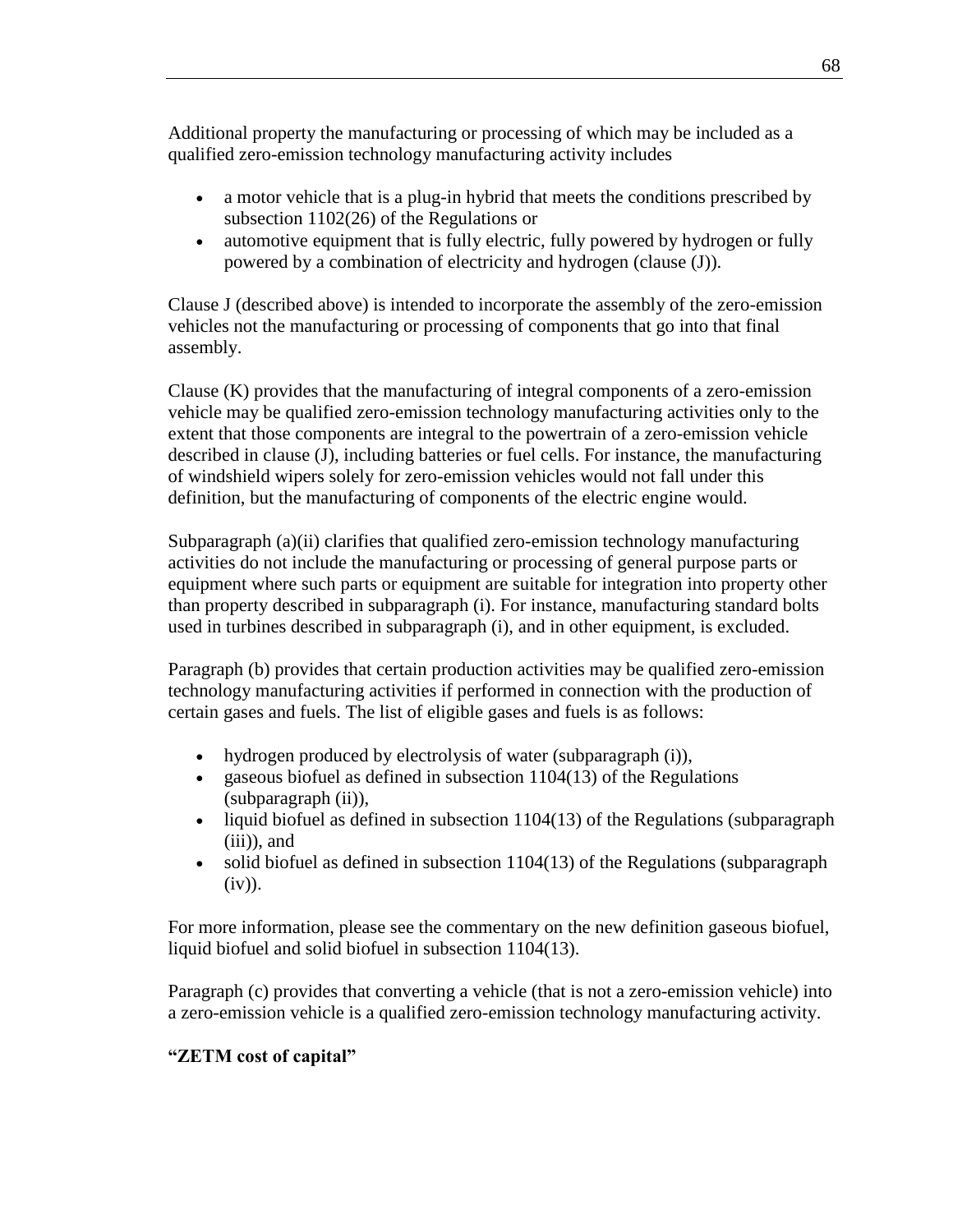Additional property the manufacturing or processing of which may be included as a qualified zero-emission technology manufacturing activity includes

- a motor vehicle that is a plug-in hybrid that meets the conditions prescribed by subsection 1102(26) of the Regulations or
- automotive equipment that is fully electric, fully powered by hydrogen or fully powered by a combination of electricity and hydrogen (clause (J)).

Clause J (described above) is intended to incorporate the assembly of the zero-emission vehicles not the manufacturing or processing of components that go into that final assembly.

Clause (K) provides that the manufacturing of integral components of a zero-emission vehicle may be qualified zero-emission technology manufacturing activities only to the extent that those components are integral to the powertrain of a zero-emission vehicle described in clause (J), including batteries or fuel cells. For instance, the manufacturing of windshield wipers solely for zero-emission vehicles would not fall under this definition, but the manufacturing of components of the electric engine would.

Subparagraph (a)(ii) clarifies that qualified zero-emission technology manufacturing activities do not include the manufacturing or processing of general purpose parts or equipment where such parts or equipment are suitable for integration into property other than property described in subparagraph (i). For instance, manufacturing standard bolts used in turbines described in subparagraph (i), and in other equipment, is excluded.

Paragraph (b) provides that certain production activities may be qualified zero-emission technology manufacturing activities if performed in connection with the production of certain gases and fuels. The list of eligible gases and fuels is as follows:

- hydrogen produced by electrolysis of water (subparagraph (i)),
- gaseous biofuel as defined in subsection 1104(13) of the Regulations (subparagraph (ii)),
- liquid biofuel as defined in subsection 1104(13) of the Regulations (subparagraph (iii)), and
- solid biofuel as defined in subsection 1104(13) of the Regulations (subparagraph (iv)).

For more information, please see the commentary on the new definition gaseous biofuel, liquid biofuel and solid biofuel in subsection 1104(13).

Paragraph (c) provides that converting a vehicle (that is not a zero-emission vehicle) into a zero-emission vehicle is a qualified zero-emission technology manufacturing activity.

**"ZETM cost of capital"**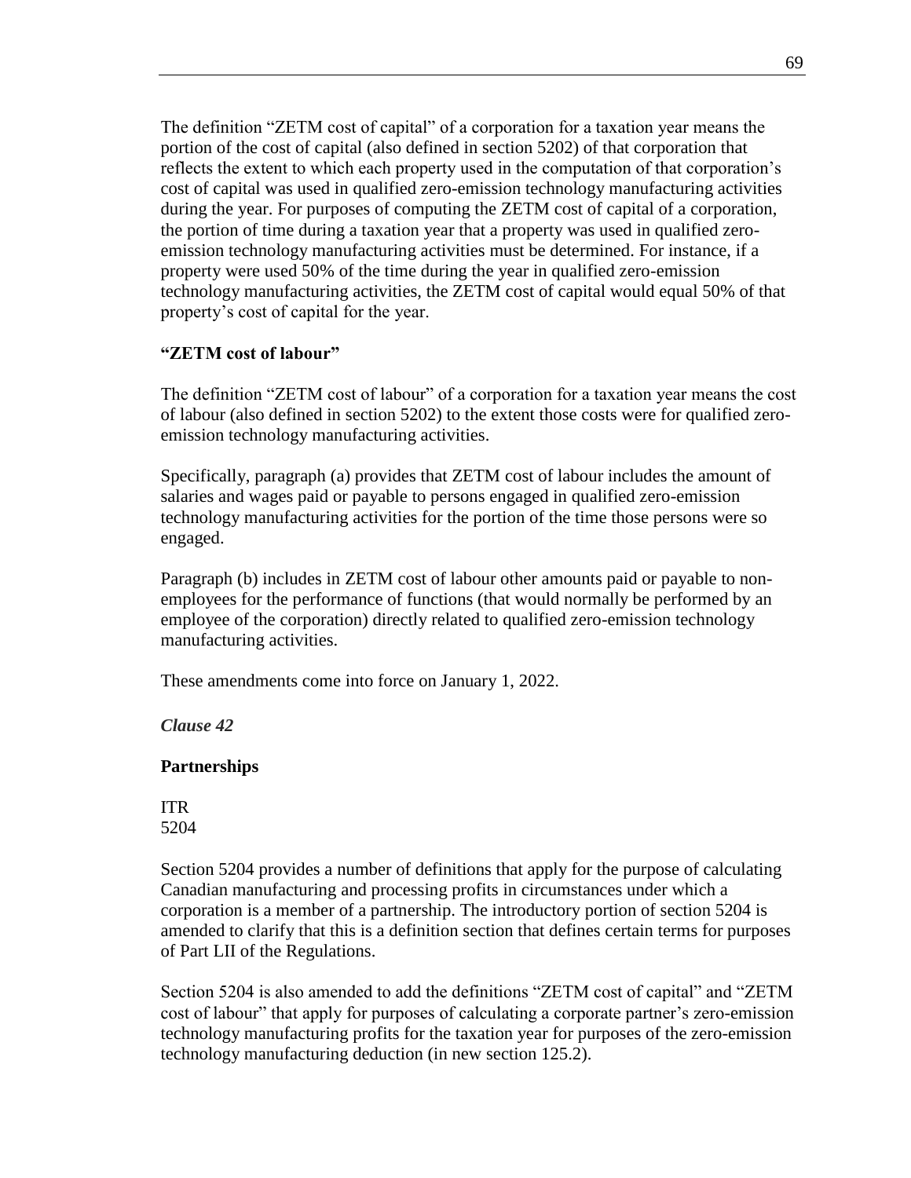The definition "ZETM cost of capital" of a corporation for a taxation year means the portion of the cost of capital (also defined in section 5202) of that corporation that reflects the extent to which each property used in the computation of that corporation's cost of capital was used in qualified zero-emission technology manufacturing activities during the year. For purposes of computing the ZETM cost of capital of a corporation, the portion of time during a taxation year that a property was used in qualified zero-emission technology manufacturing activities must be determined. For instance, if a property were used 50% of the time during the year in qualified zero-emission technology manufacturing activities, the ZETM cost of capital would equal 50% of that property's cost of capital for the year.

**"ZETM cost of labour"**

The definition "ZETM cost of labour" of a corporation for a taxation year means the cost of labour (also defined in section 5202) to the extent those costs were for qualified zero-emission technology manufacturing activities.

Specifically, paragraph (a) provides that ZETM cost of labour includes the amount of salaries and wages paid or payable to persons engaged in qualified zero-emission technology manufacturing activities for the portion of the time those persons were so engaged.

Paragraph (b) includes in ZETM cost of labour other amounts paid or payable to non-employees for the performance of functions (that would normally be performed by an employee of the corporation) directly related to qualified zero-emission technology manufacturing activities.

These amendments come into force on January 1, 2022.

***Clause 42***

**Partnerships**

ITR
5204

Section 5204 provides a number of definitions that apply for the purpose of calculating Canadian manufacturing and processing profits in circumstances under which a corporation is a member of a partnership. The introductory portion of section 5204 is amended to clarify that this is a definition section that defines certain terms for purposes of Part LII of the Regulations.

Section 5204 is also amended to add the definitions "ZETM cost of capital" and "ZETM cost of labour" that apply for purposes of calculating a corporate partner's zero-emission technology manufacturing profits for the taxation year for purposes of the zero-emission technology manufacturing deduction (in new section 125.2).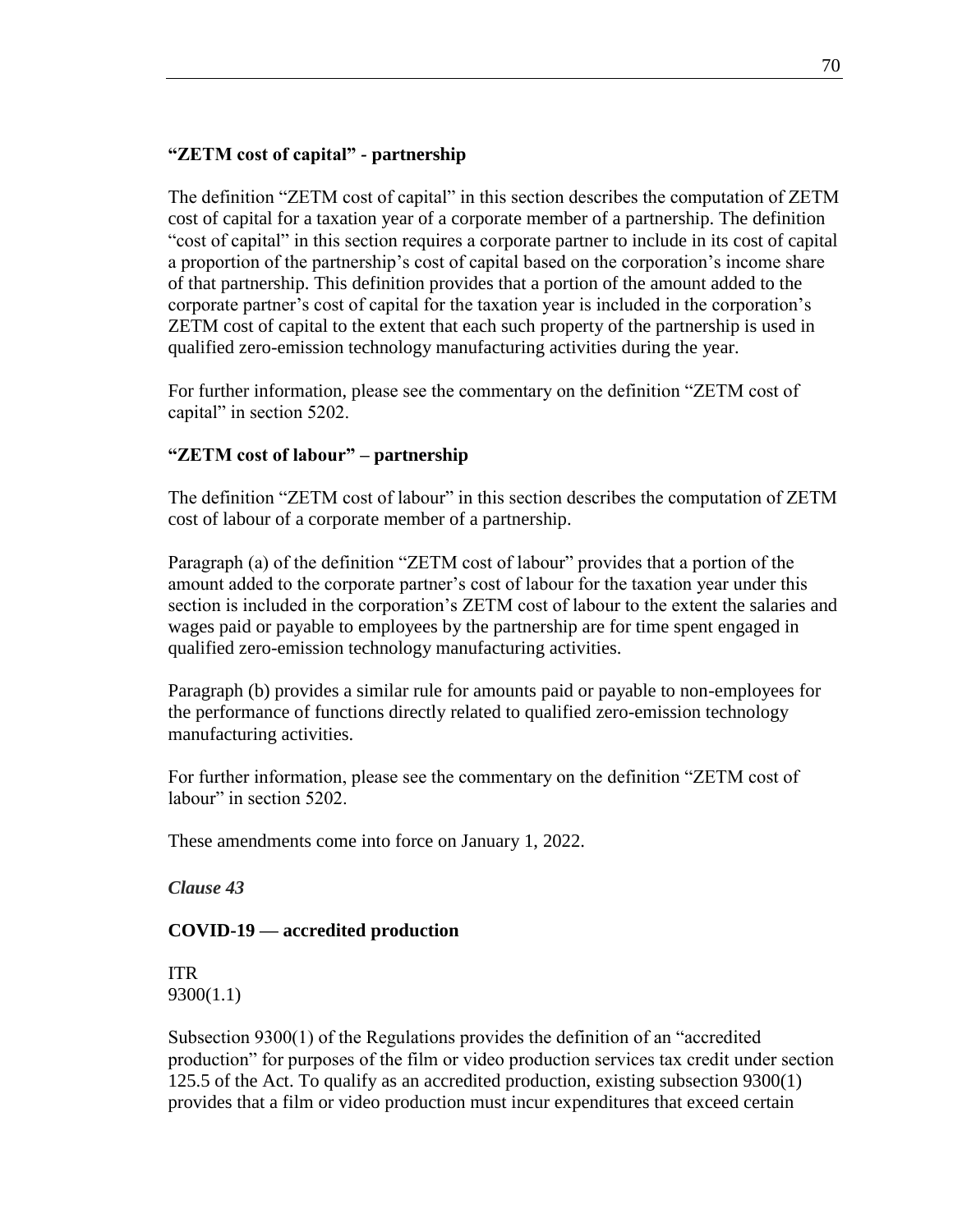**"ZETM cost of capital" - partnership**

The definition "ZETM cost of capital" in this section describes the computation of ZETM cost of capital for a taxation year of a corporate member of a partnership. The definition "cost of capital" in this section requires a corporate partner to include in its cost of capital a proportion of the partnership's cost of capital based on the corporation's income share of that partnership. This definition provides that a portion of the amount added to the corporate partner's cost of capital for the taxation year is included in the corporation's ZETM cost of capital to the extent that each such property of the partnership is used in qualified zero-emission technology manufacturing activities during the year.

For further information, please see the commentary on the definition "ZETM cost of capital" in section 5202.

**"ZETM cost of labour" – partnership**

The definition "ZETM cost of labour" in this section describes the computation of ZETM cost of labour of a corporate member of a partnership.

Paragraph (a) of the definition "ZETM cost of labour" provides that a portion of the amount added to the corporate partner's cost of labour for the taxation year under this section is included in the corporation's ZETM cost of labour to the extent the salaries and wages paid or payable to employees by the partnership are for time spent engaged in qualified zero-emission technology manufacturing activities.

Paragraph (b) provides a similar rule for amounts paid or payable to non-employees for the performance of functions directly related to qualified zero-emission technology manufacturing activities.

For further information, please see the commentary on the definition "ZETM cost of labour" in section 5202.

These amendments come into force on January 1, 2022.

***Clause 43***

**COVID-19 — accredited production**

ITR
9300(1.1)

Subsection 9300(1) of the Regulations provides the definition of an "accredited production" for purposes of the film or video production services tax credit under section 125.5 of the Act. To qualify as an accredited production, existing subsection 9300(1) provides that a film or video production must incur expenditures that exceed certain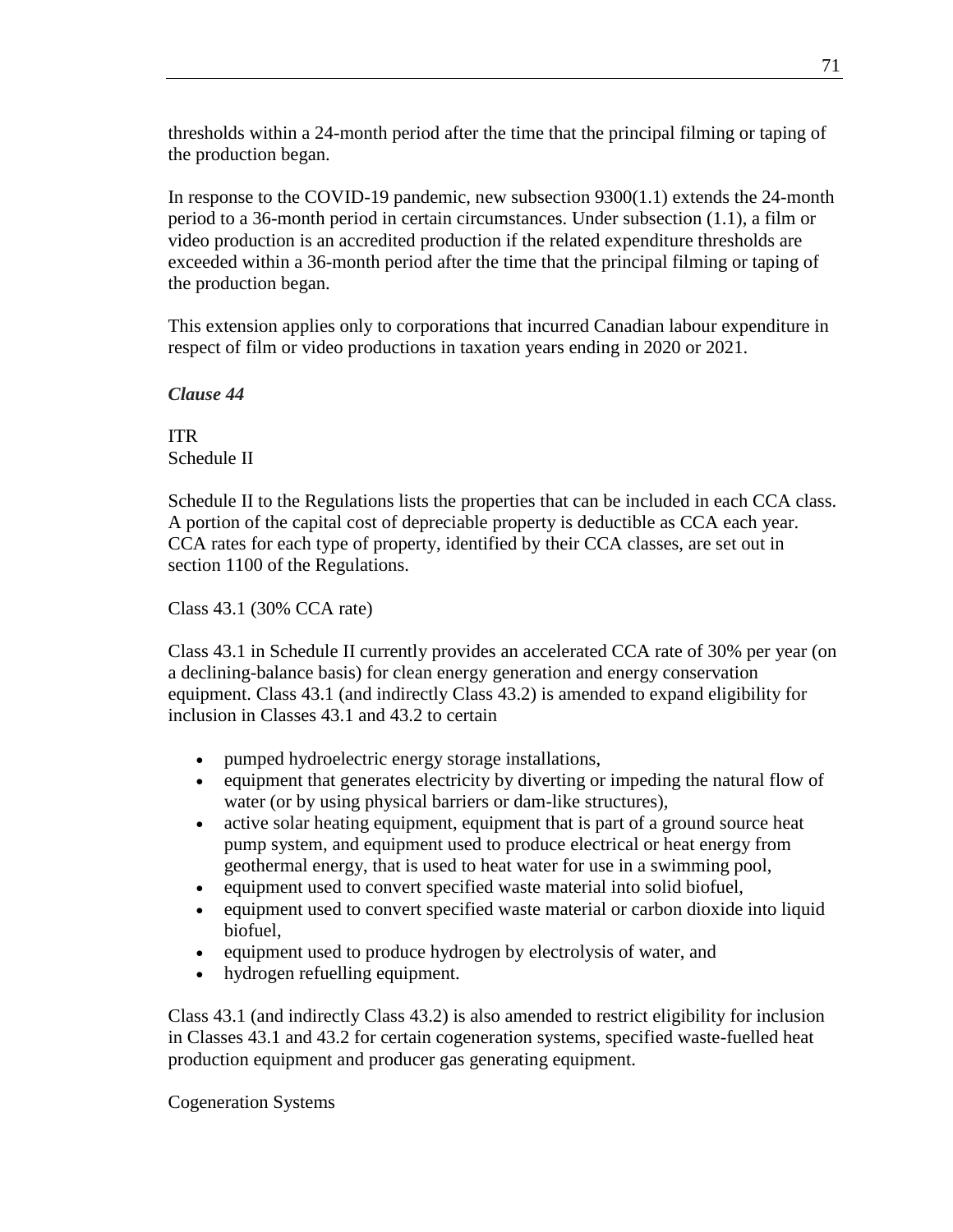thresholds within a 24-month period after the time that the principal filming or taping of the production began.

In response to the COVID-19 pandemic, new subsection 9300(1.1) extends the 24-month period to a 36-month period in certain circumstances. Under subsection (1.1), a film or video production is an accredited production if the related expenditure thresholds are exceeded within a 36-month period after the time that the principal filming or taping of the production began.

This extension applies only to corporations that incurred Canadian labour expenditure in respect of film or video productions in taxation years ending in 2020 or 2021.

*Clause 44*

ITR
Schedule II

Schedule II to the Regulations lists the properties that can be included in each CCA class. A portion of the capital cost of depreciable property is deductible as CCA each year. CCA rates for each type of property, identified by their CCA classes, are set out in section 1100 of the Regulations.

Class 43.1 (30% CCA rate)

Class 43.1 in Schedule II currently provides an accelerated CCA rate of 30% per year (on a declining-balance basis) for clean energy generation and energy conservation equipment. Class 43.1 (and indirectly Class 43.2) is amended to expand eligibility for inclusion in Classes 43.1 and 43.2 to certain

- pumped hydroelectric energy storage installations,
- equipment that generates electricity by diverting or impeding the natural flow of water (or by using physical barriers or dam-like structures),
- active solar heating equipment, equipment that is part of a ground source heat pump system, and equipment used to produce electrical or heat energy from geothermal energy, that is used to heat water for use in a swimming pool,
- equipment used to convert specified waste material into solid biofuel,
- equipment used to convert specified waste material or carbon dioxide into liquid biofuel,
- equipment used to produce hydrogen by electrolysis of water, and
- hydrogen refuelling equipment.

Class 43.1 (and indirectly Class 43.2) is also amended to restrict eligibility for inclusion in Classes 43.1 and 43.2 for certain cogeneration systems, specified waste-fuelled heat production equipment and producer gas generating equipment.

Cogeneration Systems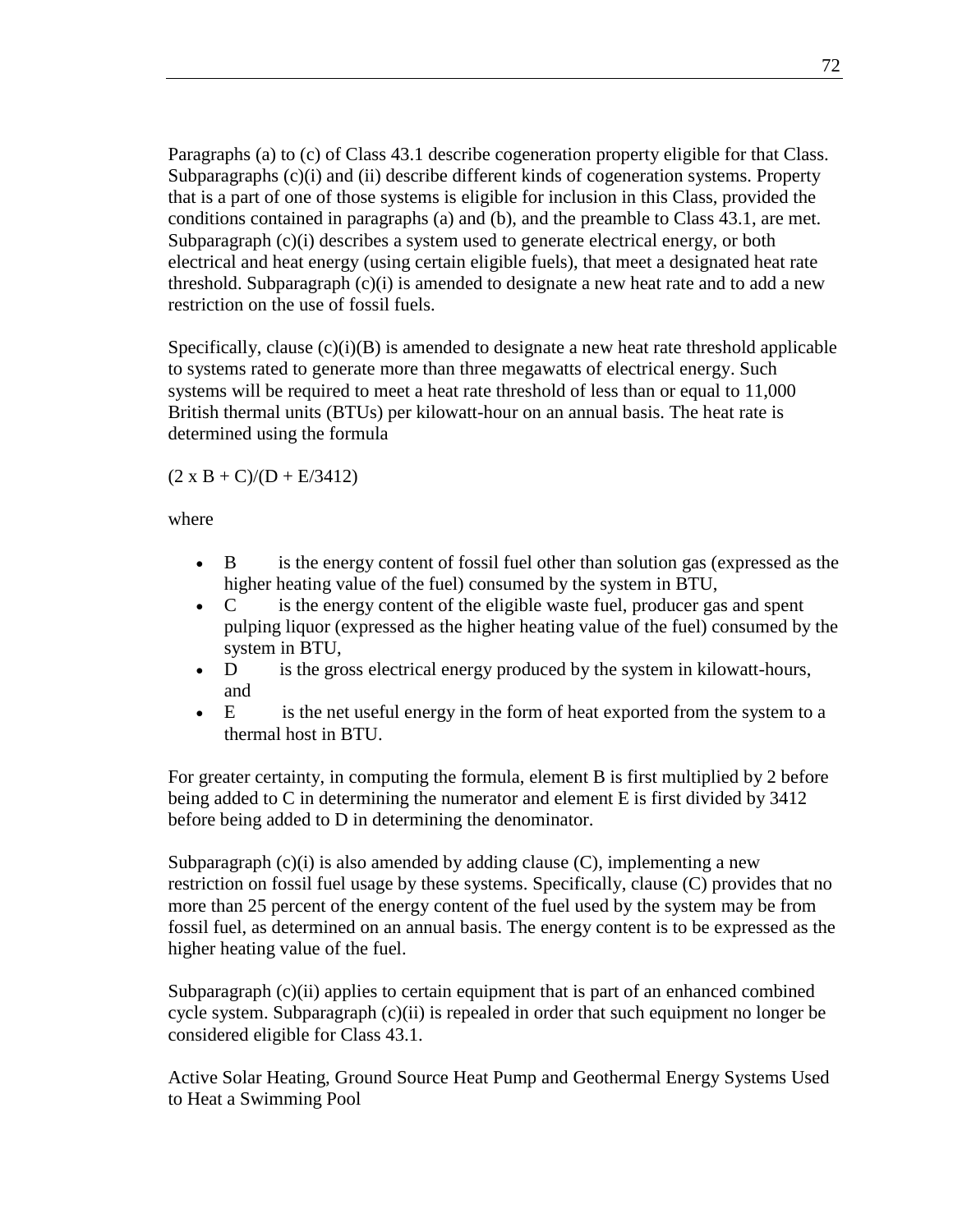Paragraphs (a) to (c) of Class 43.1 describe cogeneration property eligible for that Class. Subparagraphs (c)(i) and (ii) describe different kinds of cogeneration systems. Property that is a part of one of those systems is eligible for inclusion in this Class, provided the conditions contained in paragraphs (a) and (b), and the preamble to Class 43.1, are met. Subparagraph (c)(i) describes a system used to generate electrical energy, or both electrical and heat energy (using certain eligible fuels), that meet a designated heat rate threshold. Subparagraph (c)(i) is amended to designate a new heat rate and to add a new restriction on the use of fossil fuels.

Specifically, clause (c)(i)(B) is amended to designate a new heat rate threshold applicable to systems rated to generate more than three megawatts of electrical energy. Such systems will be required to meet a heat rate threshold of less than or equal to 11,000 British thermal units (BTUs) per kilowatt-hour on an annual basis. The heat rate is determined using the formula

$(2 \times B + C)/(D + E/3412)$

where

- B is the energy content of fossil fuel other than solution gas (expressed as the higher heating value of the fuel) consumed by the system in BTU,
- C is the energy content of the eligible waste fuel, producer gas and spent pulping liquor (expressed as the higher heating value of the fuel) consumed by the system in BTU,
- D is the gross electrical energy produced by the system in kilowatt-hours, and
- E is the net useful energy in the form of heat exported from the system to a thermal host in BTU.

For greater certainty, in computing the formula, element B is first multiplied by 2 before being added to C in determining the numerator and element E is first divided by 3412 before being added to D in determining the denominator.

Subparagraph (c)(i) is also amended by adding clause (C), implementing a new restriction on fossil fuel usage by these systems. Specifically, clause (C) provides that no more than 25 percent of the energy content of the fuel used by the system may be from fossil fuel, as determined on an annual basis. The energy content is to be expressed as the higher heating value of the fuel.

Subparagraph (c)(ii) applies to certain equipment that is part of an enhanced combined cycle system. Subparagraph (c)(ii) is repealed in order that such equipment no longer be considered eligible for Class 43.1.

Active Solar Heating, Ground Source Heat Pump and Geothermal Energy Systems Used to Heat a Swimming Pool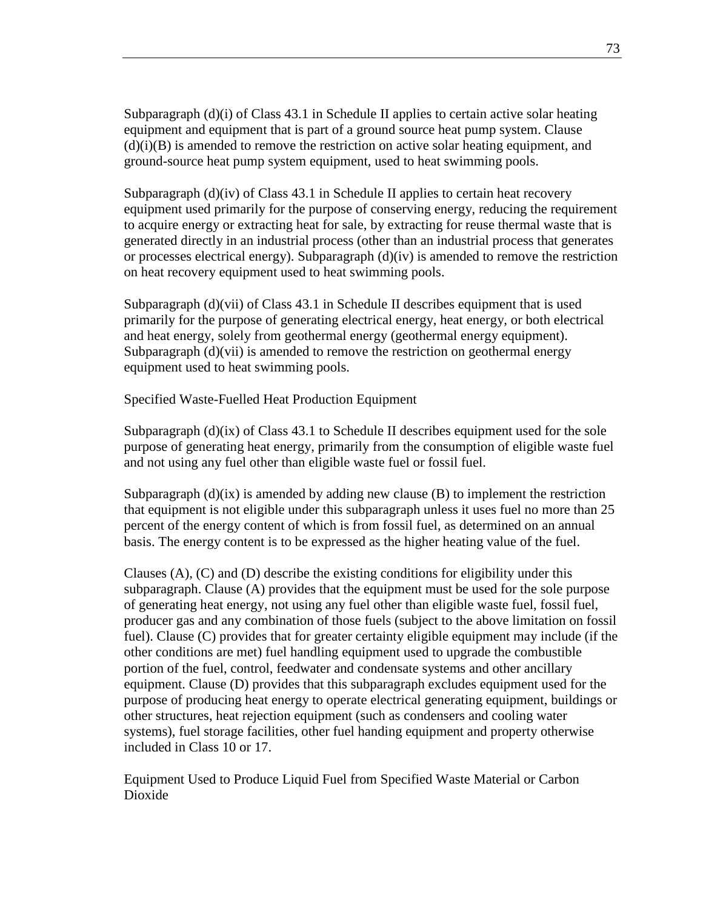Subparagraph (d)(i) of Class 43.1 in Schedule II applies to certain active solar heating equipment and equipment that is part of a ground source heat pump system. Clause (d)(i)(B) is amended to remove the restriction on active solar heating equipment, and ground-source heat pump system equipment, used to heat swimming pools.

Subparagraph (d)(iv) of Class 43.1 in Schedule II applies to certain heat recovery equipment used primarily for the purpose of conserving energy, reducing the requirement to acquire energy or extracting heat for sale, by extracting for reuse thermal waste that is generated directly in an industrial process (other than an industrial process that generates or processes electrical energy). Subparagraph (d)(iv) is amended to remove the restriction on heat recovery equipment used to heat swimming pools.

Subparagraph (d)(vii) of Class 43.1 in Schedule II describes equipment that is used primarily for the purpose of generating electrical energy, heat energy, or both electrical and heat energy, solely from geothermal energy (geothermal energy equipment). Subparagraph (d)(vii) is amended to remove the restriction on geothermal energy equipment used to heat swimming pools.

Specified Waste-Fuelled Heat Production Equipment

Subparagraph (d)(ix) of Class 43.1 to Schedule II describes equipment used for the sole purpose of generating heat energy, primarily from the consumption of eligible waste fuel and not using any fuel other than eligible waste fuel or fossil fuel.

Subparagraph (d)(ix) is amended by adding new clause (B) to implement the restriction that equipment is not eligible under this subparagraph unless it uses fuel no more than 25 percent of the energy content of which is from fossil fuel, as determined on an annual basis. The energy content is to be expressed as the higher heating value of the fuel.

Clauses (A), (C) and (D) describe the existing conditions for eligibility under this subparagraph. Clause (A) provides that the equipment must be used for the sole purpose of generating heat energy, not using any fuel other than eligible waste fuel, fossil fuel, producer gas and any combination of those fuels (subject to the above limitation on fossil fuel). Clause (C) provides that for greater certainty eligible equipment may include (if the other conditions are met) fuel handling equipment used to upgrade the combustible portion of the fuel, control, feedwater and condensate systems and other ancillary equipment. Clause (D) provides that this subparagraph excludes equipment used for the purpose of producing heat energy to operate electrical generating equipment, buildings or other structures, heat rejection equipment (such as condensers and cooling water systems), fuel storage facilities, other fuel handing equipment and property otherwise included in Class 10 or 17.

Equipment Used to Produce Liquid Fuel from Specified Waste Material or Carbon Dioxide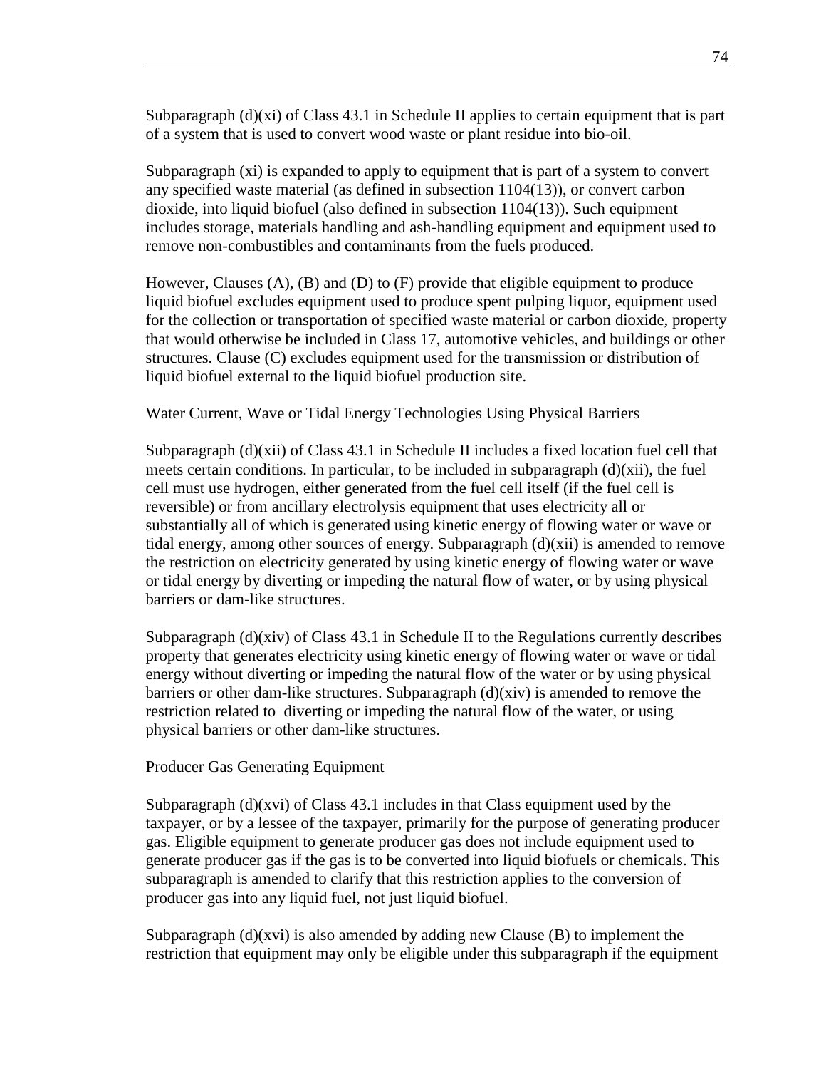Subparagraph (d)(xi) of Class 43.1 in Schedule II applies to certain equipment that is part of a system that is used to convert wood waste or plant residue into bio-oil.

Subparagraph (xi) is expanded to apply to equipment that is part of a system to convert any specified waste material (as defined in subsection 1104(13)), or convert carbon dioxide, into liquid biofuel (also defined in subsection 1104(13)). Such equipment includes storage, materials handling and ash-handling equipment and equipment used to remove non-combustibles and contaminants from the fuels produced.

However, Clauses (A), (B) and (D) to (F) provide that eligible equipment to produce liquid biofuel excludes equipment used to produce spent pulping liquor, equipment used for the collection or transportation of specified waste material or carbon dioxide, property that would otherwise be included in Class 17, automotive vehicles, and buildings or other structures. Clause (C) excludes equipment used for the transmission or distribution of liquid biofuel external to the liquid biofuel production site.

Water Current, Wave or Tidal Energy Technologies Using Physical Barriers

Subparagraph (d)(xii) of Class 43.1 in Schedule II includes a fixed location fuel cell that meets certain conditions. In particular, to be included in subparagraph (d)(xii), the fuel cell must use hydrogen, either generated from the fuel cell itself (if the fuel cell is reversible) or from ancillary electrolysis equipment that uses electricity all or substantially all of which is generated using kinetic energy of flowing water or wave or tidal energy, among other sources of energy. Subparagraph (d)(xii) is amended to remove the restriction on electricity generated by using kinetic energy of flowing water or wave or tidal energy by diverting or impeding the natural flow of water, or by using physical barriers or dam-like structures.

Subparagraph (d)(xiv) of Class 43.1 in Schedule II to the Regulations currently describes property that generates electricity using kinetic energy of flowing water or wave or tidal energy without diverting or impeding the natural flow of the water or by using physical barriers or other dam-like structures. Subparagraph (d)(xiv) is amended to remove the restriction related to diverting or impeding the natural flow of the water, or using physical barriers or other dam-like structures.

Producer Gas Generating Equipment

Subparagraph (d)(xvi) of Class 43.1 includes in that Class equipment used by the taxpayer, or by a lessee of the taxpayer, primarily for the purpose of generating producer gas. Eligible equipment to generate producer gas does not include equipment used to generate producer gas if the gas is to be converted into liquid biofuels or chemicals. This subparagraph is amended to clarify that this restriction applies to the conversion of producer gas into any liquid fuel, not just liquid biofuel.

Subparagraph (d)(xvi) is also amended by adding new Clause (B) to implement the restriction that equipment may only be eligible under this subparagraph if the equipment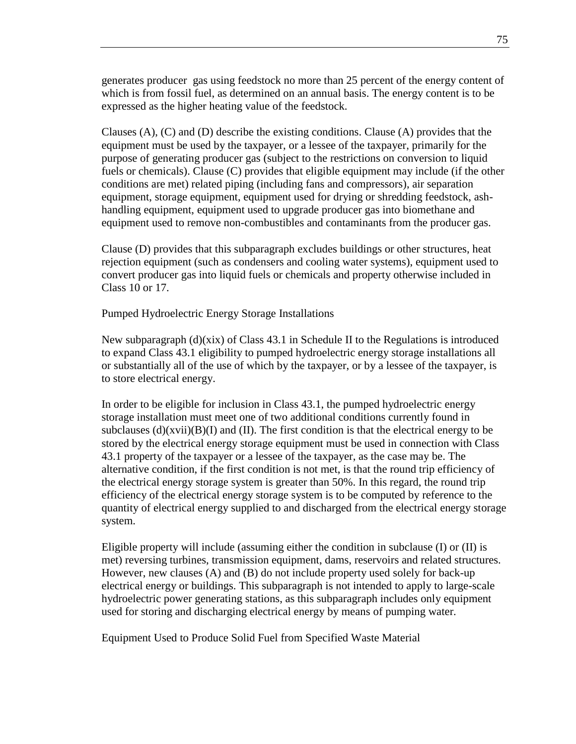generates producer  gas using feedstock no more than 25 percent of the energy content of which is from fossil fuel, as determined on an annual basis. The energy content is to be expressed as the higher heating value of the feedstock.

Clauses (A), (C) and (D) describe the existing conditions. Clause (A) provides that the equipment must be used by the taxpayer, or a lessee of the taxpayer, primarily for the purpose of generating producer gas (subject to the restrictions on conversion to liquid fuels or chemicals). Clause (C) provides that eligible equipment may include (if the other conditions are met) related piping (including fans and compressors), air separation equipment, storage equipment, equipment used for drying or shredding feedstock, ash-handling equipment, equipment used to upgrade producer gas into biomethane and equipment used to remove non-combustibles and contaminants from the producer gas.

Clause (D) provides that this subparagraph excludes buildings or other structures, heat rejection equipment (such as condensers and cooling water systems), equipment used to convert producer gas into liquid fuels or chemicals and property otherwise included in Class 10 or 17.

Pumped Hydroelectric Energy Storage Installations

New subparagraph (d)(xix) of Class 43.1 in Schedule II to the Regulations is introduced to expand Class 43.1 eligibility to pumped hydroelectric energy storage installations all or substantially all of the use of which by the taxpayer, or by a lessee of the taxpayer, is to store electrical energy.

In order to be eligible for inclusion in Class 43.1, the pumped hydroelectric energy storage installation must meet one of two additional conditions currently found in subclauses (d)(xvii)(B)(I) and (II). The first condition is that the electrical energy to be stored by the electrical energy storage equipment must be used in connection with Class 43.1 property of the taxpayer or a lessee of the taxpayer, as the case may be. The alternative condition, if the first condition is not met, is that the round trip efficiency of the electrical energy storage system is greater than 50%. In this regard, the round trip efficiency of the electrical energy storage system is to be computed by reference to the quantity of electrical energy supplied to and discharged from the electrical energy storage system.

Eligible property will include (assuming either the condition in subclause (I) or (II) is met) reversing turbines, transmission equipment, dams, reservoirs and related structures. However, new clauses (A) and (B) do not include property used solely for back-up electrical energy or buildings. This subparagraph is not intended to apply to large-scale hydroelectric power generating stations, as this subparagraph includes only equipment used for storing and discharging electrical energy by means of pumping water.

Equipment Used to Produce Solid Fuel from Specified Waste Material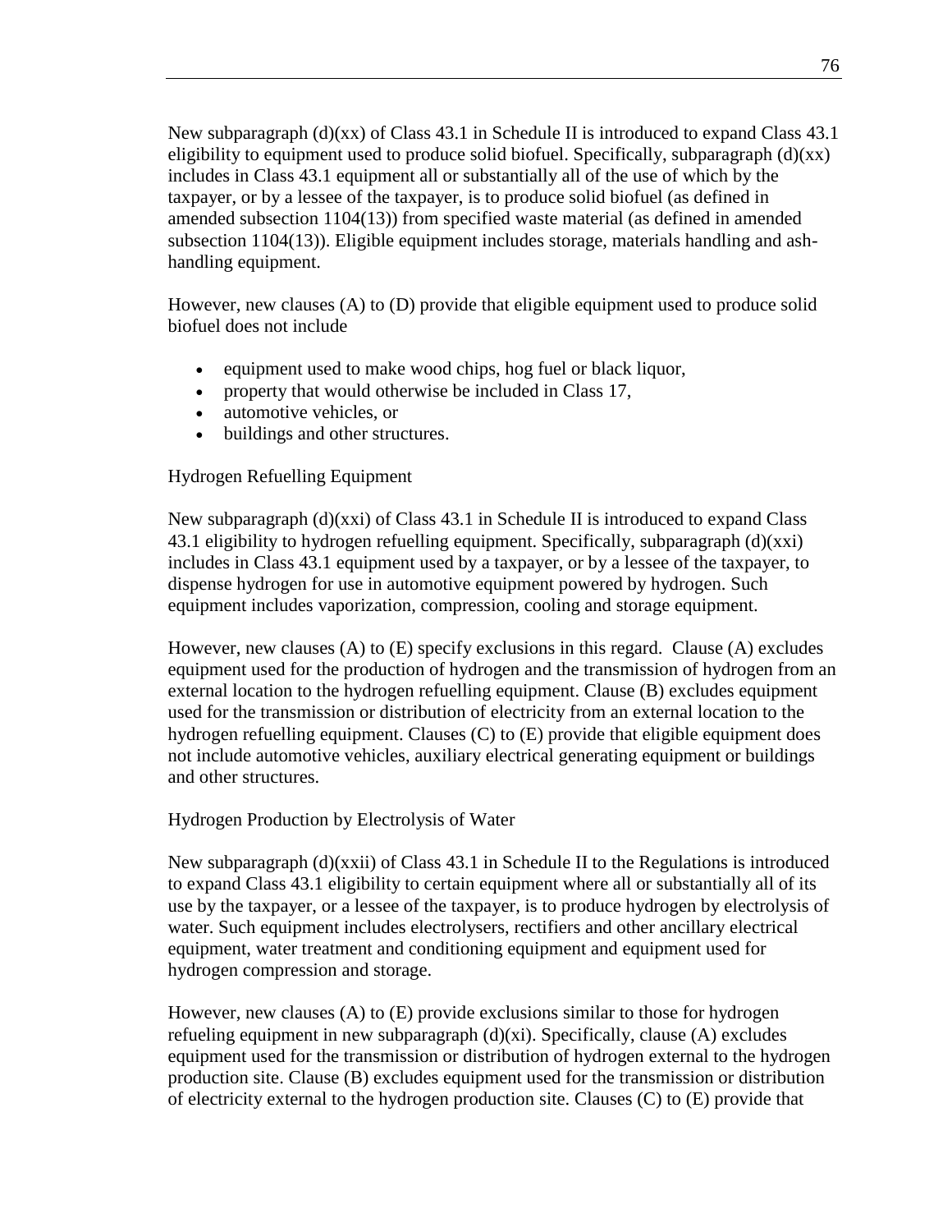New subparagraph (d)(xx) of Class 43.1 in Schedule II is introduced to expand Class 43.1 eligibility to equipment used to produce solid biofuel. Specifically, subparagraph (d)(xx) includes in Class 43.1 equipment all or substantially all of the use of which by the taxpayer, or by a lessee of the taxpayer, is to produce solid biofuel (as defined in amended subsection 1104(13)) from specified waste material (as defined in amended subsection 1104(13)). Eligible equipment includes storage, materials handling and ash-handling equipment.

However, new clauses (A) to (D) provide that eligible equipment used to produce solid biofuel does not include

- equipment used to make wood chips, hog fuel or black liquor,
- property that would otherwise be included in Class 17,
- automotive vehicles, or
- buildings and other structures.

Hydrogen Refuelling Equipment

New subparagraph (d)(xxi) of Class 43.1 in Schedule II is introduced to expand Class 43.1 eligibility to hydrogen refuelling equipment. Specifically, subparagraph (d)(xxi) includes in Class 43.1 equipment used by a taxpayer, or by a lessee of the taxpayer, to dispense hydrogen for use in automotive equipment powered by hydrogen. Such equipment includes vaporization, compression, cooling and storage equipment.

However, new clauses (A) to (E) specify exclusions in this regard. Clause (A) excludes equipment used for the production of hydrogen and the transmission of hydrogen from an external location to the hydrogen refuelling equipment. Clause (B) excludes equipment used for the transmission or distribution of electricity from an external location to the hydrogen refuelling equipment. Clauses (C) to (E) provide that eligible equipment does not include automotive vehicles, auxiliary electrical generating equipment or buildings and other structures.

Hydrogen Production by Electrolysis of Water

New subparagraph (d)(xxii) of Class 43.1 in Schedule II to the Regulations is introduced to expand Class 43.1 eligibility to certain equipment where all or substantially all of its use by the taxpayer, or a lessee of the taxpayer, is to produce hydrogen by electrolysis of water. Such equipment includes electrolysers, rectifiers and other ancillary electrical equipment, water treatment and conditioning equipment and equipment used for hydrogen compression and storage.

However, new clauses (A) to (E) provide exclusions similar to those for hydrogen refueling equipment in new subparagraph (d)(xi). Specifically, clause (A) excludes equipment used for the transmission or distribution of hydrogen external to the hydrogen production site. Clause (B) excludes equipment used for the transmission or distribution of electricity external to the hydrogen production site. Clauses (C) to (E) provide that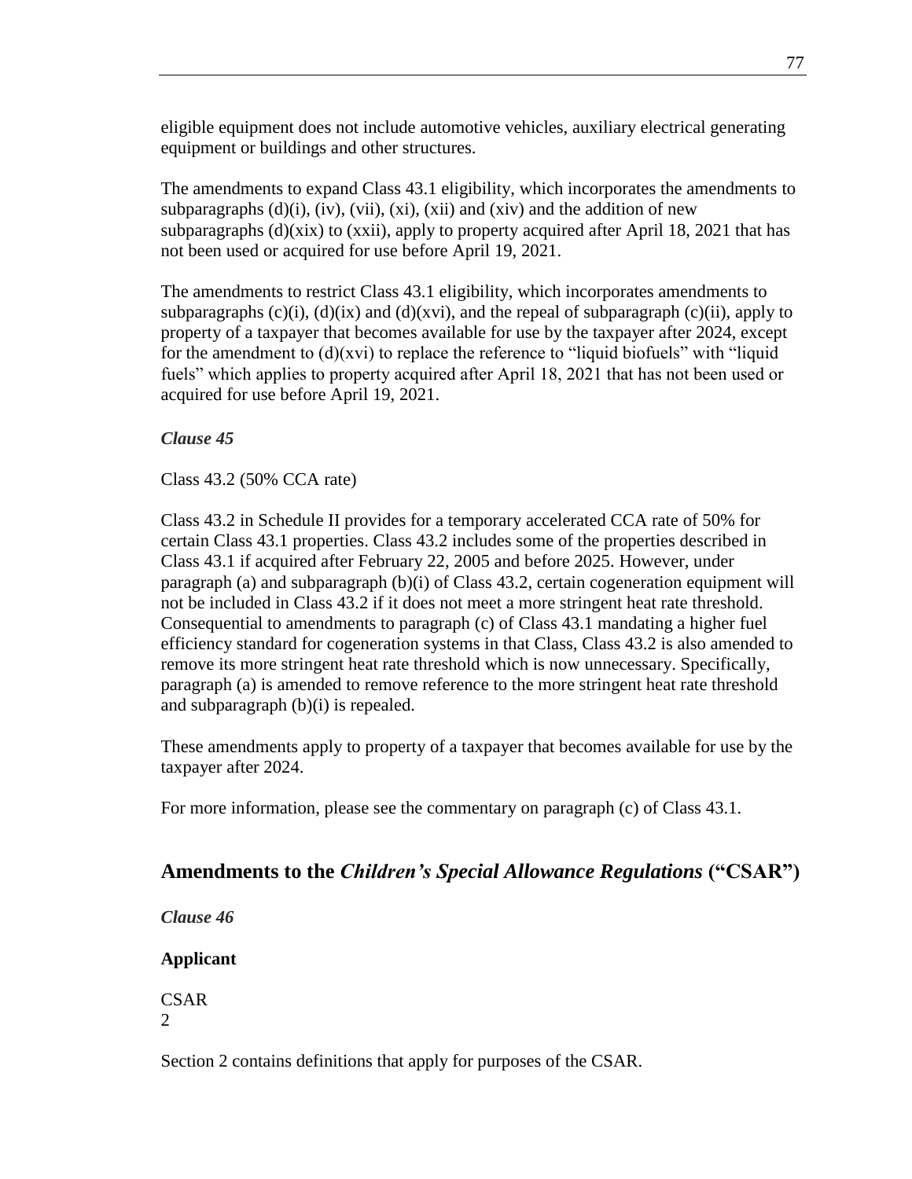eligible equipment does not include automotive vehicles, auxiliary electrical generating equipment or buildings and other structures.

The amendments to expand Class 43.1 eligibility, which incorporates the amendments to subparagraphs (d)(i), (iv), (vii), (xi), (xii) and (xiv) and the addition of new subparagraphs (d)(xix) to (xxii), apply to property acquired after April 18, 2021 that has not been used or acquired for use before April 19, 2021.

The amendments to restrict Class 43.1 eligibility, which incorporates amendments to subparagraphs (c)(i), (d)(ix) and (d)(xvi), and the repeal of subparagraph (c)(ii), apply to property of a taxpayer that becomes available for use by the taxpayer after 2024, except for the amendment to (d)(xvi) to replace the reference to "liquid biofuels" with "liquid fuels" which applies to property acquired after April 18, 2021 that has not been used or acquired for use before April 19, 2021.

***Clause 45***

Class 43.2 (50% CCA rate)

Class 43.2 in Schedule II provides for a temporary accelerated CCA rate of 50% for certain Class 43.1 properties. Class 43.2 includes some of the properties described in Class 43.1 if acquired after February 22, 2005 and before 2025. However, under paragraph (a) and subparagraph (b)(i) of Class 43.2, certain cogeneration equipment will not be included in Class 43.2 if it does not meet a more stringent heat rate threshold. Consequential to amendments to paragraph (c) of Class 43.1 mandating a higher fuel efficiency standard for cogeneration systems in that Class, Class 43.2 is also amended to remove its more stringent heat rate threshold which is now unnecessary. Specifically, paragraph (a) is amended to remove reference to the more stringent heat rate threshold and subparagraph (b)(i) is repealed.

These amendments apply to property of a taxpayer that becomes available for use by the taxpayer after 2024.

For more information, please see the commentary on paragraph (c) of Class 43.1.

## Amendments to the *Children's Special Allowance Regulations* ("CSAR")

***Clause 46***

**Applicant**

CSAR
2

Section 2 contains definitions that apply for purposes of the CSAR.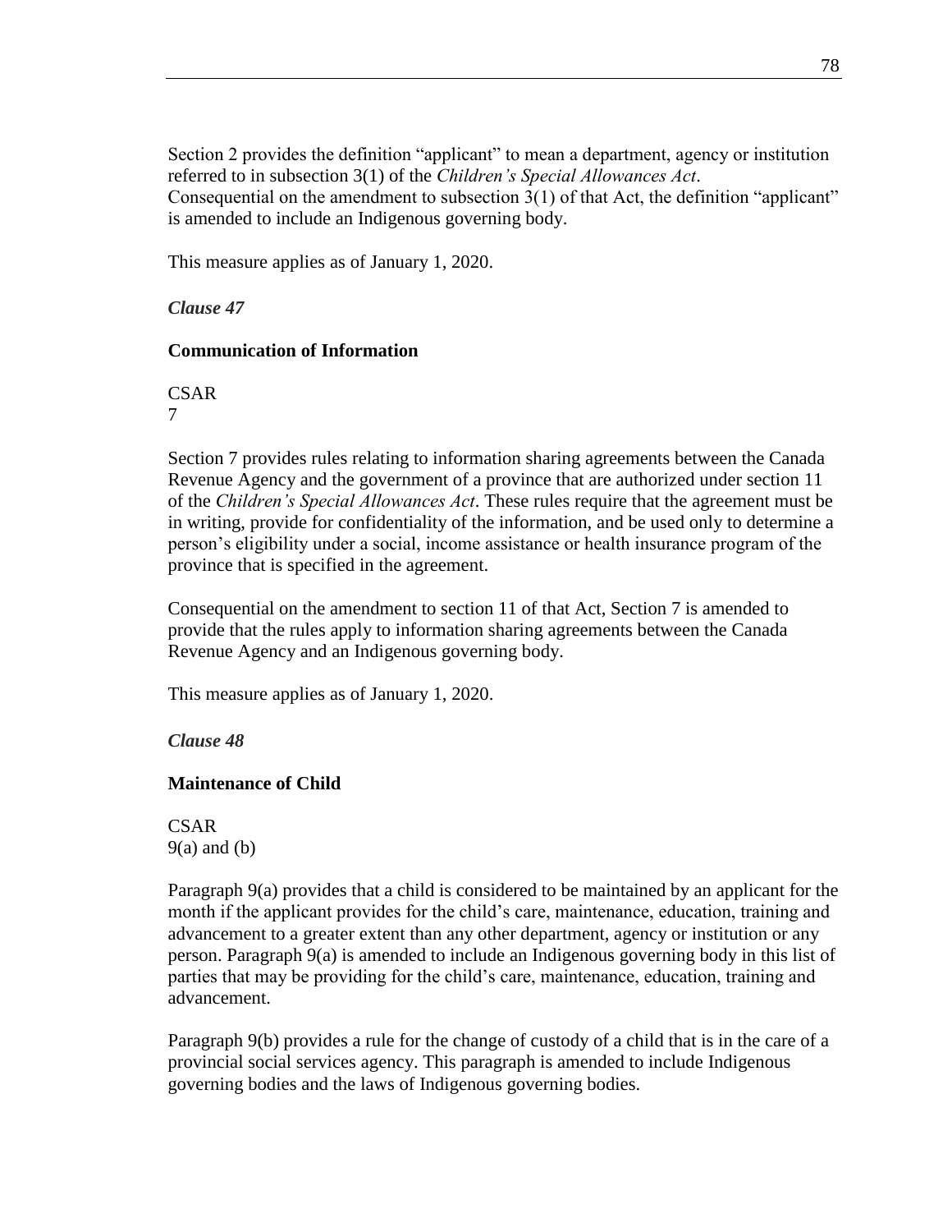Section 2 provides the definition "applicant" to mean a department, agency or institution referred to in subsection 3(1) of the *Children's Special Allowances Act*. Consequential on the amendment to subsection 3(1) of that Act, the definition "applicant" is amended to include an Indigenous governing body.

This measure applies as of January 1, 2020.

*Clause 47*

**Communication of Information**

CSAR
7

Section 7 provides rules relating to information sharing agreements between the Canada Revenue Agency and the government of a province that are authorized under section 11 of the *Children's Special Allowances Act*. These rules require that the agreement must be in writing, provide for confidentiality of the information, and be used only to determine a person's eligibility under a social, income assistance or health insurance program of the province that is specified in the agreement.

Consequential on the amendment to section 11 of that Act, Section 7 is amended to provide that the rules apply to information sharing agreements between the Canada Revenue Agency and an Indigenous governing body.

This measure applies as of January 1, 2020.

*Clause 48*

**Maintenance of Child**

CSAR
9(a) and (b)

Paragraph 9(a) provides that a child is considered to be maintained by an applicant for the month if the applicant provides for the child's care, maintenance, education, training and advancement to a greater extent than any other department, agency or institution or any person. Paragraph 9(a) is amended to include an Indigenous governing body in this list of parties that may be providing for the child's care, maintenance, education, training and advancement.

Paragraph 9(b) provides a rule for the change of custody of a child that is in the care of a provincial social services agency. This paragraph is amended to include Indigenous governing bodies and the laws of Indigenous governing bodies.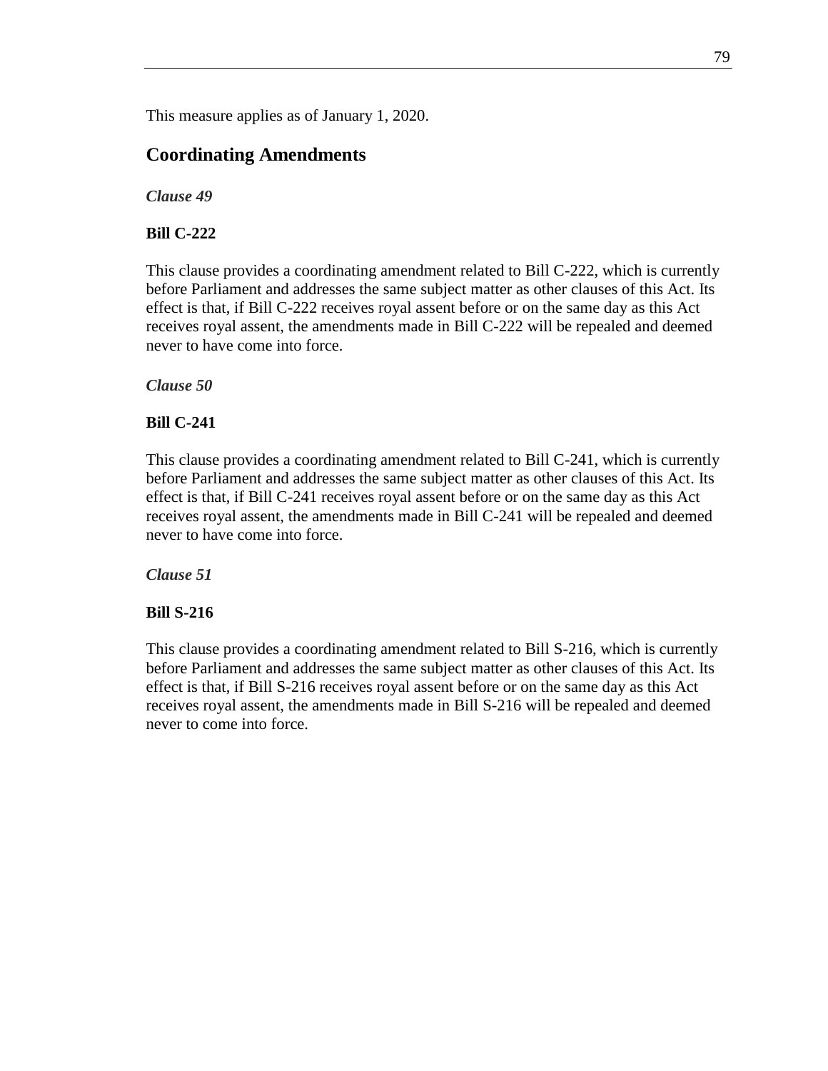This measure applies as of January 1, 2020.

## Coordinating Amendments

***Clause 49***

**Bill C-222**

This clause provides a coordinating amendment related to Bill C-222, which is currently before Parliament and addresses the same subject matter as other clauses of this Act. Its effect is that, if Bill C-222 receives royal assent before or on the same day as this Act receives royal assent, the amendments made in Bill C-222 will be repealed and deemed never to have come into force.

***Clause 50***

**Bill C-241**

This clause provides a coordinating amendment related to Bill C-241, which is currently before Parliament and addresses the same subject matter as other clauses of this Act. Its effect is that, if Bill C-241 receives royal assent before or on the same day as this Act receives royal assent, the amendments made in Bill C-241 will be repealed and deemed never to have come into force.

***Clause 51***

**Bill S-216**

This clause provides a coordinating amendment related to Bill S-216, which is currently before Parliament and addresses the same subject matter as other clauses of this Act. Its effect is that, if Bill S-216 receives royal assent before or on the same day as this Act receives royal assent, the amendments made in Bill S-216 will be repealed and deemed never to come into force.